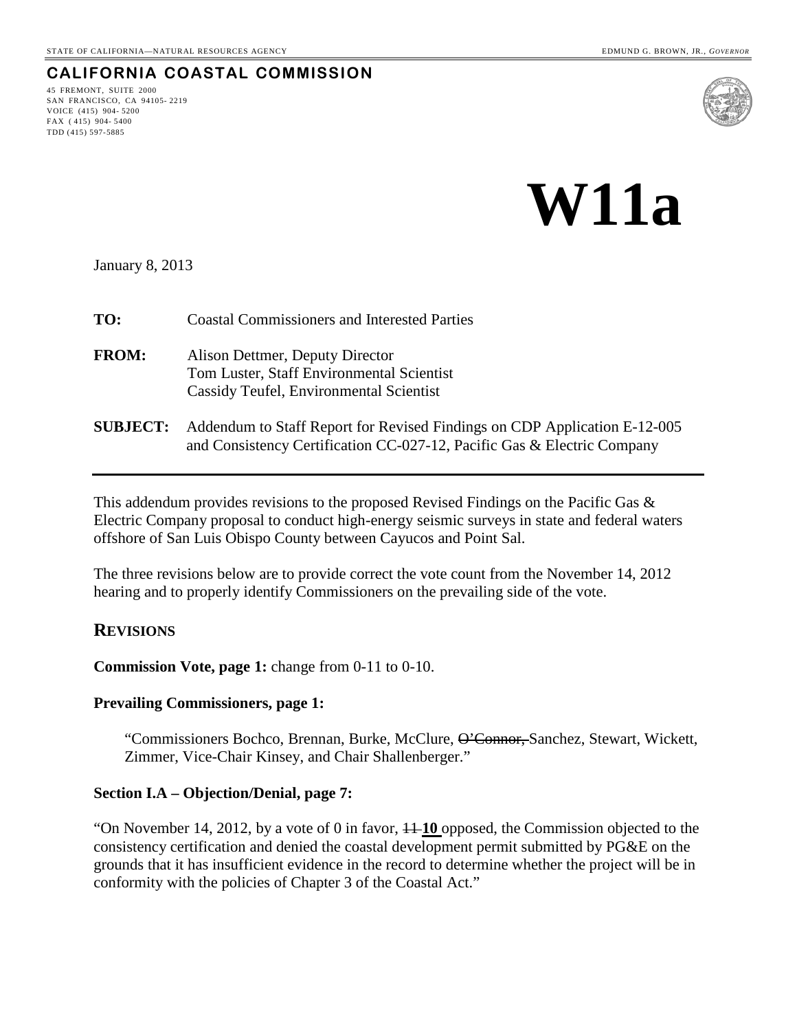STATE OF CALIFORNIA—NATURAL RESOURCES AGENCY EDMUND G. BROWN, JR., *GOVERNOR*

**CALIFORNIA COASTAL COMMISSION**

45 FREMONT, SUITE 2000
SAN FRANCISCO, CA 94105-2219
VOICE (415) 904-5200
FAX (415) 904-5400
TDD (415) 597-5885

# W11a

January 8, 2013

**TO:** Coastal Commissioners and Interested Parties

**FROM:** Alison Dettmer, Deputy Director
Tom Luster, Staff Environmental Scientist
Cassidy Teufel, Environmental Scientist

**SUBJECT:** Addendum to Staff Report for Revised Findings on CDP Application E-12-005 and Consistency Certification CC-027-12, Pacific Gas & Electric Company

---

This addendum provides revisions to the proposed Revised Findings on the Pacific Gas & Electric Company proposal to conduct high-energy seismic surveys in state and federal waters offshore of San Luis Obispo County between Cayucos and Point Sal.

The three revisions below are to provide correct the vote count from the November 14, 2012 hearing and to properly identify Commissioners on the prevailing side of the vote.

## REVISIONS

**Commission Vote, page 1:** change from 0-11 to 0-10.

**Prevailing Commissioners, page 1:**

> "Commissioners Bochco, Brennan, Burke, McClure, ~~O'Connor,~~ Sanchez, Stewart, Wickett, Zimmer, Vice-Chair Kinsey, and Chair Shallenberger."

**Section I.A – Objection/Denial, page 7:**

"On November 14, 2012, by a vote of 0 in favor, ~~11~~ **10** opposed, the Commission objected to the consistency certification and denied the coastal development permit submitted by PG&E on the grounds that it has insufficient evidence in the record to determine whether the project will be in conformity with the policies of Chapter 3 of the Coastal Act."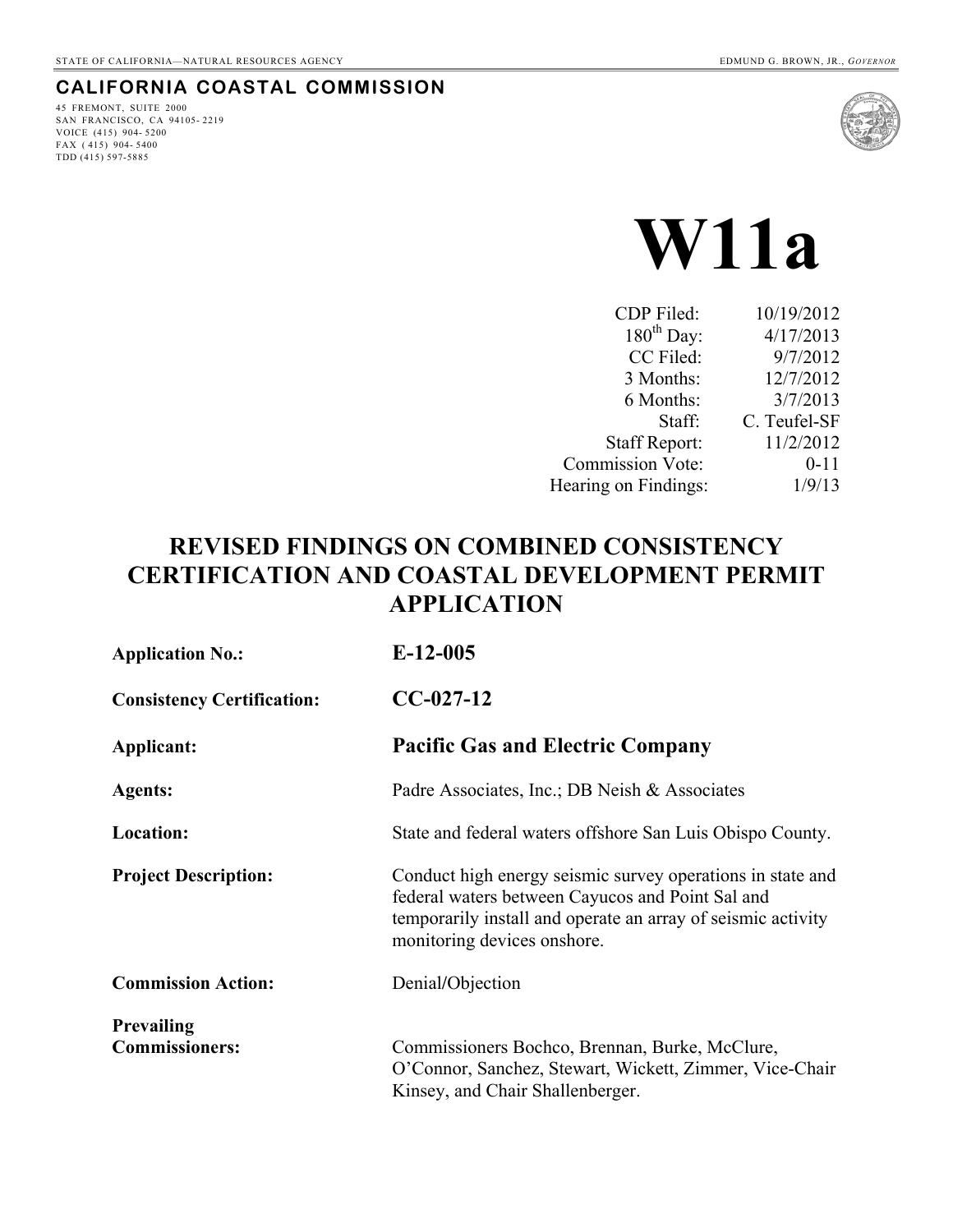STATE OF CALIFORNIA—NATURAL RESOURCES AGENCY EDMUND G. BROWN, JR., *GOVERNOR*

**CALIFORNIA COASTAL COMMISSION**

45 FREMONT, SUITE 2000
SAN FRANCISCO, CA 94105- 2219
VOICE (415) 904- 5200
FAX ( 415) 904- 5400
TDD (415) 597-5885

# W11a

| | |
|---|---|
| CDP Filed: | 10/19/2012 |
| 180th Day: | 4/17/2013 |
| CC Filed: | 9/7/2012 |
| 3 Months: | 12/7/2012 |
| 6 Months: | 3/7/2013 |
| Staff: | C. Teufel-SF |
| Staff Report: | 11/2/2012 |
| Commission Vote: | 0-11 |
| Hearing on Findings: | 1/9/13 |

## REVISED FINDINGS ON COMBINED CONSISTENCY CERTIFICATION AND COASTAL DEVELOPMENT PERMIT APPLICATION

| | |
|---|---|
| **Application No.:** | **E-12-005** |
| **Consistency Certification:** | **CC-027-12** |
| **Applicant:** | **Pacific Gas and Electric Company** |
| **Agents:** | Padre Associates, Inc.; DB Neish & Associates |
| **Location:** | State and federal waters offshore San Luis Obispo County. |
| **Project Description:** | Conduct high energy seismic survey operations in state and federal waters between Cayucos and Point Sal and temporarily install and operate an array of seismic activity monitoring devices onshore. |
| **Commission Action:** | Denial/Objection |
| **Prevailing Commissioners:** | Commissioners Bochco, Brennan, Burke, McClure, O'Connor, Sanchez, Stewart, Wickett, Zimmer, Vice-Chair Kinsey, and Chair Shallenberger. |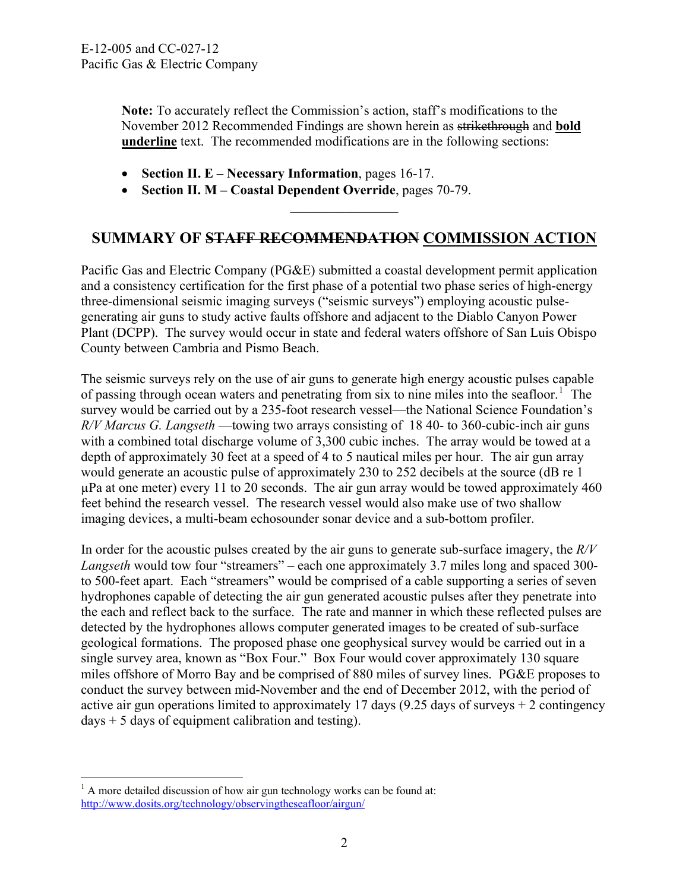**Note:** To accurately reflect the Commission's action, staff's modifications to the November 2012 Recommended Findings are shown herein as ~~strikethrough~~ and **<u>bold underline</u>** text. The recommended modifications are in the following sections:

- **Section II. E – Necessary Information**, pages 16-17.
- **Section II. M – Coastal Dependent Override**, pages 70-79.

---

## SUMMARY OF ~~STAFF RECOMMENDATION~~ <u>COMMISSION ACTION</u>

Pacific Gas and Electric Company (PG&E) submitted a coastal development permit application and a consistency certification for the first phase of a potential two phase series of high-energy three-dimensional seismic imaging surveys ("seismic surveys") employing acoustic pulse-generating air guns to study active faults offshore and adjacent to the Diablo Canyon Power Plant (DCPP). The survey would occur in state and federal waters offshore of San Luis Obispo County between Cambria and Pismo Beach.

The seismic surveys rely on the use of air guns to generate high energy acoustic pulses capable of passing through ocean waters and penetrating from six to nine miles into the seafloor.[1] The survey would be carried out by a 235-foot research vessel—the National Science Foundation's *R/V Marcus G. Langseth* —towing two arrays consisting of 18 40- to 360-cubic-inch air guns with a combined total discharge volume of 3,300 cubic inches. The array would be towed at a depth of approximately 30 feet at a speed of 4 to 5 nautical miles per hour. The air gun array would generate an acoustic pulse of approximately 230 to 252 decibels at the source (dB re 1 µPa at one meter) every 11 to 20 seconds. The air gun array would be towed approximately 460 feet behind the research vessel. The research vessel would also make use of two shallow imaging devices, a multi-beam echosounder sonar device and a sub-bottom profiler.

In order for the acoustic pulses created by the air guns to generate sub-surface imagery, the *R/V Langseth* would tow four "streamers" – each one approximately 3.7 miles long and spaced 300- to 500-feet apart. Each "streamers" would be comprised of a cable supporting a series of seven hydrophones capable of detecting the air gun generated acoustic pulses after they penetrate into the each and reflect back to the surface. The rate and manner in which these reflected pulses are detected by the hydrophones allows computer generated images to be created of sub-surface geological formations. The proposed phase one geophysical survey would be carried out in a single survey area, known as "Box Four." Box Four would cover approximately 130 square miles offshore of Morro Bay and be comprised of 880 miles of survey lines. PG&E proposes to conduct the survey between mid-November and the end of December 2012, with the period of active air gun operations limited to approximately 17 days (9.25 days of surveys + 2 contingency days + 5 days of equipment calibration and testing).

---

[1] A more detailed discussion of how air gun technology works can be found at: http://www.dosits.org/technology/observingtheseafloor/airgun/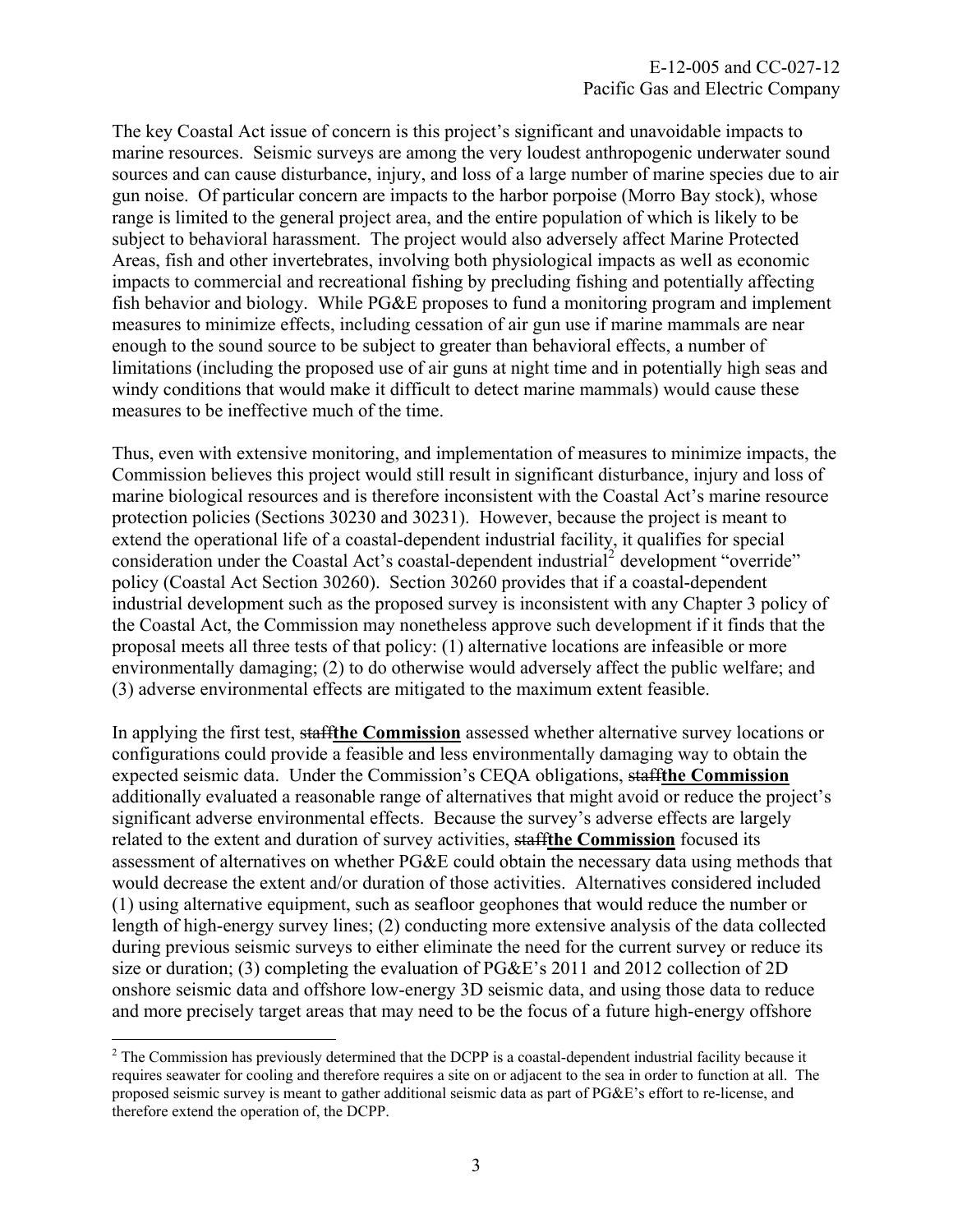The key Coastal Act issue of concern is this project's significant and unavoidable impacts to marine resources. Seismic surveys are among the very loudest anthropogenic underwater sound sources and can cause disturbance, injury, and loss of a large number of marine species due to air gun noise. Of particular concern are impacts to the harbor porpoise (Morro Bay stock), whose range is limited to the general project area, and the entire population of which is likely to be subject to behavioral harassment. The project would also adversely affect Marine Protected Areas, fish and other invertebrates, involving both physiological impacts as well as economic impacts to commercial and recreational fishing by precluding fishing and potentially affecting fish behavior and biology. While PG&E proposes to fund a monitoring program and implement measures to minimize effects, including cessation of air gun use if marine mammals are near enough to the sound source to be subject to greater than behavioral effects, a number of limitations (including the proposed use of air guns at night time and in potentially high seas and windy conditions that would make it difficult to detect marine mammals) would cause these measures to be ineffective much of the time.

Thus, even with extensive monitoring, and implementation of measures to minimize impacts, the Commission believes this project would still result in significant disturbance, injury and loss of marine biological resources and is therefore inconsistent with the Coastal Act's marine resource protection policies (Sections 30230 and 30231). However, because the project is meant to extend the operational life of a coastal-dependent industrial facility, it qualifies for special consideration under the Coastal Act's coastal-dependent industrial[2] development "override" policy (Coastal Act Section 30260). Section 30260 provides that if a coastal-dependent industrial development such as the proposed survey is inconsistent with any Chapter 3 policy of the Coastal Act, the Commission may nonetheless approve such development if it finds that the proposal meets all three tests of that policy: (1) alternative locations are infeasible or more environmentally damaging; (2) to do otherwise would adversely affect the public welfare; and (3) adverse environmental effects are mitigated to the maximum extent feasible.

In applying the first test, ~~staff~~**<u>the Commission</u>** assessed whether alternative survey locations or configurations could provide a feasible and less environmentally damaging way to obtain the expected seismic data. Under the Commission's CEQA obligations, ~~staff~~**<u>the Commission</u>** additionally evaluated a reasonable range of alternatives that might avoid or reduce the project's significant adverse environmental effects. Because the survey's adverse effects are largely related to the extent and duration of survey activities, ~~staff~~**<u>the Commission</u>** focused its assessment of alternatives on whether PG&E could obtain the necessary data using methods that would decrease the extent and/or duration of those activities. Alternatives considered included (1) using alternative equipment, such as seafloor geophones that would reduce the number or length of high-energy survey lines; (2) conducting more extensive analysis of the data collected during previous seismic surveys to either eliminate the need for the current survey or reduce its size or duration; (3) completing the evaluation of PG&E's 2011 and 2012 collection of 2D onshore seismic data and offshore low-energy 3D seismic data, and using those data to reduce and more precisely target areas that may need to be the focus of a future high-energy offshore

---

[2] The Commission has previously determined that the DCPP is a coastal-dependent industrial facility because it requires seawater for cooling and therefore requires a site on or adjacent to the sea in order to function at all. The proposed seismic survey is meant to gather additional seismic data as part of PG&E's effort to re-license, and therefore extend the operation of, the DCPP.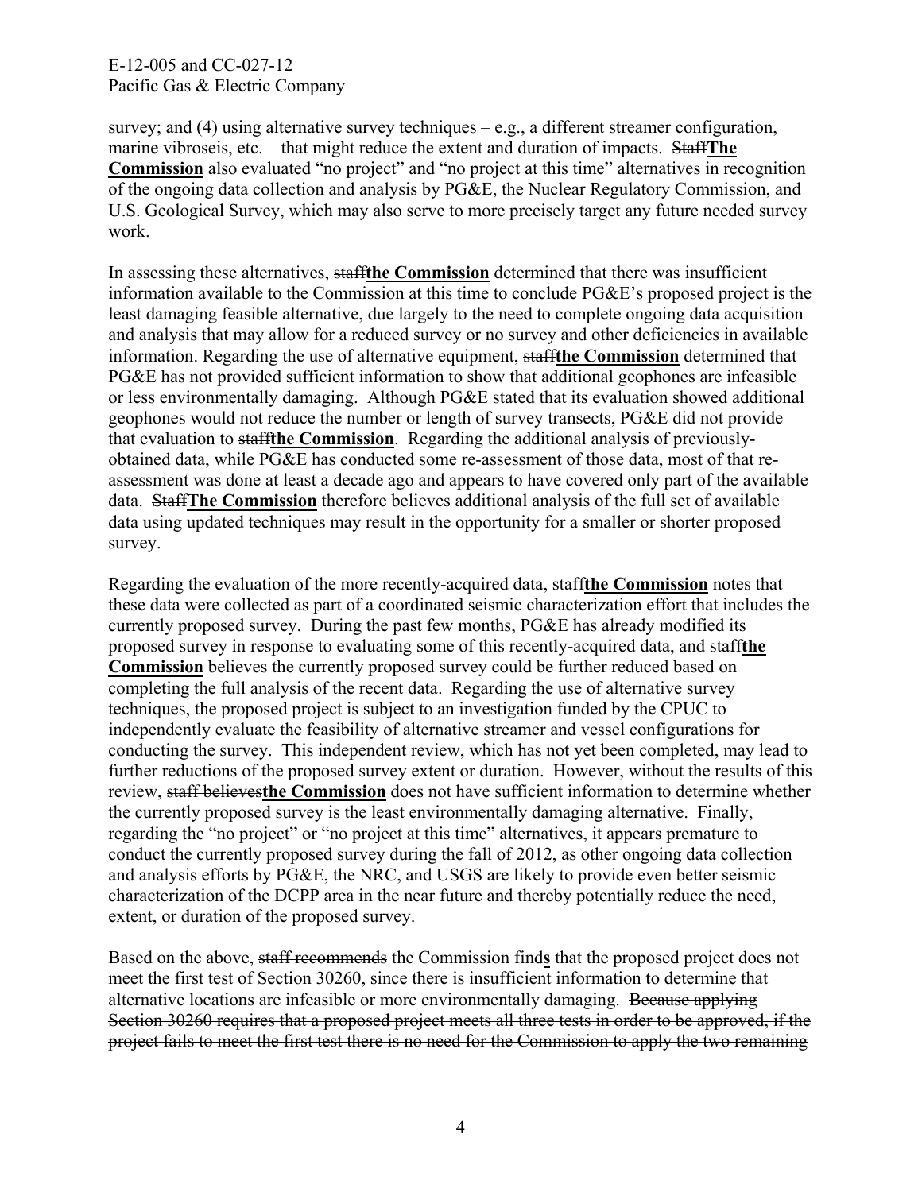survey; and (4) using alternative survey techniques – e.g., a different streamer configuration, marine vibroseis, etc. – that might reduce the extent and duration of impacts. ~~Staff~~**<u>The Commission</u>** also evaluated "no project" and "no project at this time" alternatives in recognition of the ongoing data collection and analysis by PG&E, the Nuclear Regulatory Commission, and U.S. Geological Survey, which may also serve to more precisely target any future needed survey work.

In assessing these alternatives, ~~staff~~**<u>the Commission</u>** determined that there was insufficient information available to the Commission at this time to conclude PG&E's proposed project is the least damaging feasible alternative, due largely to the need to complete ongoing data acquisition and analysis that may allow for a reduced survey or no survey and other deficiencies in available information. Regarding the use of alternative equipment, ~~staff~~**<u>the Commission</u>** determined that PG&E has not provided sufficient information to show that additional geophones are infeasible or less environmentally damaging. Although PG&E stated that its evaluation showed additional geophones would not reduce the number or length of survey transects, PG&E did not provide that evaluation to ~~staff~~**<u>the Commission</u>**. Regarding the additional analysis of previously-obtained data, while PG&E has conducted some re-assessment of those data, most of that re-assessment was done at least a decade ago and appears to have covered only part of the available data. ~~Staff~~**<u>The Commission</u>** therefore believes additional analysis of the full set of available data using updated techniques may result in the opportunity for a smaller or shorter proposed survey.

Regarding the evaluation of the more recently-acquired data, ~~staff~~**<u>the Commission</u>** notes that these data were collected as part of a coordinated seismic characterization effort that includes the currently proposed survey. During the past few months, PG&E has already modified its proposed survey in response to evaluating some of this recently-acquired data, and ~~staff~~**<u>the Commission</u>** believes the currently proposed survey could be further reduced based on completing the full analysis of the recent data. Regarding the use of alternative survey techniques, the proposed project is subject to an investigation funded by the CPUC to independently evaluate the feasibility of alternative streamer and vessel configurations for conducting the survey. This independent review, which has not yet been completed, may lead to further reductions of the proposed survey extent or duration. However, without the results of this review, ~~staff believes~~**<u>the Commission</u>** does not have sufficient information to determine whether the currently proposed survey is the least environmentally damaging alternative. Finally, regarding the "no project" or "no project at this time" alternatives, it appears premature to conduct the currently proposed survey during the fall of 2012, as other ongoing data collection and analysis efforts by PG&E, the NRC, and USGS are likely to provide even better seismic characterization of the DCPP area in the near future and thereby potentially reduce the need, extent, or duration of the proposed survey.

Based on the above, ~~staff recommends~~ the Commission find**<u>s</u>** that the proposed project does not meet the first test of Section 30260, since there is insufficient information to determine that alternative locations are infeasible or more environmentally damaging. ~~Because applying Section 30260 requires that a proposed project meets all three tests in order to be approved, if the project fails to meet the first test there is no need for the Commission to apply the two remaining~~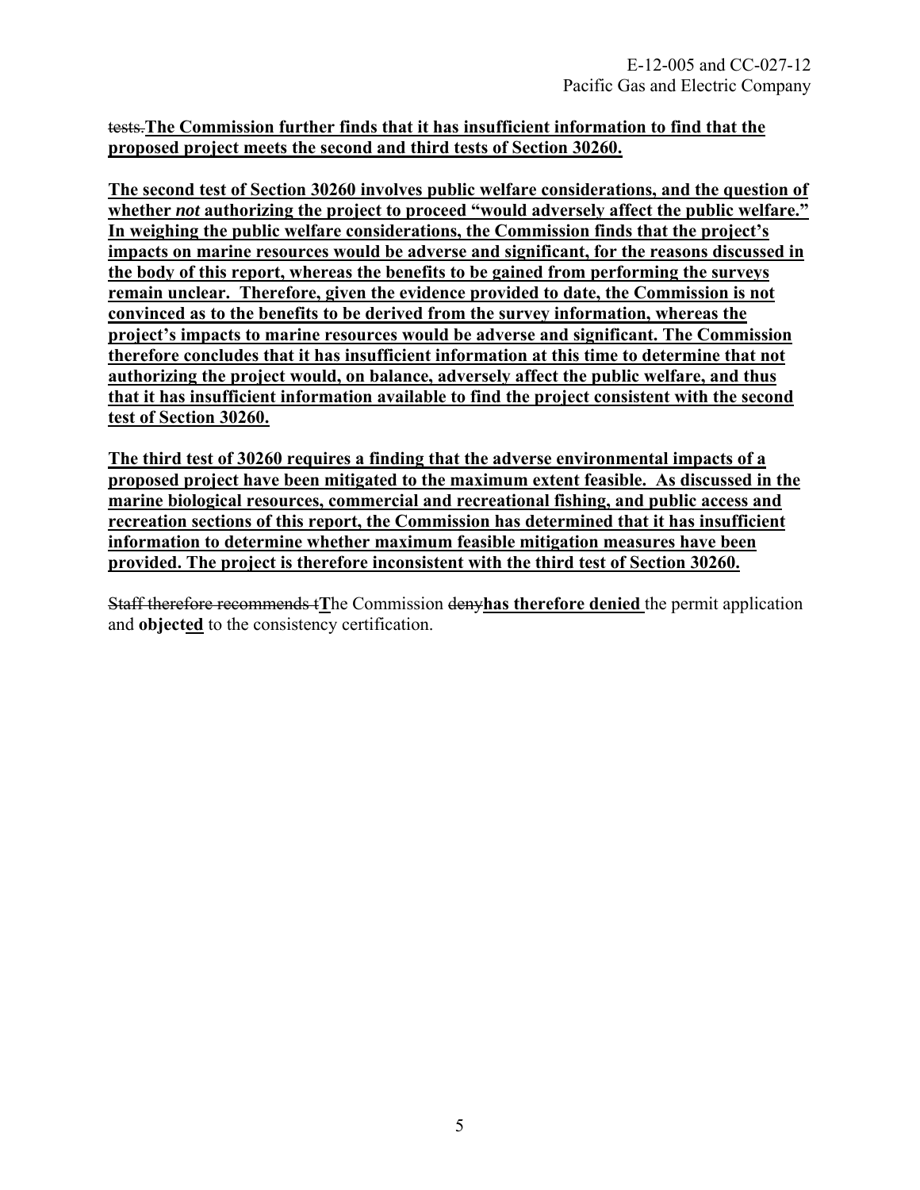~~tests.~~**<u>The Commission further finds that it has insufficient information to find that the proposed project meets the second and third tests of Section 30260.</u>**

**<u>The second test of Section 30260 involves public welfare considerations, and the question of whether *not* authorizing the project to proceed "would adversely affect the public welfare." In weighing the public welfare considerations, the Commission finds that the project's impacts on marine resources would be adverse and significant, for the reasons discussed in the body of this report, whereas the benefits to be gained from performing the surveys remain unclear. Therefore, given the evidence provided to date, the Commission is not convinced as to the benefits to be derived from the survey information, whereas the project's impacts to marine resources would be adverse and significant. The Commission therefore concludes that it has insufficient information at this time to determine that not authorizing the project would, on balance, adversely affect the public welfare, and thus that it has insufficient information available to find the project consistent with the second test of Section 30260.</u>**

**<u>The third test of 30260 requires a finding that the adverse environmental impacts of a proposed project have been mitigated to the maximum extent feasible. As discussed in the marine biological resources, commercial and recreational fishing, and public access and recreation sections of this report, the Commission has determined that it has insufficient information to determine whether maximum feasible mitigation measures have been provided. The project is therefore inconsistent with the third test of Section 30260.</u>**

~~Staff therefore recommends t~~**<u>T</u>**he Commission ~~deny~~**<u>has therefore denied</u>** the permit application and **object<u>ed</u>** to the consistency certification.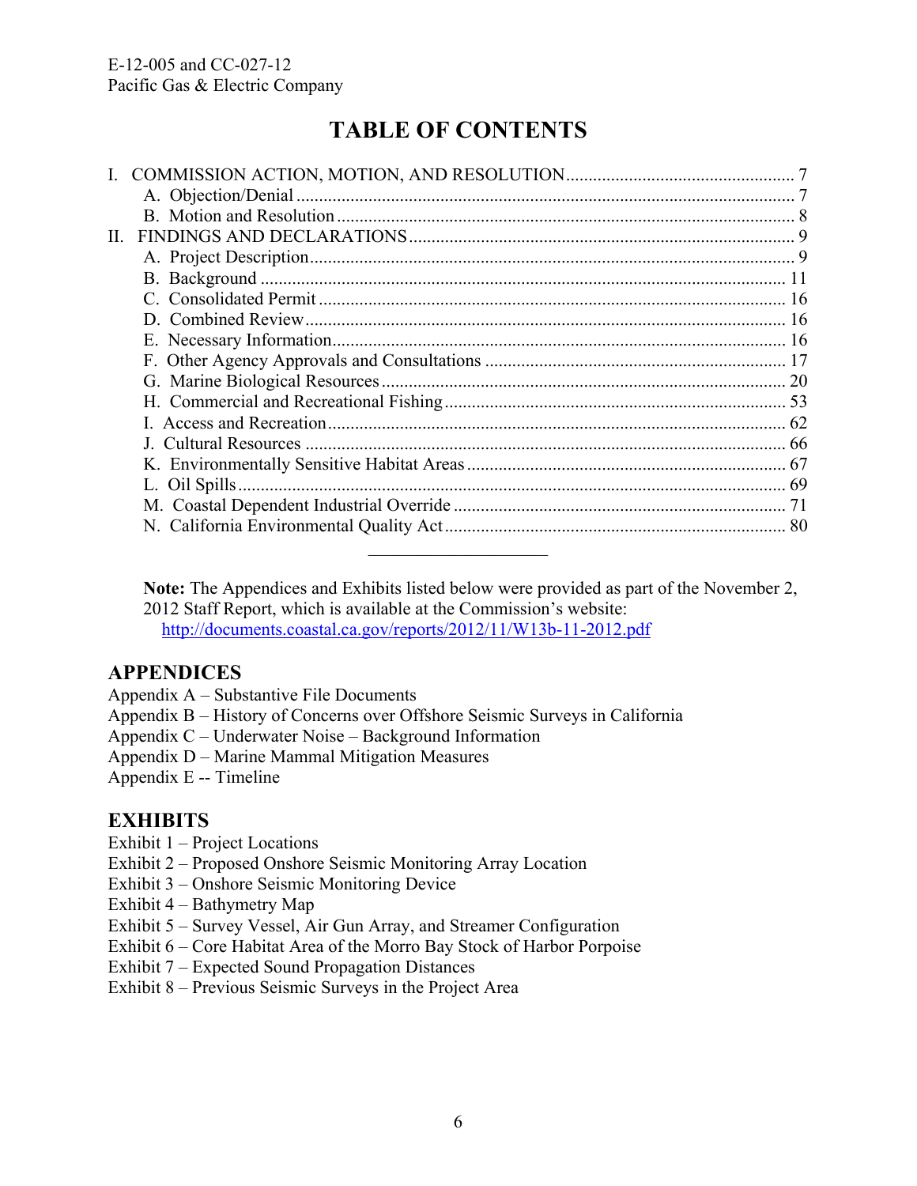# TABLE OF CONTENTS

I. COMMISSION ACTION, MOTION, AND RESOLUTION .................................................. 7
- A. Objection/Denial ............................................................................................. 7
- B. Motion and Resolution ...................................................................................... 8

II. FINDINGS AND DECLARATIONS ...................................................................... 9
- A. Project Description ........................................................................................... 9
- B. Background .................................................................................................... 11
- C. Consolidated Permit ....................................................................................... 16
- D. Combined Review ........................................................................................... 16
- E. Necessary Information ..................................................................................... 16
- F. Other Agency Approvals and Consultations ................................................... 17
- G. Marine Biological Resources .......................................................................... 20
- H. Commercial and Recreational Fishing ............................................................ 53
- I. Access and Recreation ...................................................................................... 62
- J. Cultural Resources .......................................................................................... 66
- K. Environmentally Sensitive Habitat Areas ....................................................... 67
- L. Oil Spills ........................................................................................................ 69
- M. Coastal Dependent Industrial Override .......................................................... 71
- N. California Environmental Quality Act ............................................................ 80

---

**Note:** The Appendices and Exhibits listed below were provided as part of the November 2, 2012 Staff Report, which is available at the Commission's website: http://documents.coastal.ca.gov/reports/2012/11/W13b-11-2012.pdf

## APPENDICES

Appendix A – Substantive File Documents
Appendix B – History of Concerns over Offshore Seismic Surveys in California
Appendix C – Underwater Noise – Background Information
Appendix D – Marine Mammal Mitigation Measures
Appendix E -- Timeline

## EXHIBITS

Exhibit 1 – Project Locations
Exhibit 2 – Proposed Onshore Seismic Monitoring Array Location
Exhibit 3 – Onshore Seismic Monitoring Device
Exhibit 4 – Bathymetry Map
Exhibit 5 – Survey Vessel, Air Gun Array, and Streamer Configuration
Exhibit 6 – Core Habitat Area of the Morro Bay Stock of Harbor Porpoise
Exhibit 7 – Expected Sound Propagation Distances
Exhibit 8 – Previous Seismic Surveys in the Project Area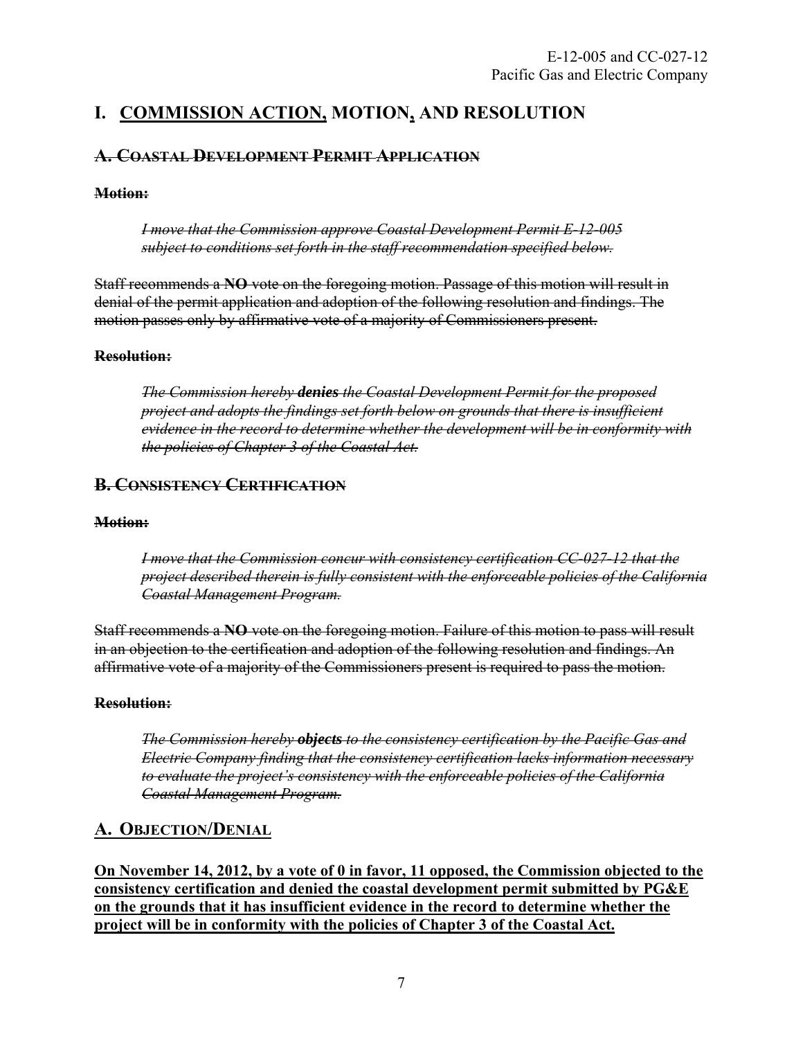# I. COMMISSION ACTION, MOTION, AND RESOLUTION

## ~~A. COASTAL DEVELOPMENT PERMIT APPLICATION~~

~~**Motion:**~~

> ~~*I move that the Commission approve Coastal Development Permit E-12-005 subject to conditions set forth in the staff recommendation specified below.*~~

~~Staff recommends a **NO** vote on the foregoing motion. Passage of this motion will result in denial of the permit application and adoption of the following resolution and findings. The motion passes only by affirmative vote of a majority of Commissioners present.~~

~~**Resolution:**~~

> ~~*The Commission hereby **denies** the Coastal Development Permit for the proposed project and adopts the findings set forth below on grounds that there is insufficient evidence in the record to determine whether the development will be in conformity with the policies of Chapter 3 of the Coastal Act.*~~

## ~~B. CONSISTENCY CERTIFICATION~~

~~**Motion:**~~

> ~~*I move that the Commission concur with consistency certification CC-027-12 that the project described therein is fully consistent with the enforceable policies of the California Coastal Management Program.*~~

~~Staff recommends a **NO** vote on the foregoing motion. Failure of this motion to pass will result in an objection to the certification and adoption of the following resolution and findings. An affirmative vote of a majority of the Commissioners present is required to pass the motion.~~

~~**Resolution:**~~

> ~~*The Commission hereby **objects** to the consistency certification by the Pacific Gas and Electric Company finding that the consistency certification lacks information necessary to evaluate the project's consistency with the enforceable policies of the California Coastal Management Program.*~~

## A. OBJECTION/DENIAL

**On November 14, 2012, by a vote of 0 in favor, 11 opposed, the Commission objected to the consistency certification and denied the coastal development permit submitted by PG&E on the grounds that it has insufficient evidence in the record to determine whether the project will be in conformity with the policies of Chapter 3 of the Coastal Act.**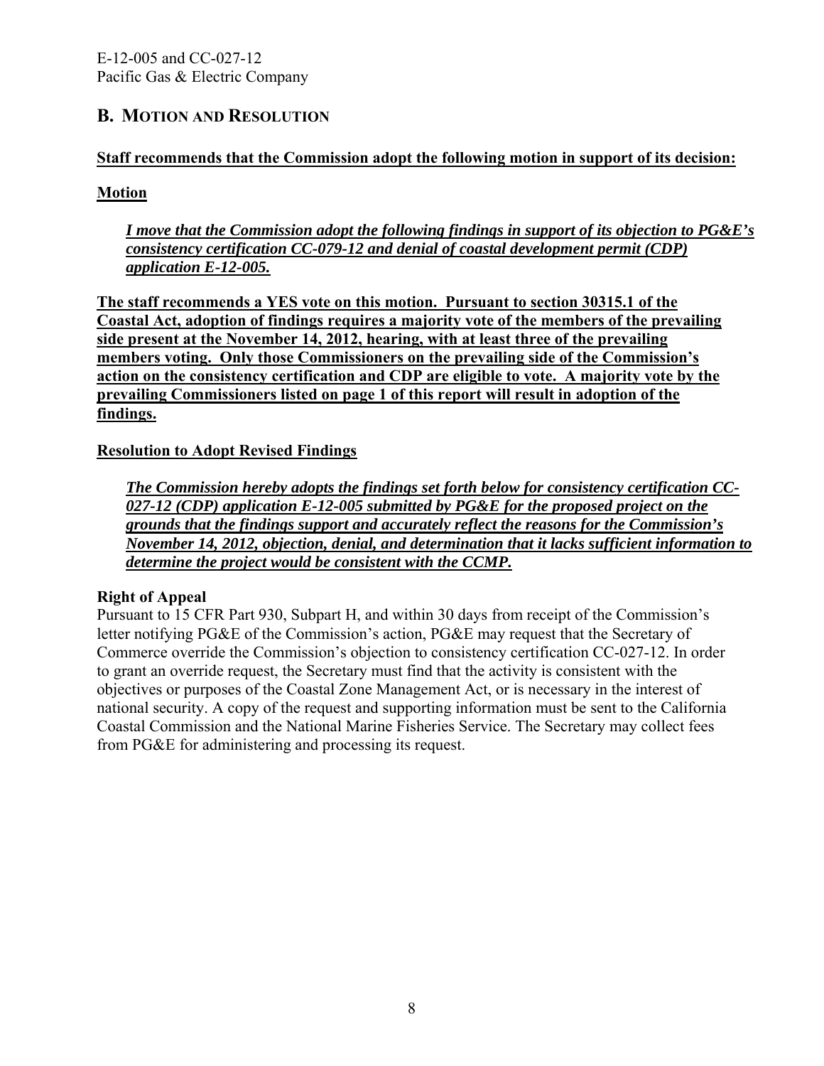## B. MOTION AND RESOLUTION

**Staff recommends that the Commission adopt the following motion in support of its decision:**

**Motion**

***I move that the Commission adopt the following findings in support of its objection to PG&E's consistency certification CC-079-12 and denial of coastal development permit (CDP) application E-12-005.***

**The staff recommends a YES vote on this motion. Pursuant to section 30315.1 of the Coastal Act, adoption of findings requires a majority vote of the members of the prevailing side present at the November 14, 2012, hearing, with at least three of the prevailing members voting. Only those Commissioners on the prevailing side of the Commission's action on the consistency certification and CDP are eligible to vote. A majority vote by the prevailing Commissioners listed on page 1 of this report will result in adoption of the findings.**

**Resolution to Adopt Revised Findings**

***The Commission hereby adopts the findings set forth below for consistency certification CC-027-12 (CDP) application E-12-005 submitted by PG&E for the proposed project on the grounds that the findings support and accurately reflect the reasons for the Commission's November 14, 2012, objection, denial, and determination that it lacks sufficient information to determine the project would be consistent with the CCMP.***

**Right of Appeal**

Pursuant to 15 CFR Part 930, Subpart H, and within 30 days from receipt of the Commission's letter notifying PG&E of the Commission's action, PG&E may request that the Secretary of Commerce override the Commission's objection to consistency certification CC-027-12. In order to grant an override request, the Secretary must find that the activity is consistent with the objectives or purposes of the Coastal Zone Management Act, or is necessary in the interest of national security. A copy of the request and supporting information must be sent to the California Coastal Commission and the National Marine Fisheries Service. The Secretary may collect fees from PG&E for administering and processing its request.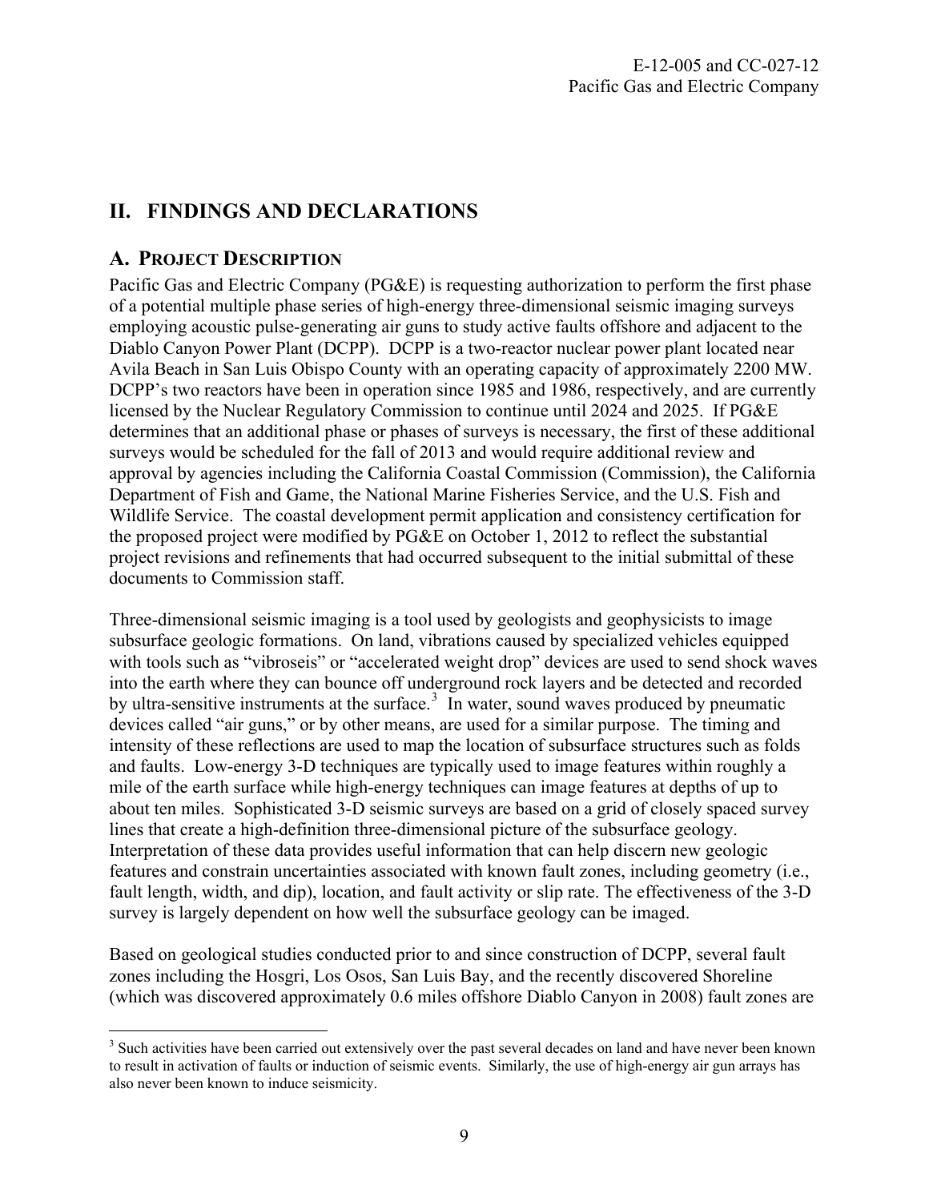## II. FINDINGS AND DECLARATIONS

### A. PROJECT DESCRIPTION

Pacific Gas and Electric Company (PG&E) is requesting authorization to perform the first phase of a potential multiple phase series of high-energy three-dimensional seismic imaging surveys employing acoustic pulse-generating air guns to study active faults offshore and adjacent to the Diablo Canyon Power Plant (DCPP). DCPP is a two-reactor nuclear power plant located near Avila Beach in San Luis Obispo County with an operating capacity of approximately 2200 MW. DCPP's two reactors have been in operation since 1985 and 1986, respectively, and are currently licensed by the Nuclear Regulatory Commission to continue until 2024 and 2025. If PG&E determines that an additional phase or phases of surveys is necessary, the first of these additional surveys would be scheduled for the fall of 2013 and would require additional review and approval by agencies including the California Coastal Commission (Commission), the California Department of Fish and Game, the National Marine Fisheries Service, and the U.S. Fish and Wildlife Service. The coastal development permit application and consistency certification for the proposed project were modified by PG&E on October 1, 2012 to reflect the substantial project revisions and refinements that had occurred subsequent to the initial submittal of these documents to Commission staff.

Three-dimensional seismic imaging is a tool used by geologists and geophysicists to image subsurface geologic formations. On land, vibrations caused by specialized vehicles equipped with tools such as "vibroseis" or "accelerated weight drop" devices are used to send shock waves into the earth where they can bounce off underground rock layers and be detected and recorded by ultra-sensitive instruments at the surface.[3] In water, sound waves produced by pneumatic devices called "air guns," or by other means, are used for a similar purpose. The timing and intensity of these reflections are used to map the location of subsurface structures such as folds and faults. Low-energy 3-D techniques are typically used to image features within roughly a mile of the earth surface while high-energy techniques can image features at depths of up to about ten miles. Sophisticated 3-D seismic surveys are based on a grid of closely spaced survey lines that create a high-definition three-dimensional picture of the subsurface geology. Interpretation of these data provides useful information that can help discern new geologic features and constrain uncertainties associated with known fault zones, including geometry (i.e., fault length, width, and dip), location, and fault activity or slip rate. The effectiveness of the 3-D survey is largely dependent on how well the subsurface geology can be imaged.

Based on geological studies conducted prior to and since construction of DCPP, several fault zones including the Hosgri, Los Osos, San Luis Bay, and the recently discovered Shoreline (which was discovered approximately 0.6 miles offshore Diablo Canyon in 2008) fault zones are

---

[3] Such activities have been carried out extensively over the past several decades on land and have never been known to result in activation of faults or induction of seismic events. Similarly, the use of high-energy air gun arrays has also never been known to induce seismicity.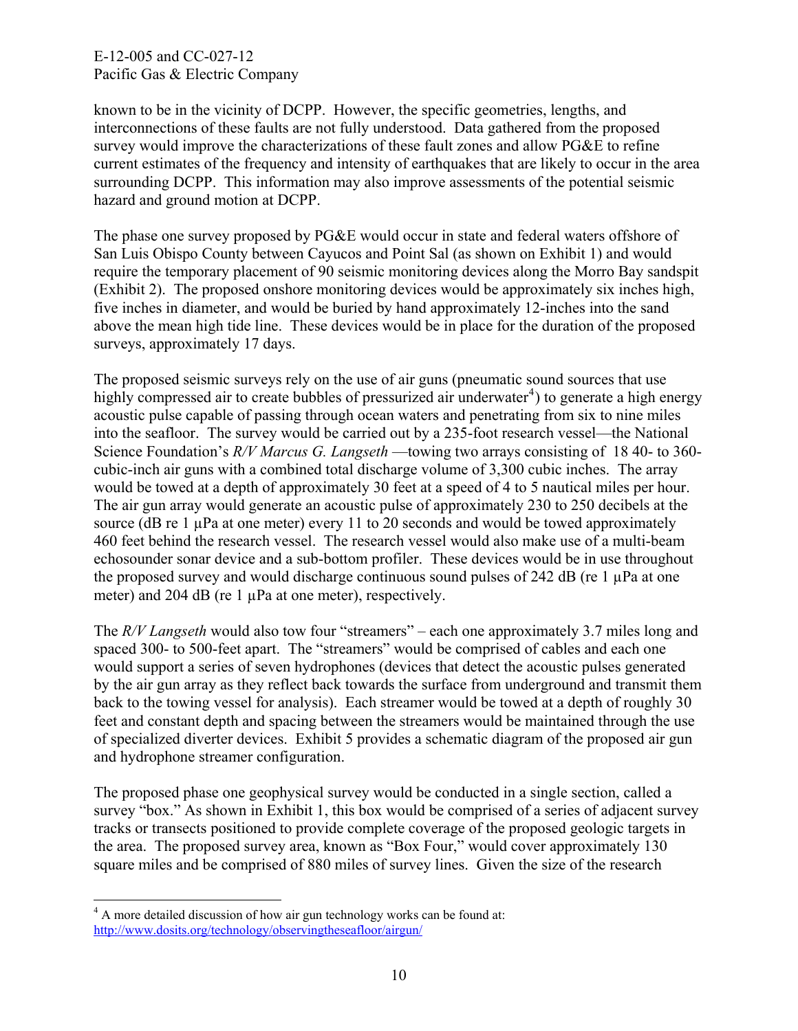known to be in the vicinity of DCPP. However, the specific geometries, lengths, and interconnections of these faults are not fully understood. Data gathered from the proposed survey would improve the characterizations of these fault zones and allow PG&E to refine current estimates of the frequency and intensity of earthquakes that are likely to occur in the area surrounding DCPP. This information may also improve assessments of the potential seismic hazard and ground motion at DCPP.

The phase one survey proposed by PG&E would occur in state and federal waters offshore of San Luis Obispo County between Cayucos and Point Sal (as shown on Exhibit 1) and would require the temporary placement of 90 seismic monitoring devices along the Morro Bay sandspit (Exhibit 2). The proposed onshore monitoring devices would be approximately six inches high, five inches in diameter, and would be buried by hand approximately 12-inches into the sand above the mean high tide line. These devices would be in place for the duration of the proposed surveys, approximately 17 days.

The proposed seismic surveys rely on the use of air guns (pneumatic sound sources that use highly compressed air to create bubbles of pressurized air underwater[4]) to generate a high energy acoustic pulse capable of passing through ocean waters and penetrating from six to nine miles into the seafloor. The survey would be carried out by a 235-foot research vessel—the National Science Foundation's *R/V Marcus G. Langseth* —towing two arrays consisting of 18 40- to 360-cubic-inch air guns with a combined total discharge volume of 3,300 cubic inches. The array would be towed at a depth of approximately 30 feet at a speed of 4 to 5 nautical miles per hour. The air gun array would generate an acoustic pulse of approximately 230 to 250 decibels at the source (dB re 1 µPa at one meter) every 11 to 20 seconds and would be towed approximately 460 feet behind the research vessel. The research vessel would also make use of a multi-beam echosounder sonar device and a sub-bottom profiler. These devices would be in use throughout the proposed survey and would discharge continuous sound pulses of 242 dB (re 1 µPa at one meter) and 204 dB (re 1 µPa at one meter), respectively.

The *R/V Langseth* would also tow four "streamers" – each one approximately 3.7 miles long and spaced 300- to 500-feet apart. The "streamers" would be comprised of cables and each one would support a series of seven hydrophones (devices that detect the acoustic pulses generated by the air gun array as they reflect back towards the surface from underground and transmit them back to the towing vessel for analysis). Each streamer would be towed at a depth of roughly 30 feet and constant depth and spacing between the streamers would be maintained through the use of specialized diverter devices. Exhibit 5 provides a schematic diagram of the proposed air gun and hydrophone streamer configuration.

The proposed phase one geophysical survey would be conducted in a single section, called a survey "box." As shown in Exhibit 1, this box would be comprised of a series of adjacent survey tracks or transects positioned to provide complete coverage of the proposed geologic targets in the area. The proposed survey area, known as "Box Four," would cover approximately 130 square miles and be comprised of 880 miles of survey lines. Given the size of the research

---

[4] A more detailed discussion of how air gun technology works can be found at: http://www.dosits.org/technology/observingtheseafloor/airgun/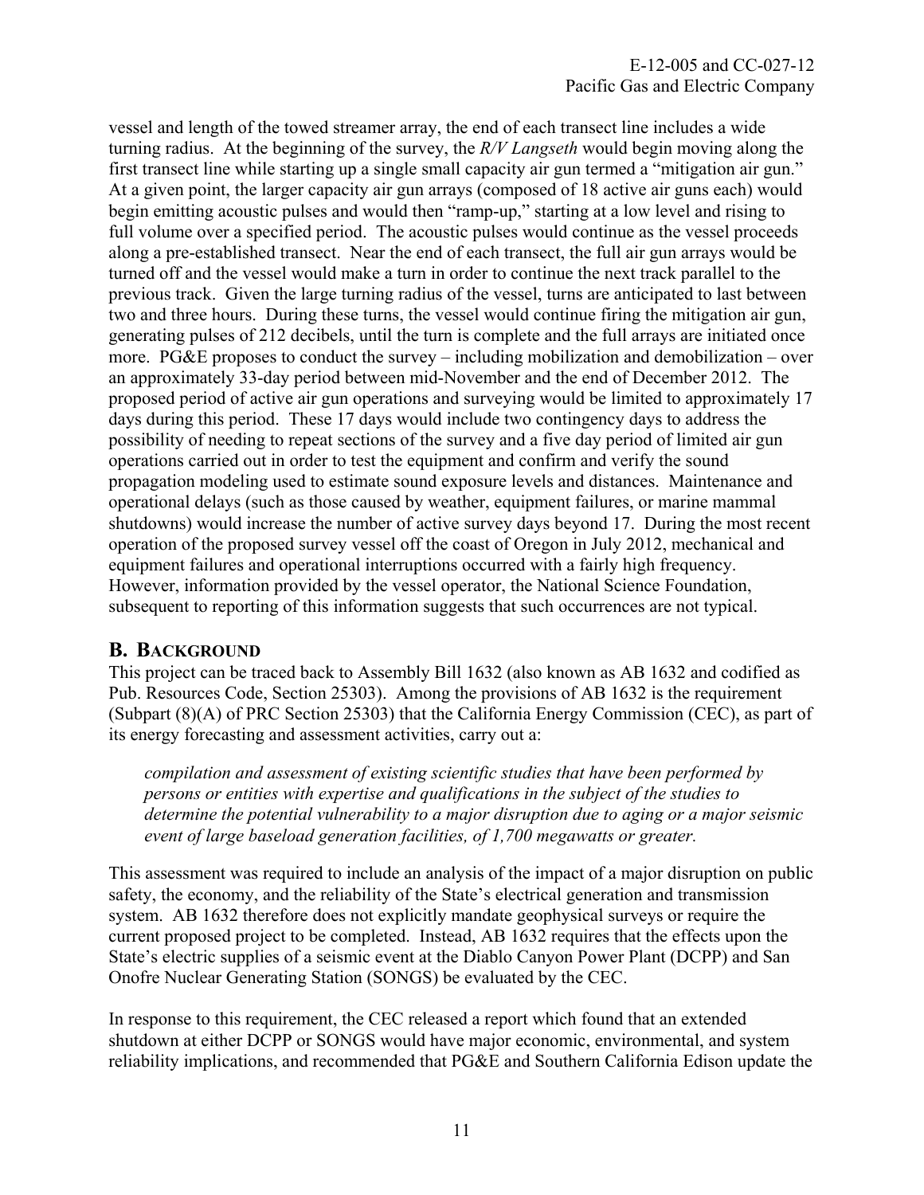vessel and length of the towed streamer array, the end of each transect line includes a wide turning radius. At the beginning of the survey, the *R/V Langseth* would begin moving along the first transect line while starting up a single small capacity air gun termed a "mitigation air gun." At a given point, the larger capacity air gun arrays (composed of 18 active air guns each) would begin emitting acoustic pulses and would then "ramp-up," starting at a low level and rising to full volume over a specified period. The acoustic pulses would continue as the vessel proceeds along a pre-established transect. Near the end of each transect, the full air gun arrays would be turned off and the vessel would make a turn in order to continue the next track parallel to the previous track. Given the large turning radius of the vessel, turns are anticipated to last between two and three hours. During these turns, the vessel would continue firing the mitigation air gun, generating pulses of 212 decibels, until the turn is complete and the full arrays are initiated once more. PG&E proposes to conduct the survey – including mobilization and demobilization – over an approximately 33-day period between mid-November and the end of December 2012. The proposed period of active air gun operations and surveying would be limited to approximately 17 days during this period. These 17 days would include two contingency days to address the possibility of needing to repeat sections of the survey and a five day period of limited air gun operations carried out in order to test the equipment and confirm and verify the sound propagation modeling used to estimate sound exposure levels and distances. Maintenance and operational delays (such as those caused by weather, equipment failures, or marine mammal shutdowns) would increase the number of active survey days beyond 17. During the most recent operation of the proposed survey vessel off the coast of Oregon in July 2012, mechanical and equipment failures and operational interruptions occurred with a fairly high frequency. However, information provided by the vessel operator, the National Science Foundation, subsequent to reporting of this information suggests that such occurrences are not typical.

## B. Background

This project can be traced back to Assembly Bill 1632 (also known as AB 1632 and codified as Pub. Resources Code, Section 25303). Among the provisions of AB 1632 is the requirement (Subpart (8)(A) of PRC Section 25303) that the California Energy Commission (CEC), as part of its energy forecasting and assessment activities, carry out a:

> *compilation and assessment of existing scientific studies that have been performed by persons or entities with expertise and qualifications in the subject of the studies to determine the potential vulnerability to a major disruption due to aging or a major seismic event of large baseload generation facilities, of 1,700 megawatts or greater.*

This assessment was required to include an analysis of the impact of a major disruption on public safety, the economy, and the reliability of the State's electrical generation and transmission system. AB 1632 therefore does not explicitly mandate geophysical surveys or require the current proposed project to be completed. Instead, AB 1632 requires that the effects upon the State's electric supplies of a seismic event at the Diablo Canyon Power Plant (DCPP) and San Onofre Nuclear Generating Station (SONGS) be evaluated by the CEC.

In response to this requirement, the CEC released a report which found that an extended shutdown at either DCPP or SONGS would have major economic, environmental, and system reliability implications, and recommended that PG&E and Southern California Edison update the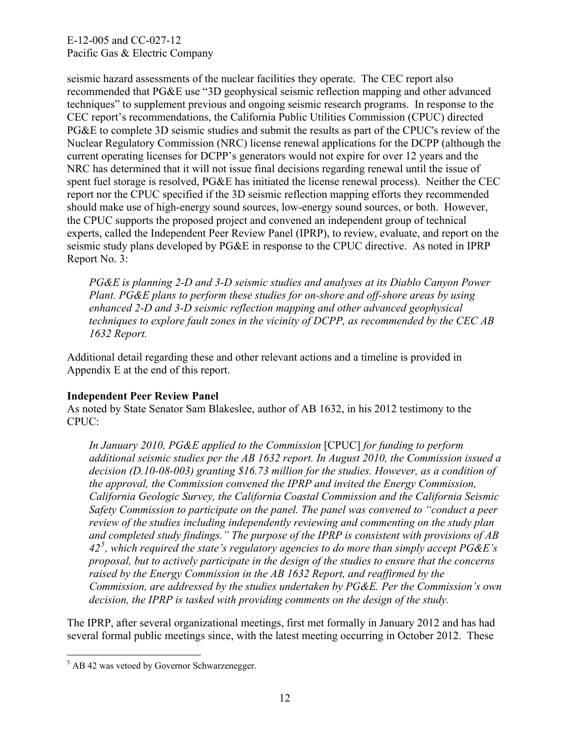seismic hazard assessments of the nuclear facilities they operate. The CEC report also recommended that PG&E use "3D geophysical seismic reflection mapping and other advanced techniques" to supplement previous and ongoing seismic research programs. In response to the CEC report's recommendations, the California Public Utilities Commission (CPUC) directed PG&E to complete 3D seismic studies and submit the results as part of the CPUC's review of the Nuclear Regulatory Commission (NRC) license renewal applications for the DCPP (although the current operating licenses for DCPP's generators would not expire for over 12 years and the NRC has determined that it will not issue final decisions regarding renewal until the issue of spent fuel storage is resolved, PG&E has initiated the license renewal process). Neither the CEC report nor the CPUC specified if the 3D seismic reflection mapping efforts they recommended should make use of high-energy sound sources, low-energy sound sources, or both. However, the CPUC supports the proposed project and convened an independent group of technical experts, called the Independent Peer Review Panel (IPRP), to review, evaluate, and report on the seismic study plans developed by PG&E in response to the CPUC directive. As noted in IPRP Report No. 3:

> *PG&E is planning 2-D and 3-D seismic studies and analyses at its Diablo Canyon Power Plant. PG&E plans to perform these studies for on-shore and off-shore areas by using enhanced 2-D and 3-D seismic reflection mapping and other advanced geophysical techniques to explore fault zones in the vicinity of DCPP, as recommended by the CEC AB 1632 Report.*

Additional detail regarding these and other relevant actions and a timeline is provided in Appendix E at the end of this report.

**Independent Peer Review Panel**

As noted by State Senator Sam Blakeslee, author of AB 1632, in his 2012 testimony to the CPUC:

> *In January 2010, PG&E applied to the Commission* [CPUC] *for funding to perform additional seismic studies per the AB 1632 report. In August 2010, the Commission issued a decision (D.10-08-003) granting $16.73 million for the studies. However, as a condition of the approval, the Commission convened the IPRP and invited the Energy Commission, California Geologic Survey, the California Coastal Commission and the California Seismic Safety Commission to participate on the panel. The panel was convened to "conduct a peer review of the studies including independently reviewing and commenting on the study plan and completed study findings." The purpose of the IPRP is consistent with provisions of AB 42[5], which required the state's regulatory agencies to do more than simply accept PG&E's proposal, but to actively participate in the design of the studies to ensure that the concerns raised by the Energy Commission in the AB 1632 Report, and reaffirmed by the Commission, are addressed by the studies undertaken by PG&E. Per the Commission's own decision, the IPRP is tasked with providing comments on the design of the study.*

The IPRP, after several organizational meetings, first met formally in January 2012 and has had several formal public meetings since, with the latest meeting occurring in October 2012. These

[5] AB 42 was vetoed by Governor Schwarzenegger.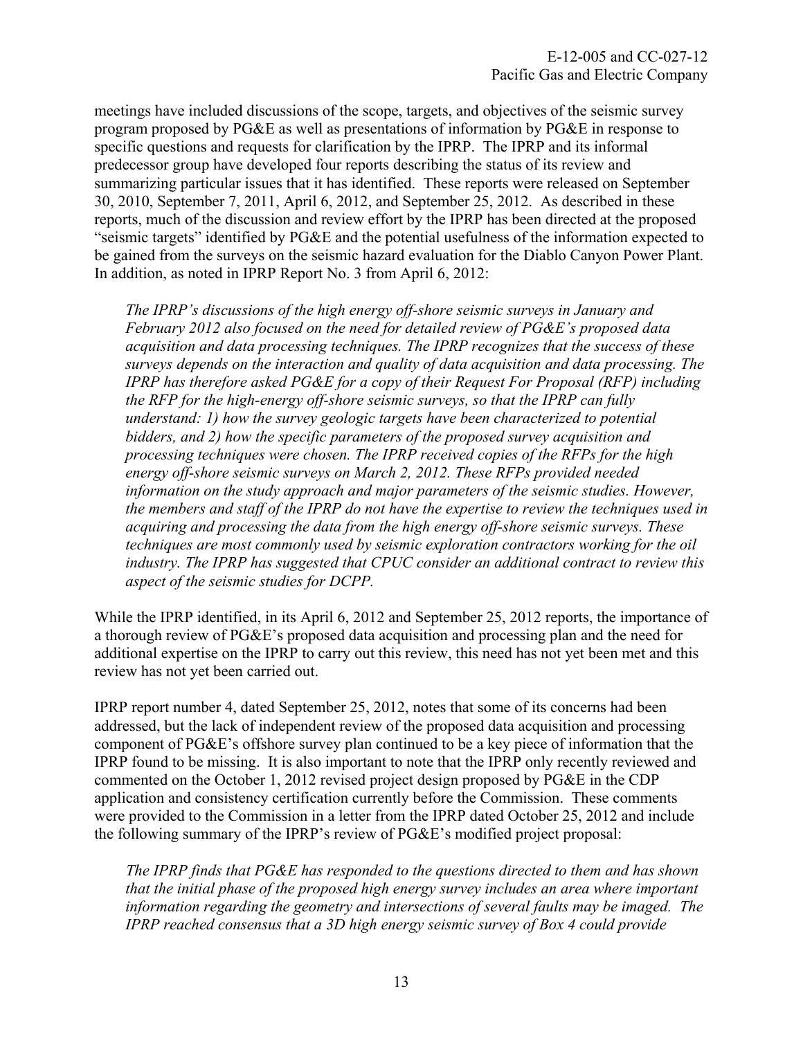meetings have included discussions of the scope, targets, and objectives of the seismic survey program proposed by PG&E as well as presentations of information by PG&E in response to specific questions and requests for clarification by the IPRP. The IPRP and its informal predecessor group have developed four reports describing the status of its review and summarizing particular issues that it has identified. These reports were released on September 30, 2010, September 7, 2011, April 6, 2012, and September 25, 2012. As described in these reports, much of the discussion and review effort by the IPRP has been directed at the proposed "seismic targets" identified by PG&E and the potential usefulness of the information expected to be gained from the surveys on the seismic hazard evaluation for the Diablo Canyon Power Plant. In addition, as noted in IPRP Report No. 3 from April 6, 2012:

> *The IPRP's discussions of the high energy off-shore seismic surveys in January and February 2012 also focused on the need for detailed review of PG&E's proposed data acquisition and data processing techniques. The IPRP recognizes that the success of these surveys depends on the interaction and quality of data acquisition and data processing. The IPRP has therefore asked PG&E for a copy of their Request For Proposal (RFP) including the RFP for the high-energy off-shore seismic surveys, so that the IPRP can fully understand: 1) how the survey geologic targets have been characterized to potential bidders, and 2) how the specific parameters of the proposed survey acquisition and processing techniques were chosen. The IPRP received copies of the RFPs for the high energy off-shore seismic surveys on March 2, 2012. These RFPs provided needed information on the study approach and major parameters of the seismic studies. However, the members and staff of the IPRP do not have the expertise to review the techniques used in acquiring and processing the data from the high energy off-shore seismic surveys. These techniques are most commonly used by seismic exploration contractors working for the oil industry. The IPRP has suggested that CPUC consider an additional contract to review this aspect of the seismic studies for DCPP.*

While the IPRP identified, in its April 6, 2012 and September 25, 2012 reports, the importance of a thorough review of PG&E's proposed data acquisition and processing plan and the need for additional expertise on the IPRP to carry out this review, this need has not yet been met and this review has not yet been carried out.

IPRP report number 4, dated September 25, 2012, notes that some of its concerns had been addressed, but the lack of independent review of the proposed data acquisition and processing component of PG&E's offshore survey plan continued to be a key piece of information that the IPRP found to be missing. It is also important to note that the IPRP only recently reviewed and commented on the October 1, 2012 revised project design proposed by PG&E in the CDP application and consistency certification currently before the Commission. These comments were provided to the Commission in a letter from the IPRP dated October 25, 2012 and include the following summary of the IPRP's review of PG&E's modified project proposal:

> *The IPRP finds that PG&E has responded to the questions directed to them and has shown that the initial phase of the proposed high energy survey includes an area where important information regarding the geometry and intersections of several faults may be imaged. The IPRP reached consensus that a 3D high energy seismic survey of Box 4 could provide*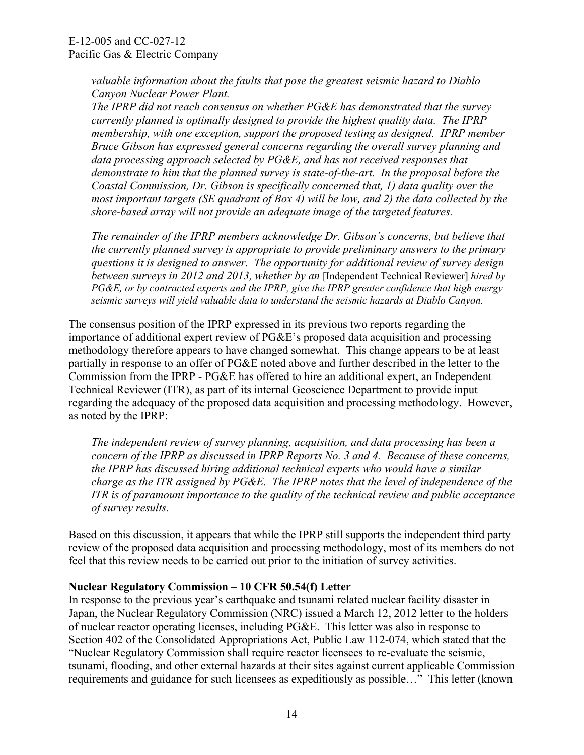*valuable information about the faults that pose the greatest seismic hazard to Diablo Canyon Nuclear Power Plant.*

*The IPRP did not reach consensus on whether PG&E has demonstrated that the survey currently planned is optimally designed to provide the highest quality data. The IPRP membership, with one exception, support the proposed testing as designed. IPRP member Bruce Gibson has expressed general concerns regarding the overall survey planning and data processing approach selected by PG&E, and has not received responses that demonstrate to him that the planned survey is state-of-the-art. In the proposal before the Coastal Commission, Dr. Gibson is specifically concerned that, 1) data quality over the most important targets (SE quadrant of Box 4) will be low, and 2) the data collected by the shore-based array will not provide an adequate image of the targeted features.*

*The remainder of the IPRP members acknowledge Dr. Gibson's concerns, but believe that the currently planned survey is appropriate to provide preliminary answers to the primary questions it is designed to answer. The opportunity for additional review of survey design between surveys in 2012 and 2013, whether by an* [Independent Technical Reviewer] *hired by PG&E, or by contracted experts and the IPRP, give the IPRP greater confidence that high energy seismic surveys will yield valuable data to understand the seismic hazards at Diablo Canyon.*

The consensus position of the IPRP expressed in its previous two reports regarding the importance of additional expert review of PG&E's proposed data acquisition and processing methodology therefore appears to have changed somewhat. This change appears to be at least partially in response to an offer of PG&E noted above and further described in the letter to the Commission from the IPRP - PG&E has offered to hire an additional expert, an Independent Technical Reviewer (ITR), as part of its internal Geoscience Department to provide input regarding the adequacy of the proposed data acquisition and processing methodology. However, as noted by the IPRP:

*The independent review of survey planning, acquisition, and data processing has been a concern of the IPRP as discussed in IPRP Reports No. 3 and 4. Because of these concerns, the IPRP has discussed hiring additional technical experts who would have a similar charge as the ITR assigned by PG&E. The IPRP notes that the level of independence of the ITR is of paramount importance to the quality of the technical review and public acceptance of survey results.*

Based on this discussion, it appears that while the IPRP still supports the independent third party review of the proposed data acquisition and processing methodology, most of its members do not feel that this review needs to be carried out prior to the initiation of survey activities.

**Nuclear Regulatory Commission – 10 CFR 50.54(f) Letter**

In response to the previous year's earthquake and tsunami related nuclear facility disaster in Japan, the Nuclear Regulatory Commission (NRC) issued a March 12, 2012 letter to the holders of nuclear reactor operating licenses, including PG&E. This letter was also in response to Section 402 of the Consolidated Appropriations Act, Public Law 112-074, which stated that the "Nuclear Regulatory Commission shall require reactor licensees to re-evaluate the seismic, tsunami, flooding, and other external hazards at their sites against current applicable Commission requirements and guidance for such licensees as expeditiously as possible…" This letter (known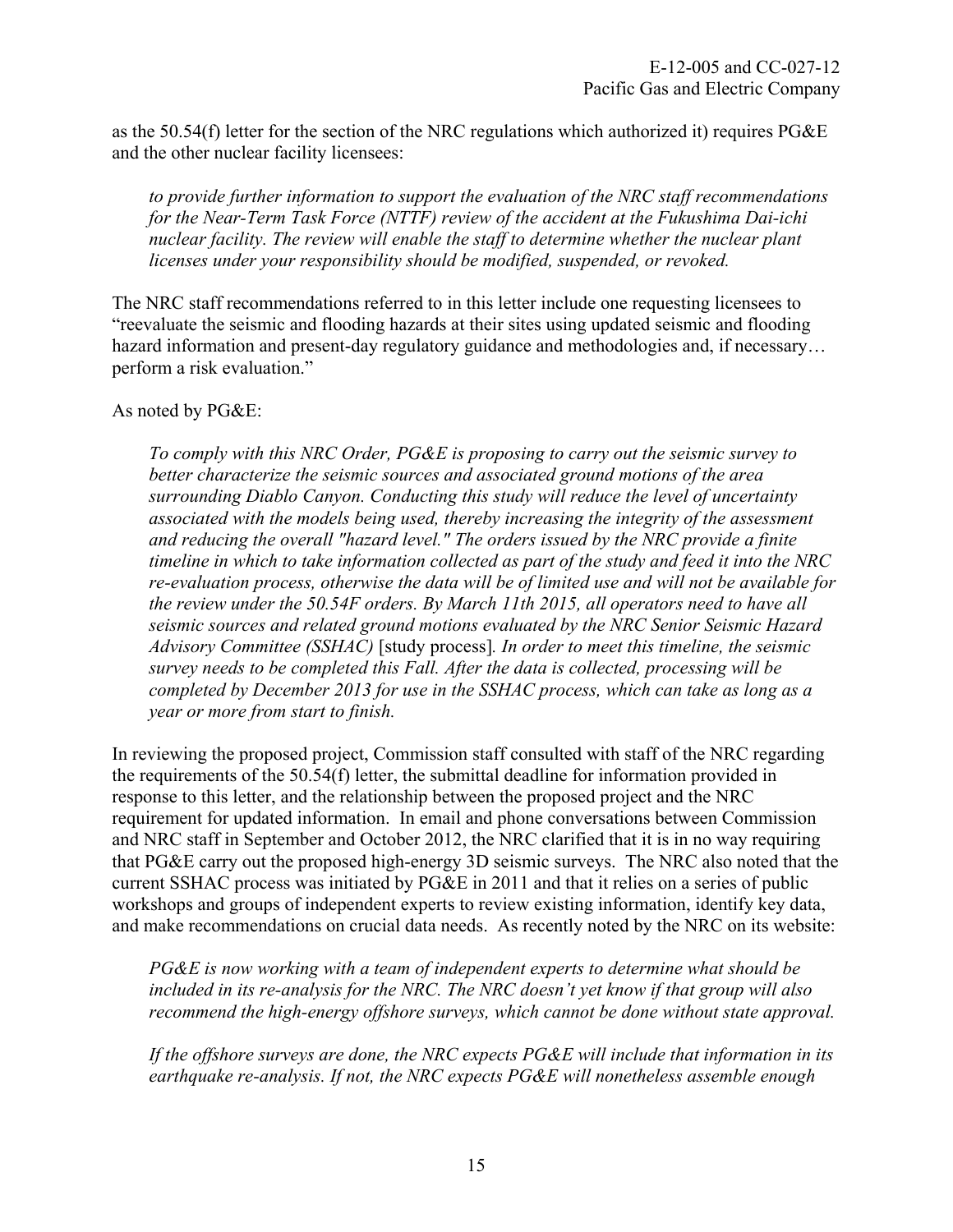as the 50.54(f) letter for the section of the NRC regulations which authorized it) requires PG&E and the other nuclear facility licensees:

> *to provide further information to support the evaluation of the NRC staff recommendations for the Near-Term Task Force (NTTF) review of the accident at the Fukushima Dai-ichi nuclear facility. The review will enable the staff to determine whether the nuclear plant licenses under your responsibility should be modified, suspended, or revoked.*

The NRC staff recommendations referred to in this letter include one requesting licensees to "reevaluate the seismic and flooding hazards at their sites using updated seismic and flooding hazard information and present-day regulatory guidance and methodologies and, if necessary… perform a risk evaluation."

As noted by PG&E:

> *To comply with this NRC Order, PG&E is proposing to carry out the seismic survey to better characterize the seismic sources and associated ground motions of the area surrounding Diablo Canyon. Conducting this study will reduce the level of uncertainty associated with the models being used, thereby increasing the integrity of the assessment and reducing the overall "hazard level." The orders issued by the NRC provide a finite timeline in which to take information collected as part of the study and feed it into the NRC re-evaluation process, otherwise the data will be of limited use and will not be available for the review under the 50.54F orders. By March 11th 2015, all operators need to have all seismic sources and related ground motions evaluated by the NRC Senior Seismic Hazard Advisory Committee (SSHAC)* [study process]*. In order to meet this timeline, the seismic survey needs to be completed this Fall. After the data is collected, processing will be completed by December 2013 for use in the SSHAC process, which can take as long as a year or more from start to finish.*

In reviewing the proposed project, Commission staff consulted with staff of the NRC regarding the requirements of the 50.54(f) letter, the submittal deadline for information provided in response to this letter, and the relationship between the proposed project and the NRC requirement for updated information. In email and phone conversations between Commission and NRC staff in September and October 2012, the NRC clarified that it is in no way requiring that PG&E carry out the proposed high-energy 3D seismic surveys. The NRC also noted that the current SSHAC process was initiated by PG&E in 2011 and that it relies on a series of public workshops and groups of independent experts to review existing information, identify key data, and make recommendations on crucial data needs. As recently noted by the NRC on its website:

> *PG&E is now working with a team of independent experts to determine what should be included in its re-analysis for the NRC. The NRC doesn't yet know if that group will also recommend the high-energy offshore surveys, which cannot be done without state approval.*
>
> *If the offshore surveys are done, the NRC expects PG&E will include that information in its earthquake re-analysis. If not, the NRC expects PG&E will nonetheless assemble enough*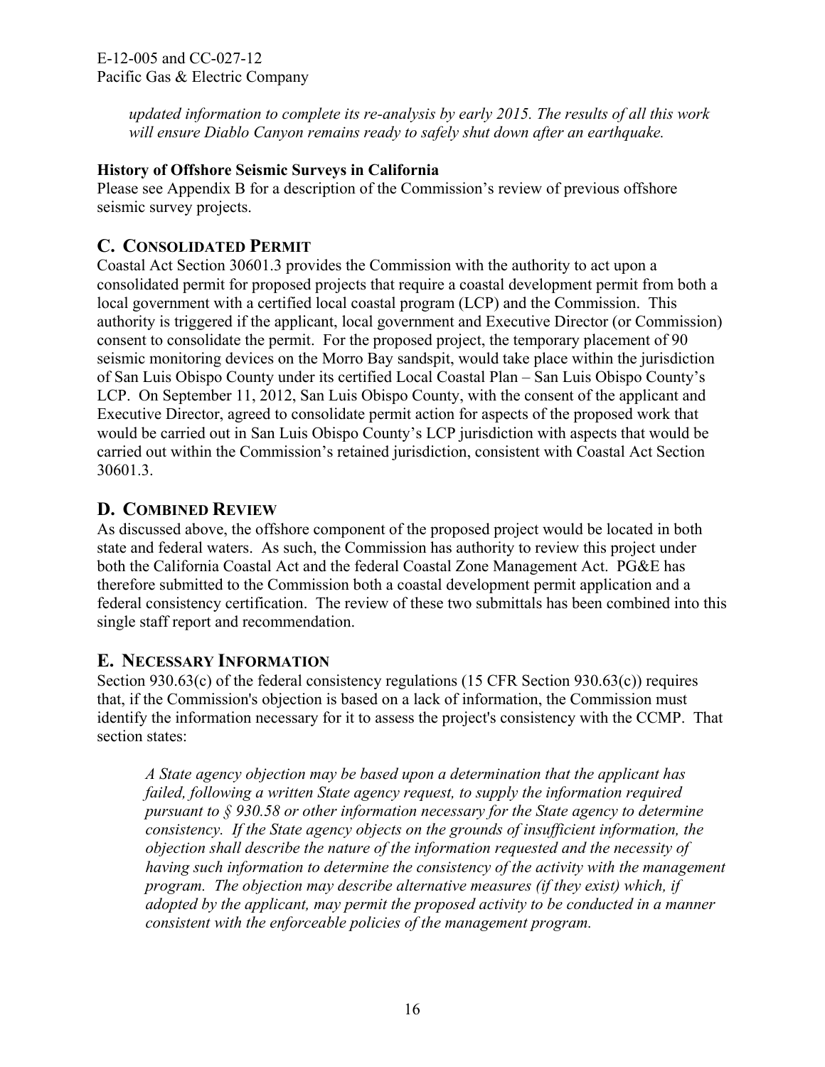*updated information to complete its re-analysis by early 2015. The results of all this work will ensure Diablo Canyon remains ready to safely shut down after an earthquake.*

**History of Offshore Seismic Surveys in California**

Please see Appendix B for a description of the Commission's review of previous offshore seismic survey projects.

## C. Consolidated Permit

Coastal Act Section 30601.3 provides the Commission with the authority to act upon a consolidated permit for proposed projects that require a coastal development permit from both a local government with a certified local coastal program (LCP) and the Commission. This authority is triggered if the applicant, local government and Executive Director (or Commission) consent to consolidate the permit. For the proposed project, the temporary placement of 90 seismic monitoring devices on the Morro Bay sandspit, would take place within the jurisdiction of San Luis Obispo County under its certified Local Coastal Plan – San Luis Obispo County's LCP. On September 11, 2012, San Luis Obispo County, with the consent of the applicant and Executive Director, agreed to consolidate permit action for aspects of the proposed work that would be carried out in San Luis Obispo County's LCP jurisdiction with aspects that would be carried out within the Commission's retained jurisdiction, consistent with Coastal Act Section 30601.3.

## D. Combined Review

As discussed above, the offshore component of the proposed project would be located in both state and federal waters. As such, the Commission has authority to review this project under both the California Coastal Act and the federal Coastal Zone Management Act. PG&E has therefore submitted to the Commission both a coastal development permit application and a federal consistency certification. The review of these two submittals has been combined into this single staff report and recommendation.

## E. Necessary Information

Section 930.63(c) of the federal consistency regulations (15 CFR Section 930.63(c)) requires that, if the Commission's objection is based on a lack of information, the Commission must identify the information necessary for it to assess the project's consistency with the CCMP. That section states:

> *A State agency objection may be based upon a determination that the applicant has failed, following a written State agency request, to supply the information required pursuant to § 930.58 or other information necessary for the State agency to determine consistency. If the State agency objects on the grounds of insufficient information, the objection shall describe the nature of the information requested and the necessity of having such information to determine the consistency of the activity with the management program. The objection may describe alternative measures (if they exist) which, if adopted by the applicant, may permit the proposed activity to be conducted in a manner consistent with the enforceable policies of the management program.*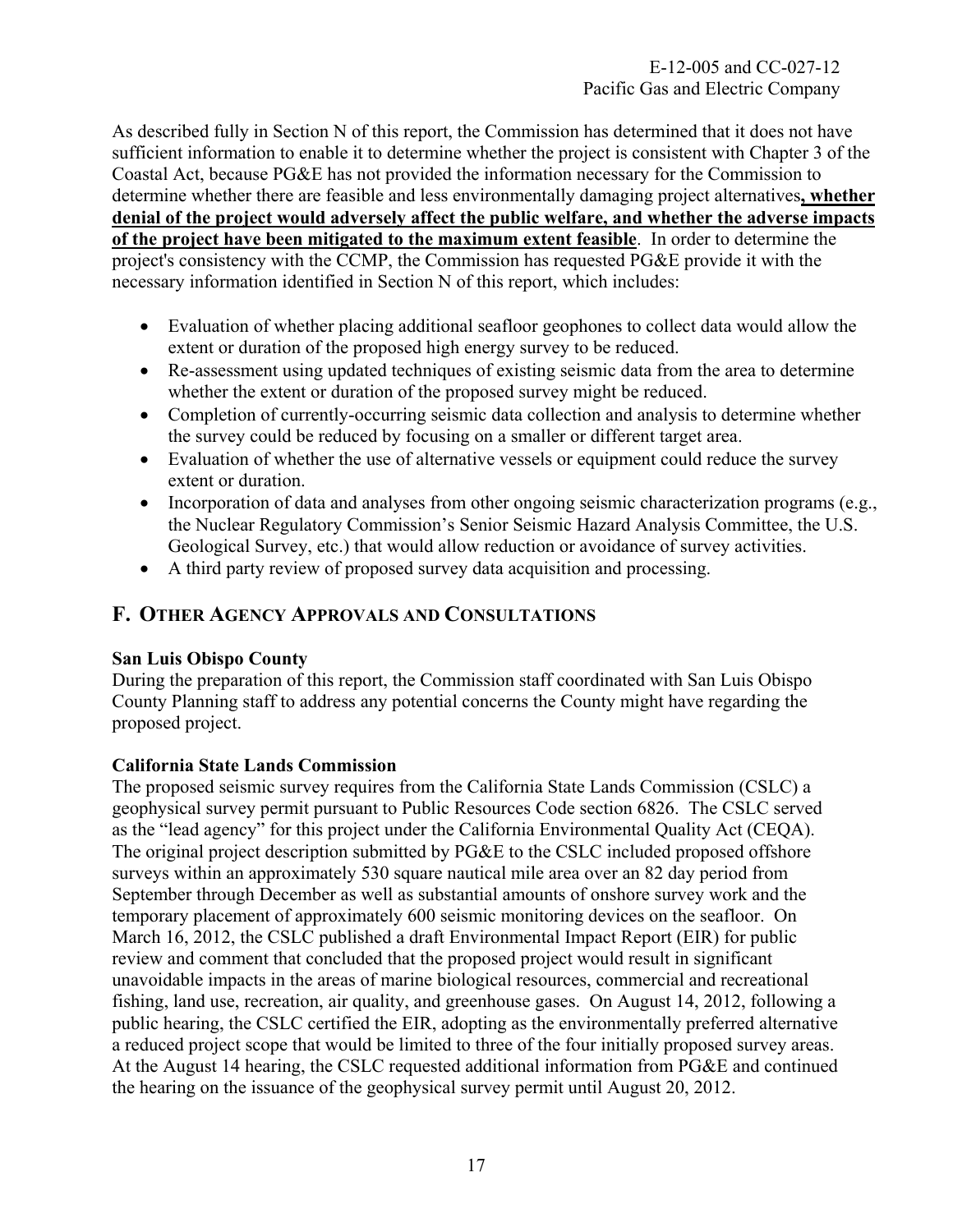As described fully in Section N of this report, the Commission has determined that it does not have sufficient information to enable it to determine whether the project is consistent with Chapter 3 of the Coastal Act, because PG&E has not provided the information necessary for the Commission to determine whether there are feasible and less environmentally damaging project alternatives**, whether denial of the project would adversely affect the public welfare, and whether the adverse impacts of the project have been mitigated to the maximum extent feasible**. In order to determine the project's consistency with the CCMP, the Commission has requested PG&E provide it with the necessary information identified in Section N of this report, which includes:

- Evaluation of whether placing additional seafloor geophones to collect data would allow the extent or duration of the proposed high energy survey to be reduced.
- Re-assessment using updated techniques of existing seismic data from the area to determine whether the extent or duration of the proposed survey might be reduced.
- Completion of currently-occurring seismic data collection and analysis to determine whether the survey could be reduced by focusing on a smaller or different target area.
- Evaluation of whether the use of alternative vessels or equipment could reduce the survey extent or duration.
- Incorporation of data and analyses from other ongoing seismic characterization programs (e.g., the Nuclear Regulatory Commission's Senior Seismic Hazard Analysis Committee, the U.S. Geological Survey, etc.) that would allow reduction or avoidance of survey activities.
- A third party review of proposed survey data acquisition and processing.

## F. Other Agency Approvals and Consultations

**San Luis Obispo County**
During the preparation of this report, the Commission staff coordinated with San Luis Obispo County Planning staff to address any potential concerns the County might have regarding the proposed project.

**California State Lands Commission**
The proposed seismic survey requires from the California State Lands Commission (CSLC) a geophysical survey permit pursuant to Public Resources Code section 6826. The CSLC served as the "lead agency" for this project under the California Environmental Quality Act (CEQA). The original project description submitted by PG&E to the CSLC included proposed offshore surveys within an approximately 530 square nautical mile area over an 82 day period from September through December as well as substantial amounts of onshore survey work and the temporary placement of approximately 600 seismic monitoring devices on the seafloor. On March 16, 2012, the CSLC published a draft Environmental Impact Report (EIR) for public review and comment that concluded that the proposed project would result in significant unavoidable impacts in the areas of marine biological resources, commercial and recreational fishing, land use, recreation, air quality, and greenhouse gases. On August 14, 2012, following a public hearing, the CSLC certified the EIR, adopting as the environmentally preferred alternative a reduced project scope that would be limited to three of the four initially proposed survey areas. At the August 14 hearing, the CSLC requested additional information from PG&E and continued the hearing on the issuance of the geophysical survey permit until August 20, 2012.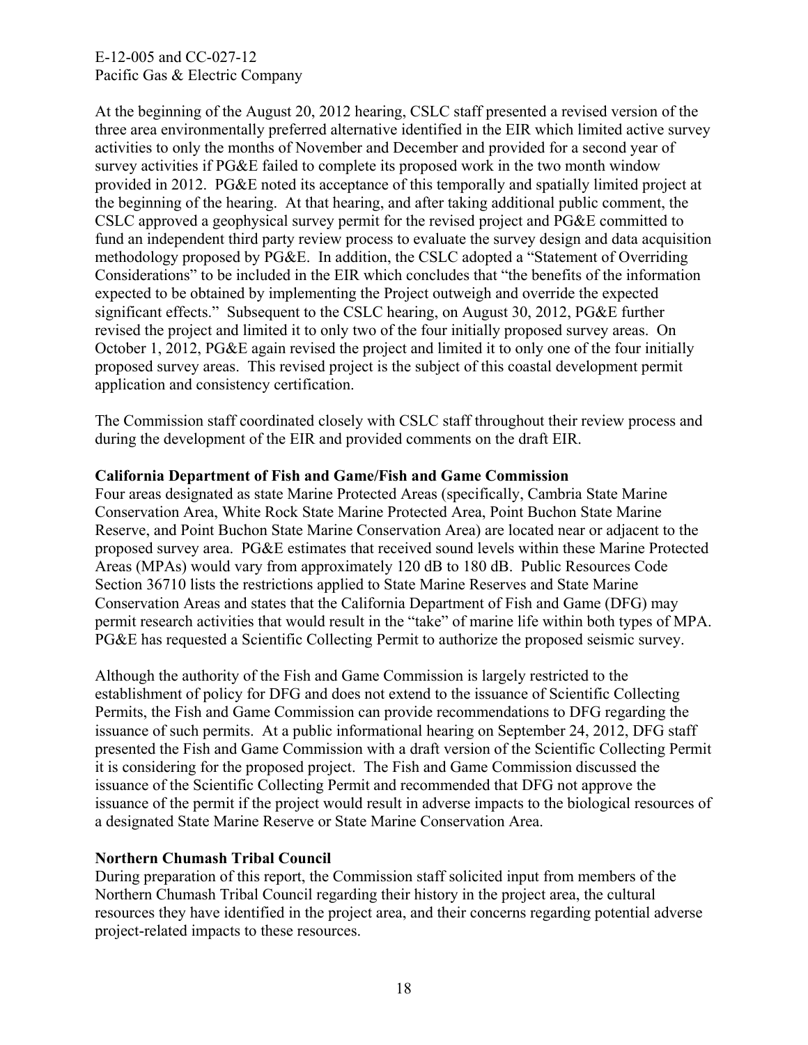At the beginning of the August 20, 2012 hearing, CSLC staff presented a revised version of the three area environmentally preferred alternative identified in the EIR which limited active survey activities to only the months of November and December and provided for a second year of survey activities if PG&E failed to complete its proposed work in the two month window provided in 2012. PG&E noted its acceptance of this temporally and spatially limited project at the beginning of the hearing. At that hearing, and after taking additional public comment, the CSLC approved a geophysical survey permit for the revised project and PG&E committed to fund an independent third party review process to evaluate the survey design and data acquisition methodology proposed by PG&E. In addition, the CSLC adopted a "Statement of Overriding Considerations" to be included in the EIR which concludes that "the benefits of the information expected to be obtained by implementing the Project outweigh and override the expected significant effects." Subsequent to the CSLC hearing, on August 30, 2012, PG&E further revised the project and limited it to only two of the four initially proposed survey areas. On October 1, 2012, PG&E again revised the project and limited it to only one of the four initially proposed survey areas. This revised project is the subject of this coastal development permit application and consistency certification.

The Commission staff coordinated closely with CSLC staff throughout their review process and during the development of the EIR and provided comments on the draft EIR.

**California Department of Fish and Game/Fish and Game Commission**

Four areas designated as state Marine Protected Areas (specifically, Cambria State Marine Conservation Area, White Rock State Marine Protected Area, Point Buchon State Marine Reserve, and Point Buchon State Marine Conservation Area) are located near or adjacent to the proposed survey area. PG&E estimates that received sound levels within these Marine Protected Areas (MPAs) would vary from approximately 120 dB to 180 dB. Public Resources Code Section 36710 lists the restrictions applied to State Marine Reserves and State Marine Conservation Areas and states that the California Department of Fish and Game (DFG) may permit research activities that would result in the "take" of marine life within both types of MPA. PG&E has requested a Scientific Collecting Permit to authorize the proposed seismic survey.

Although the authority of the Fish and Game Commission is largely restricted to the establishment of policy for DFG and does not extend to the issuance of Scientific Collecting Permits, the Fish and Game Commission can provide recommendations to DFG regarding the issuance of such permits. At a public informational hearing on September 24, 2012, DFG staff presented the Fish and Game Commission with a draft version of the Scientific Collecting Permit it is considering for the proposed project. The Fish and Game Commission discussed the issuance of the Scientific Collecting Permit and recommended that DFG not approve the issuance of the permit if the project would result in adverse impacts to the biological resources of a designated State Marine Reserve or State Marine Conservation Area.

**Northern Chumash Tribal Council**

During preparation of this report, the Commission staff solicited input from members of the Northern Chumash Tribal Council regarding their history in the project area, the cultural resources they have identified in the project area, and their concerns regarding potential adverse project-related impacts to these resources.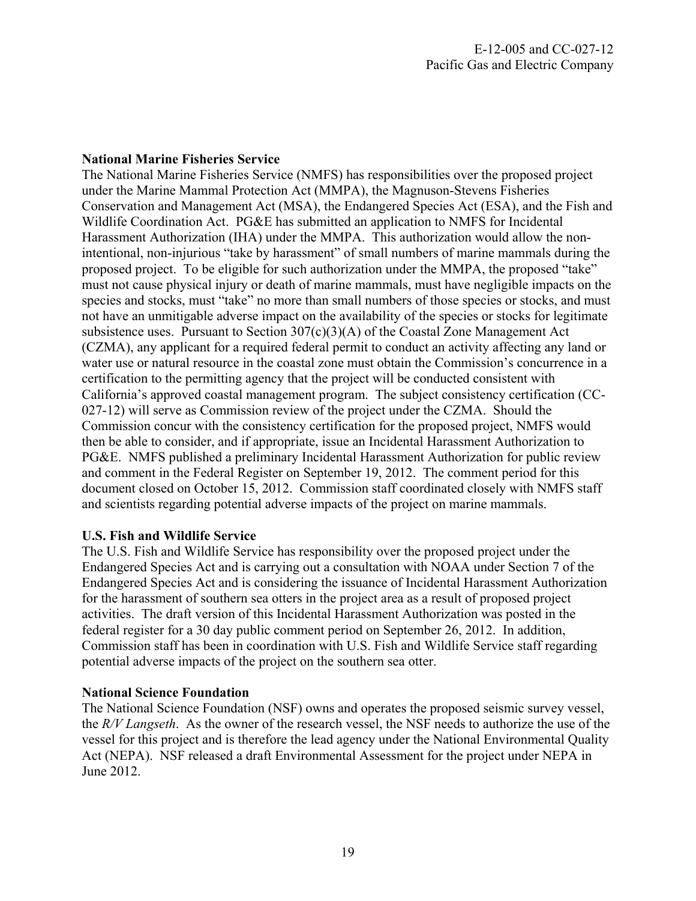**National Marine Fisheries Service**

The National Marine Fisheries Service (NMFS) has responsibilities over the proposed project under the Marine Mammal Protection Act (MMPA), the Magnuson-Stevens Fisheries Conservation and Management Act (MSA), the Endangered Species Act (ESA), and the Fish and Wildlife Coordination Act. PG&E has submitted an application to NMFS for Incidental Harassment Authorization (IHA) under the MMPA. This authorization would allow the non-intentional, non-injurious "take by harassment" of small numbers of marine mammals during the proposed project. To be eligible for such authorization under the MMPA, the proposed "take" must not cause physical injury or death of marine mammals, must have negligible impacts on the species and stocks, must "take" no more than small numbers of those species or stocks, and must not have an unmitigable adverse impact on the availability of the species or stocks for legitimate subsistence uses. Pursuant to Section 307(c)(3)(A) of the Coastal Zone Management Act (CZMA), any applicant for a required federal permit to conduct an activity affecting any land or water use or natural resource in the coastal zone must obtain the Commission's concurrence in a certification to the permitting agency that the project will be conducted consistent with California's approved coastal management program. The subject consistency certification (CC-027-12) will serve as Commission review of the project under the CZMA. Should the Commission concur with the consistency certification for the proposed project, NMFS would then be able to consider, and if appropriate, issue an Incidental Harassment Authorization to PG&E. NMFS published a preliminary Incidental Harassment Authorization for public review and comment in the Federal Register on September 19, 2012. The comment period for this document closed on October 15, 2012. Commission staff coordinated closely with NMFS staff and scientists regarding potential adverse impacts of the project on marine mammals.

**U.S. Fish and Wildlife Service**

The U.S. Fish and Wildlife Service has responsibility over the proposed project under the Endangered Species Act and is carrying out a consultation with NOAA under Section 7 of the Endangered Species Act and is considering the issuance of Incidental Harassment Authorization for the harassment of southern sea otters in the project area as a result of proposed project activities. The draft version of this Incidental Harassment Authorization was posted in the federal register for a 30 day public comment period on September 26, 2012. In addition, Commission staff has been in coordination with U.S. Fish and Wildlife Service staff regarding potential adverse impacts of the project on the southern sea otter.

**National Science Foundation**

The National Science Foundation (NSF) owns and operates the proposed seismic survey vessel, the *R/V Langseth*. As the owner of the research vessel, the NSF needs to authorize the use of the vessel for this project and is therefore the lead agency under the National Environmental Quality Act (NEPA). NSF released a draft Environmental Assessment for the project under NEPA in June 2012.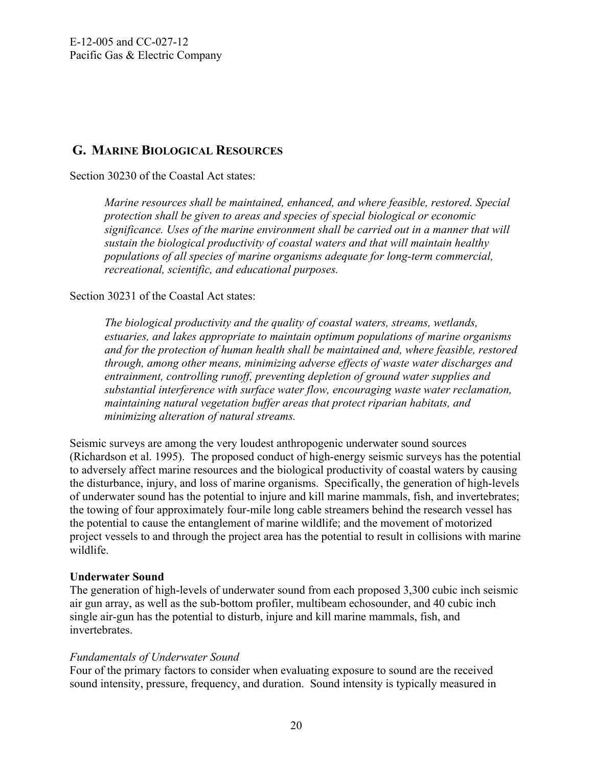## G. MARINE BIOLOGICAL RESOURCES

Section 30230 of the Coastal Act states:

> *Marine resources shall be maintained, enhanced, and where feasible, restored. Special protection shall be given to areas and species of special biological or economic significance. Uses of the marine environment shall be carried out in a manner that will sustain the biological productivity of coastal waters and that will maintain healthy populations of all species of marine organisms adequate for long-term commercial, recreational, scientific, and educational purposes.*

Section 30231 of the Coastal Act states:

> *The biological productivity and the quality of coastal waters, streams, wetlands, estuaries, and lakes appropriate to maintain optimum populations of marine organisms and for the protection of human health shall be maintained and, where feasible, restored through, among other means, minimizing adverse effects of waste water discharges and entrainment, controlling runoff, preventing depletion of ground water supplies and substantial interference with surface water flow, encouraging waste water reclamation, maintaining natural vegetation buffer areas that protect riparian habitats, and minimizing alteration of natural streams.*

Seismic surveys are among the very loudest anthropogenic underwater sound sources (Richardson et al. 1995). The proposed conduct of high-energy seismic surveys has the potential to adversely affect marine resources and the biological productivity of coastal waters by causing the disturbance, injury, and loss of marine organisms. Specifically, the generation of high-levels of underwater sound has the potential to injure and kill marine mammals, fish, and invertebrates; the towing of four approximately four-mile long cable streamers behind the research vessel has the potential to cause the entanglement of marine wildlife; and the movement of motorized project vessels to and through the project area has the potential to result in collisions with marine wildlife.

**Underwater Sound**

The generation of high-levels of underwater sound from each proposed 3,300 cubic inch seismic air gun array, as well as the sub-bottom profiler, multibeam echosounder, and 40 cubic inch single air-gun has the potential to disturb, injure and kill marine mammals, fish, and invertebrates.

*Fundamentals of Underwater Sound*

Four of the primary factors to consider when evaluating exposure to sound are the received sound intensity, pressure, frequency, and duration. Sound intensity is typically measured in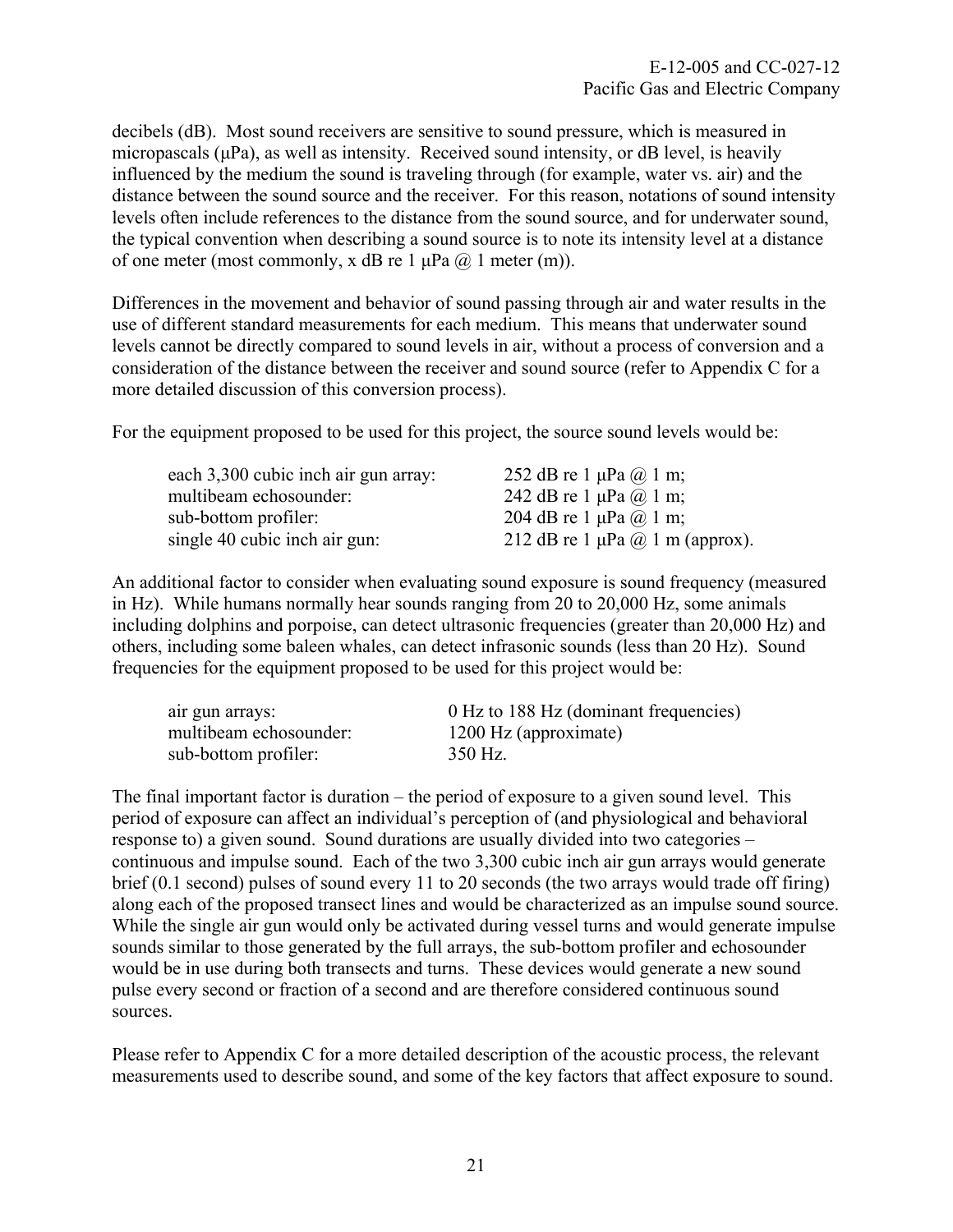decibels (dB). Most sound receivers are sensitive to sound pressure, which is measured in micropascals (μPa), as well as intensity. Received sound intensity, or dB level, is heavily influenced by the medium the sound is traveling through (for example, water vs. air) and the distance between the sound source and the receiver. For this reason, notations of sound intensity levels often include references to the distance from the sound source, and for underwater sound, the typical convention when describing a sound source is to note its intensity level at a distance of one meter (most commonly, x dB re 1 μPa @ 1 meter (m)).

Differences in the movement and behavior of sound passing through air and water results in the use of different standard measurements for each medium. This means that underwater sound levels cannot be directly compared to sound levels in air, without a process of conversion and a consideration of the distance between the receiver and sound source (refer to Appendix C for a more detailed discussion of this conversion process).

For the equipment proposed to be used for this project, the source sound levels would be:

| | |
|---|---|
| each 3,300 cubic inch air gun array: | 252 dB re 1 μPa @ 1 m; |
| multibeam echosounder: | 242 dB re 1 μPa @ 1 m; |
| sub-bottom profiler: | 204 dB re 1 μPa @ 1 m; |
| single 40 cubic inch air gun: | 212 dB re 1 μPa @ 1 m (approx). |

An additional factor to consider when evaluating sound exposure is sound frequency (measured in Hz). While humans normally hear sounds ranging from 20 to 20,000 Hz, some animals including dolphins and porpoise, can detect ultrasonic frequencies (greater than 20,000 Hz) and others, including some baleen whales, can detect infrasonic sounds (less than 20 Hz). Sound frequencies for the equipment proposed to be used for this project would be:

| | |
|---|---|
| air gun arrays: | 0 Hz to 188 Hz (dominant frequencies) |
| multibeam echosounder: | 1200 Hz (approximate) |
| sub-bottom profiler: | 350 Hz. |

The final important factor is duration – the period of exposure to a given sound level. This period of exposure can affect an individual's perception of (and physiological and behavioral response to) a given sound. Sound durations are usually divided into two categories – continuous and impulse sound. Each of the two 3,300 cubic inch air gun arrays would generate brief (0.1 second) pulses of sound every 11 to 20 seconds (the two arrays would trade off firing) along each of the proposed transect lines and would be characterized as an impulse sound source. While the single air gun would only be activated during vessel turns and would generate impulse sounds similar to those generated by the full arrays, the sub-bottom profiler and echosounder would be in use during both transects and turns. These devices would generate a new sound pulse every second or fraction of a second and are therefore considered continuous sound sources.

Please refer to Appendix C for a more detailed description of the acoustic process, the relevant measurements used to describe sound, and some of the key factors that affect exposure to sound.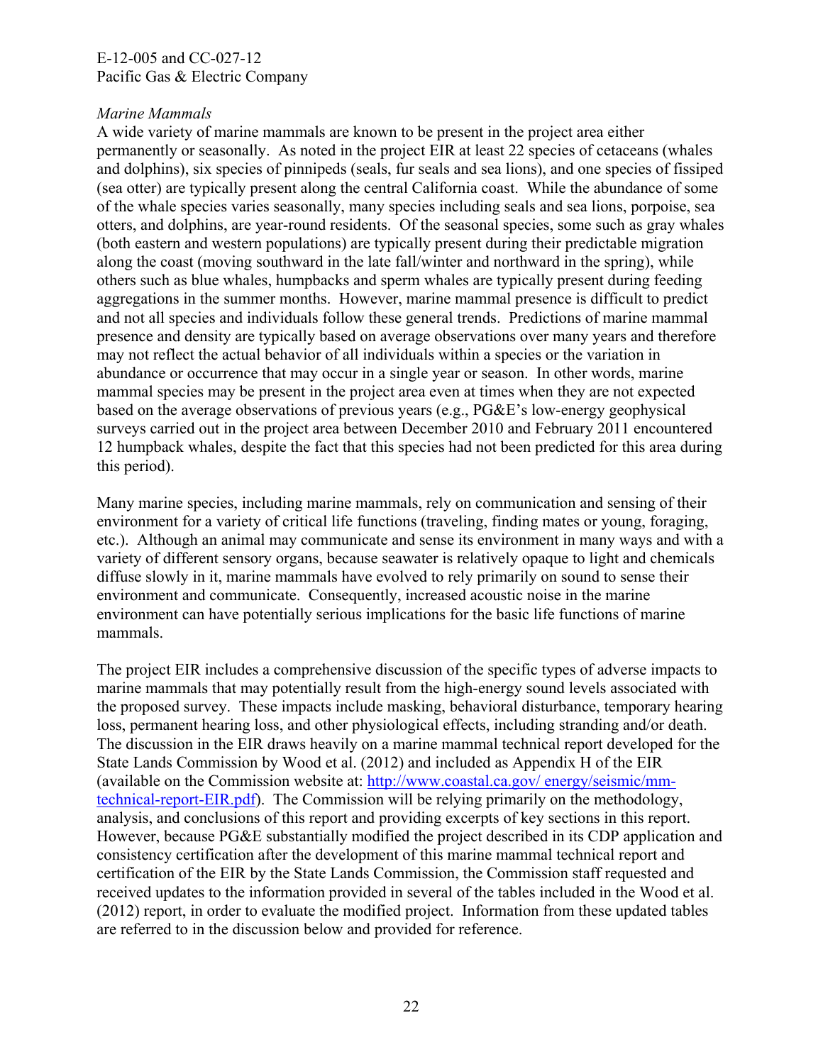*Marine Mammals*

A wide variety of marine mammals are known to be present in the project area either permanently or seasonally. As noted in the project EIR at least 22 species of cetaceans (whales and dolphins), six species of pinnipeds (seals, fur seals and sea lions), and one species of fissiped (sea otter) are typically present along the central California coast. While the abundance of some of the whale species varies seasonally, many species including seals and sea lions, porpoise, sea otters, and dolphins, are year-round residents. Of the seasonal species, some such as gray whales (both eastern and western populations) are typically present during their predictable migration along the coast (moving southward in the late fall/winter and northward in the spring), while others such as blue whales, humpbacks and sperm whales are typically present during feeding aggregations in the summer months. However, marine mammal presence is difficult to predict and not all species and individuals follow these general trends. Predictions of marine mammal presence and density are typically based on average observations over many years and therefore may not reflect the actual behavior of all individuals within a species or the variation in abundance or occurrence that may occur in a single year or season. In other words, marine mammal species may be present in the project area even at times when they are not expected based on the average observations of previous years (e.g., PG&E's low-energy geophysical surveys carried out in the project area between December 2010 and February 2011 encountered 12 humpback whales, despite the fact that this species had not been predicted for this area during this period).

Many marine species, including marine mammals, rely on communication and sensing of their environment for a variety of critical life functions (traveling, finding mates or young, foraging, etc.). Although an animal may communicate and sense its environment in many ways and with a variety of different sensory organs, because seawater is relatively opaque to light and chemicals diffuse slowly in it, marine mammals have evolved to rely primarily on sound to sense their environment and communicate. Consequently, increased acoustic noise in the marine environment can have potentially serious implications for the basic life functions of marine mammals.

The project EIR includes a comprehensive discussion of the specific types of adverse impacts to marine mammals that may potentially result from the high-energy sound levels associated with the proposed survey. These impacts include masking, behavioral disturbance, temporary hearing loss, permanent hearing loss, and other physiological effects, including stranding and/or death. The discussion in the EIR draws heavily on a marine mammal technical report developed for the State Lands Commission by Wood et al. (2012) and included as Appendix H of the EIR (available on the Commission website at: http://www.coastal.ca.gov/ energy/seismic/mm-technical-report-EIR.pdf). The Commission will be relying primarily on the methodology, analysis, and conclusions of this report and providing excerpts of key sections in this report. However, because PG&E substantially modified the project described in its CDP application and consistency certification after the development of this marine mammal technical report and certification of the EIR by the State Lands Commission, the Commission staff requested and received updates to the information provided in several of the tables included in the Wood et al. (2012) report, in order to evaluate the modified project. Information from these updated tables are referred to in the discussion below and provided for reference.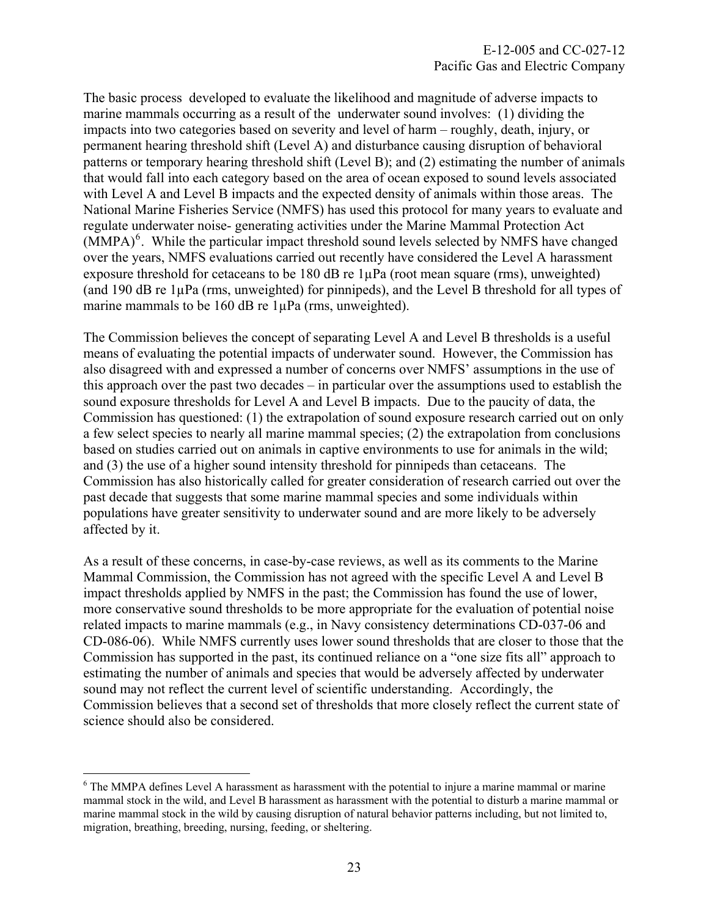The basic process developed to evaluate the likelihood and magnitude of adverse impacts to marine mammals occurring as a result of the underwater sound involves: (1) dividing the impacts into two categories based on severity and level of harm – roughly, death, injury, or permanent hearing threshold shift (Level A) and disturbance causing disruption of behavioral patterns or temporary hearing threshold shift (Level B); and (2) estimating the number of animals that would fall into each category based on the area of ocean exposed to sound levels associated with Level A and Level B impacts and the expected density of animals within those areas. The National Marine Fisheries Service (NMFS) has used this protocol for many years to evaluate and regulate underwater noise- generating activities under the Marine Mammal Protection Act (MMPA)[6]. While the particular impact threshold sound levels selected by NMFS have changed over the years, NMFS evaluations carried out recently have considered the Level A harassment exposure threshold for cetaceans to be 180 dB re 1µPa (root mean square (rms), unweighted) (and 190 dB re 1µPa (rms, unweighted) for pinnipeds), and the Level B threshold for all types of marine mammals to be 160 dB re 1µPa (rms, unweighted).

The Commission believes the concept of separating Level A and Level B thresholds is a useful means of evaluating the potential impacts of underwater sound. However, the Commission has also disagreed with and expressed a number of concerns over NMFS' assumptions in the use of this approach over the past two decades – in particular over the assumptions used to establish the sound exposure thresholds for Level A and Level B impacts. Due to the paucity of data, the Commission has questioned: (1) the extrapolation of sound exposure research carried out on only a few select species to nearly all marine mammal species; (2) the extrapolation from conclusions based on studies carried out on animals in captive environments to use for animals in the wild; and (3) the use of a higher sound intensity threshold for pinnipeds than cetaceans. The Commission has also historically called for greater consideration of research carried out over the past decade that suggests that some marine mammal species and some individuals within populations have greater sensitivity to underwater sound and are more likely to be adversely affected by it.

As a result of these concerns, in case-by-case reviews, as well as its comments to the Marine Mammal Commission, the Commission has not agreed with the specific Level A and Level B impact thresholds applied by NMFS in the past; the Commission has found the use of lower, more conservative sound thresholds to be more appropriate for the evaluation of potential noise related impacts to marine mammals (e.g., in Navy consistency determinations CD-037-06 and CD-086-06). While NMFS currently uses lower sound thresholds that are closer to those that the Commission has supported in the past, its continued reliance on a "one size fits all" approach to estimating the number of animals and species that would be adversely affected by underwater sound may not reflect the current level of scientific understanding. Accordingly, the Commission believes that a second set of thresholds that more closely reflect the current state of science should also be considered.

---

[6] The MMPA defines Level A harassment as harassment with the potential to injure a marine mammal or marine mammal stock in the wild, and Level B harassment as harassment with the potential to disturb a marine mammal or marine mammal stock in the wild by causing disruption of natural behavior patterns including, but not limited to, migration, breathing, breeding, nursing, feeding, or sheltering.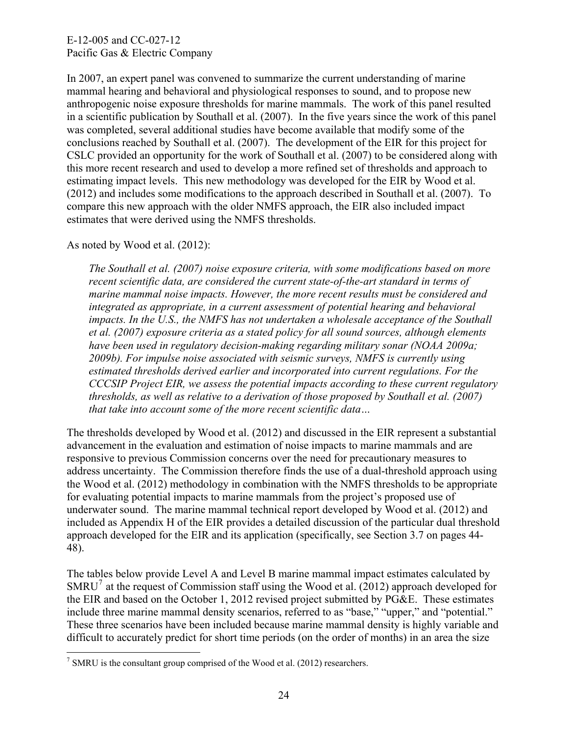In 2007, an expert panel was convened to summarize the current understanding of marine mammal hearing and behavioral and physiological responses to sound, and to propose new anthropogenic noise exposure thresholds for marine mammals. The work of this panel resulted in a scientific publication by Southall et al. (2007). In the five years since the work of this panel was completed, several additional studies have become available that modify some of the conclusions reached by Southall et al. (2007). The development of the EIR for this project for CSLC provided an opportunity for the work of Southall et al. (2007) to be considered along with this more recent research and used to develop a more refined set of thresholds and approach to estimating impact levels. This new methodology was developed for the EIR by Wood et al. (2012) and includes some modifications to the approach described in Southall et al. (2007). To compare this new approach with the older NMFS approach, the EIR also included impact estimates that were derived using the NMFS thresholds.

As noted by Wood et al. (2012):

> *The Southall et al. (2007) noise exposure criteria, with some modifications based on more recent scientific data, are considered the current state-of-the-art standard in terms of marine mammal noise impacts. However, the more recent results must be considered and integrated as appropriate, in a current assessment of potential hearing and behavioral impacts. In the U.S., the NMFS has not undertaken a wholesale acceptance of the Southall et al. (2007) exposure criteria as a stated policy for all sound sources, although elements have been used in regulatory decision-making regarding military sonar (NOAA 2009a; 2009b). For impulse noise associated with seismic surveys, NMFS is currently using estimated thresholds derived earlier and incorporated into current regulations. For the CCCSIP Project EIR, we assess the potential impacts according to these current regulatory thresholds, as well as relative to a derivation of those proposed by Southall et al. (2007) that take into account some of the more recent scientific data…*

The thresholds developed by Wood et al. (2012) and discussed in the EIR represent a substantial advancement in the evaluation and estimation of noise impacts to marine mammals and are responsive to previous Commission concerns over the need for precautionary measures to address uncertainty. The Commission therefore finds the use of a dual-threshold approach using the Wood et al. (2012) methodology in combination with the NMFS thresholds to be appropriate for evaluating potential impacts to marine mammals from the project's proposed use of underwater sound. The marine mammal technical report developed by Wood et al. (2012) and included as Appendix H of the EIR provides a detailed discussion of the particular dual threshold approach developed for the EIR and its application (specifically, see Section 3.7 on pages 44-48).

The tables below provide Level A and Level B marine mammal impact estimates calculated by SMRU[7] at the request of Commission staff using the Wood et al. (2012) approach developed for the EIR and based on the October 1, 2012 revised project submitted by PG&E. These estimates include three marine mammal density scenarios, referred to as "base," "upper," and "potential." These three scenarios have been included because marine mammal density is highly variable and difficult to accurately predict for short time periods (on the order of months) in an area the size

[7] SMRU is the consultant group comprised of the Wood et al. (2012) researchers.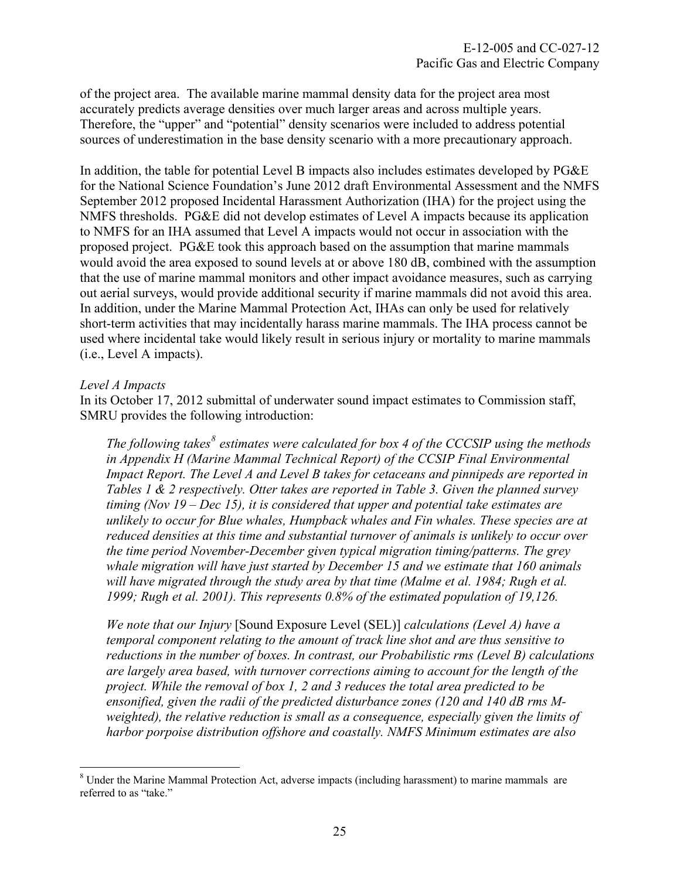of the project area. The available marine mammal density data for the project area most accurately predicts average densities over much larger areas and across multiple years. Therefore, the "upper" and "potential" density scenarios were included to address potential sources of underestimation in the base density scenario with a more precautionary approach.

In addition, the table for potential Level B impacts also includes estimates developed by PG&E for the National Science Foundation's June 2012 draft Environmental Assessment and the NMFS September 2012 proposed Incidental Harassment Authorization (IHA) for the project using the NMFS thresholds. PG&E did not develop estimates of Level A impacts because its application to NMFS for an IHA assumed that Level A impacts would not occur in association with the proposed project. PG&E took this approach based on the assumption that marine mammals would avoid the area exposed to sound levels at or above 180 dB, combined with the assumption that the use of marine mammal monitors and other impact avoidance measures, such as carrying out aerial surveys, would provide additional security if marine mammals did not avoid this area. In addition, under the Marine Mammal Protection Act, IHAs can only be used for relatively short-term activities that may incidentally harass marine mammals. The IHA process cannot be used where incidental take would likely result in serious injury or mortality to marine mammals (i.e., Level A impacts).

*Level A Impacts*

In its October 17, 2012 submittal of underwater sound impact estimates to Commission staff, SMRU provides the following introduction:

> *The following takes[8] estimates were calculated for box 4 of the CCCSIP using the methods in Appendix H (Marine Mammal Technical Report) of the CCSIP Final Environmental Impact Report. The Level A and Level B takes for cetaceans and pinnipeds are reported in Tables 1 & 2 respectively. Otter takes are reported in Table 3. Given the planned survey timing (Nov 19 – Dec 15), it is considered that upper and potential take estimates are unlikely to occur for Blue whales, Humpback whales and Fin whales. These species are at reduced densities at this time and substantial turnover of animals is unlikely to occur over the time period November-December given typical migration timing/patterns. The grey whale migration will have just started by December 15 and we estimate that 160 animals will have migrated through the study area by that time (Malme et al. 1984; Rugh et al. 1999; Rugh et al. 2001). This represents 0.8% of the estimated population of 19,126.*
>
> *We note that our Injury* [Sound Exposure Level (SEL)] *calculations (Level A) have a temporal component relating to the amount of track line shot and are thus sensitive to reductions in the number of boxes. In contrast, our Probabilistic rms (Level B) calculations are largely area based, with turnover corrections aiming to account for the length of the project. While the removal of box 1, 2 and 3 reduces the total area predicted to be ensonified, given the radii of the predicted disturbance zones (120 and 140 dB rms M-weighted), the relative reduction is small as a consequence, especially given the limits of harbor porpoise distribution offshore and coastally. NMFS Minimum estimates are also*

[8] Under the Marine Mammal Protection Act, adverse impacts (including harassment) to marine mammals are referred to as "take."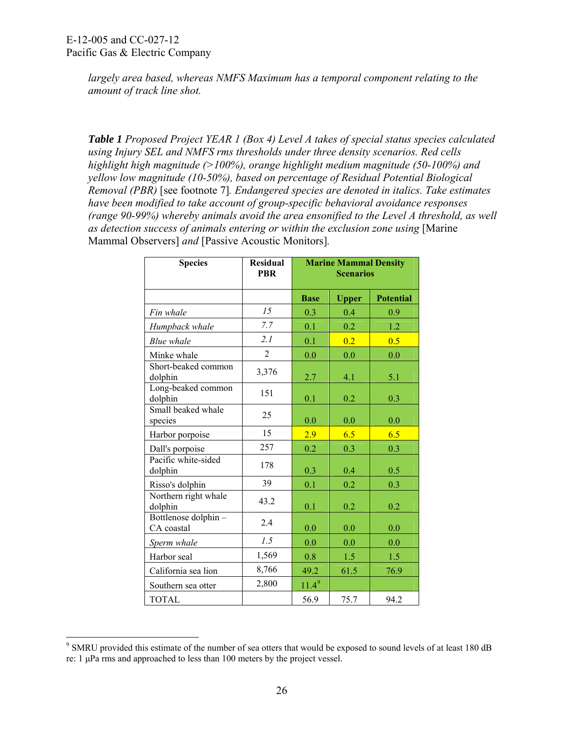*largely area based, whereas NMFS Maximum has a temporal component relating to the amount of track line shot.*

***Table 1*** *Proposed Project YEAR 1 (Box 4) Level A takes of special status species calculated using Injury SEL and NMFS rms thresholds under three density scenarios. Red cells highlight high magnitude (>100%), orange highlight medium magnitude (50-100%) and yellow low magnitude (10-50%), based on percentage of Residual Potential Biological Removal (PBR)* [see footnote 7]*. Endangered species are denoted in italics. Take estimates have been modified to take account of group-specific behavioral avoidance responses (range 90-99%) whereby animals avoid the area ensonified to the Level A threshold, as well as detection success of animals entering or within the exclusion zone using* [Marine Mammal Observers] *and* [Passive Acoustic Monitors].

| Species | Residual PBR | Marine Mammal Density Scenarios | | |
|---|---|---|---|---|
| | | Base | Upper | Potential |
| *Fin whale* | *15* | 0.3 | 0.4 | 0.9 |
| *Humpback whale* | *7.7* | 0.1 | 0.2 | 1.2 |
| *Blue whale* | *2.1* | 0.1 | 0.2 | 0.5 |
| Minke whale | 2 | 0.0 | 0.0 | 0.0 |
| Short-beaked common dolphin | 3,376 | 2.7 | 4.1 | 5.1 |
| Long-beaked common dolphin | 151 | 0.1 | 0.2 | 0.3 |
| Small beaked whale species | 25 | 0.0 | 0.0 | 0.0 |
| Harbor porpoise | 15 | 2.9 | 6.5 | 6.5 |
| Dall's porpoise | 257 | 0.2 | 0.3 | 0.3 |
| Pacific white-sided dolphin | 178 | 0.3 | 0.4 | 0.5 |
| Risso's dolphin | 39 | 0.1 | 0.2 | 0.3 |
| Northern right whale dolphin | 43.2 | 0.1 | 0.2 | 0.2 |
| Bottlenose dolphin – CA coastal | 2.4 | 0.0 | 0.0 | 0.0 |
| *Sperm whale* | *1.5* | 0.0 | 0.0 | 0.0 |
| Harbor seal | 1,569 | 0.8 | 1.5 | 1.5 |
| California sea lion | 8,766 | 49.2 | 61.5 | 76.9 |
| Southern sea otter | 2,800 | 11.4[9] | | |
| TOTAL | | 56.9 | 75.7 | 94.2 |

[9] SMRU provided this estimate of the number of sea otters that would be exposed to sound levels of at least 180 dB re: 1 μPa rms and approached to less than 100 meters by the project vessel.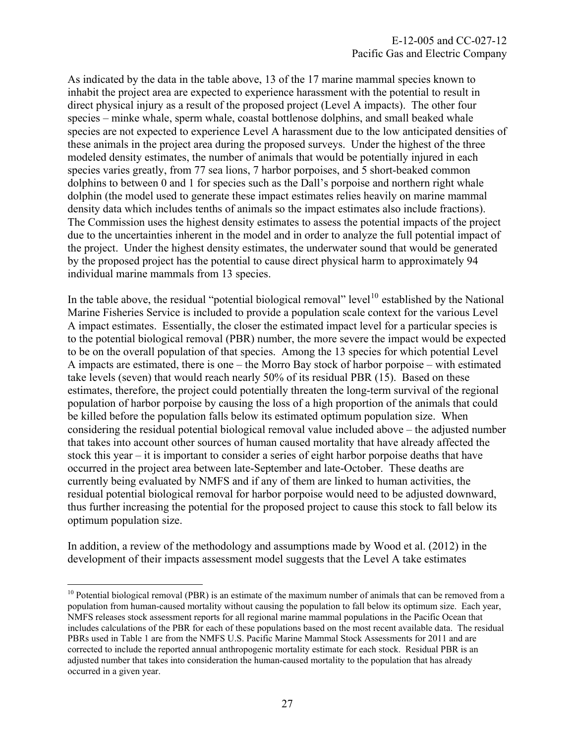As indicated by the data in the table above, 13 of the 17 marine mammal species known to inhabit the project area are expected to experience harassment with the potential to result in direct physical injury as a result of the proposed project (Level A impacts). The other four species – minke whale, sperm whale, coastal bottlenose dolphins, and small beaked whale species are not expected to experience Level A harassment due to the low anticipated densities of these animals in the project area during the proposed surveys. Under the highest of the three modeled density estimates, the number of animals that would be potentially injured in each species varies greatly, from 77 sea lions, 7 harbor porpoises, and 5 short-beaked common dolphins to between 0 and 1 for species such as the Dall's porpoise and northern right whale dolphin (the model used to generate these impact estimates relies heavily on marine mammal density data which includes tenths of animals so the impact estimates also include fractions). The Commission uses the highest density estimates to assess the potential impacts of the project due to the uncertainties inherent in the model and in order to analyze the full potential impact of the project. Under the highest density estimates, the underwater sound that would be generated by the proposed project has the potential to cause direct physical harm to approximately 94 individual marine mammals from 13 species.

In the table above, the residual "potential biological removal" level[10] established by the National Marine Fisheries Service is included to provide a population scale context for the various Level A impact estimates. Essentially, the closer the estimated impact level for a particular species is to the potential biological removal (PBR) number, the more severe the impact would be expected to be on the overall population of that species. Among the 13 species for which potential Level A impacts are estimated, there is one – the Morro Bay stock of harbor porpoise – with estimated take levels (seven) that would reach nearly 50% of its residual PBR (15). Based on these estimates, therefore, the project could potentially threaten the long-term survival of the regional population of harbor porpoise by causing the loss of a high proportion of the animals that could be killed before the population falls below its estimated optimum population size. When considering the residual potential biological removal value included above – the adjusted number that takes into account other sources of human caused mortality that have already affected the stock this year – it is important to consider a series of eight harbor porpoise deaths that have occurred in the project area between late-September and late-October. These deaths are currently being evaluated by NMFS and if any of them are linked to human activities, the residual potential biological removal for harbor porpoise would need to be adjusted downward, thus further increasing the potential for the proposed project to cause this stock to fall below its optimum population size.

In addition, a review of the methodology and assumptions made by Wood et al. (2012) in the development of their impacts assessment model suggests that the Level A take estimates

[10] Potential biological removal (PBR) is an estimate of the maximum number of animals that can be removed from a population from human-caused mortality without causing the population to fall below its optimum size. Each year, NMFS releases stock assessment reports for all regional marine mammal populations in the Pacific Ocean that includes calculations of the PBR for each of these populations based on the most recent available data. The residual PBRs used in Table 1 are from the NMFS U.S. Pacific Marine Mammal Stock Assessments for 2011 and are corrected to include the reported annual anthropogenic mortality estimate for each stock. Residual PBR is an adjusted number that takes into consideration the human-caused mortality to the population that has already occurred in a given year.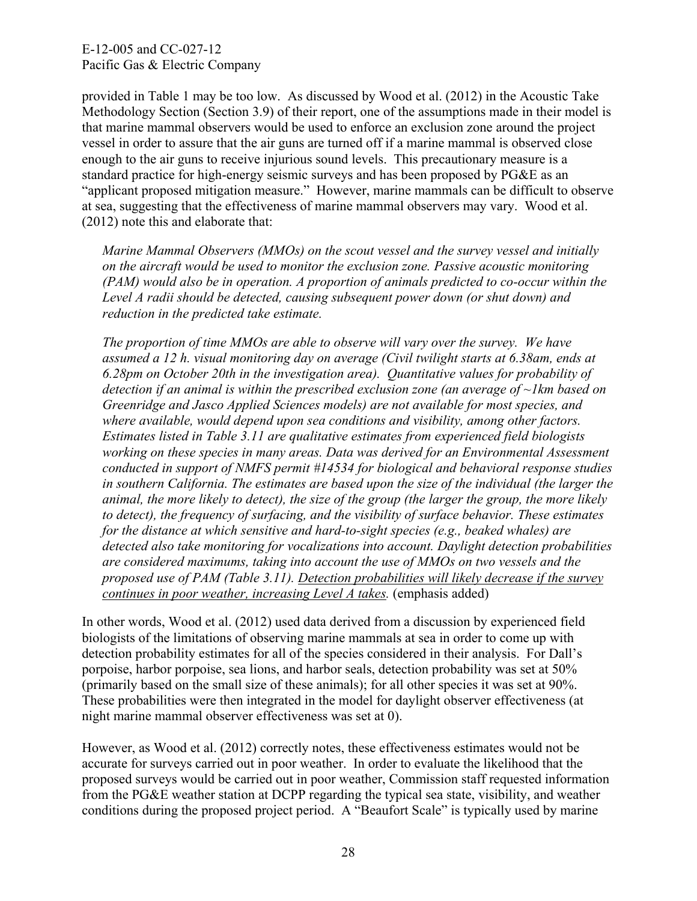provided in Table 1 may be too low. As discussed by Wood et al. (2012) in the Acoustic Take Methodology Section (Section 3.9) of their report, one of the assumptions made in their model is that marine mammal observers would be used to enforce an exclusion zone around the project vessel in order to assure that the air guns are turned off if a marine mammal is observed close enough to the air guns to receive injurious sound levels. This precautionary measure is a standard practice for high-energy seismic surveys and has been proposed by PG&E as an "applicant proposed mitigation measure." However, marine mammals can be difficult to observe at sea, suggesting that the effectiveness of marine mammal observers may vary. Wood et al. (2012) note this and elaborate that:

> *Marine Mammal Observers (MMOs) on the scout vessel and the survey vessel and initially on the aircraft would be used to monitor the exclusion zone. Passive acoustic monitoring (PAM) would also be in operation. A proportion of animals predicted to co-occur within the Level A radii should be detected, causing subsequent power down (or shut down) and reduction in the predicted take estimate.*
>
> *The proportion of time MMOs are able to observe will vary over the survey. We have assumed a 12 h. visual monitoring day on average (Civil twilight starts at 6.38am, ends at 6.28pm on October 20th in the investigation area). Quantitative values for probability of detection if an animal is within the prescribed exclusion zone (an average of ~1km based on Greenridge and Jasco Applied Sciences models) are not available for most species, and where available, would depend upon sea conditions and visibility, among other factors. Estimates listed in Table 3.11 are qualitative estimates from experienced field biologists working on these species in many areas. Data was derived for an Environmental Assessment conducted in support of NMFS permit #14534 for biological and behavioral response studies in southern California. The estimates are based upon the size of the individual (the larger the animal, the more likely to detect), the size of the group (the larger the group, the more likely to detect), the frequency of surfacing, and the visibility of surface behavior. These estimates for the distance at which sensitive and hard-to-sight species (e.g., beaked whales) are detected also take monitoring for vocalizations into account. Daylight detection probabilities are considered maximums, taking into account the use of MMOs on two vessels and the proposed use of PAM (Table 3.11). <u>Detection probabilities will likely decrease if the survey continues in poor weather, increasing Level A takes.</u>* (emphasis added)

In other words, Wood et al. (2012) used data derived from a discussion by experienced field biologists of the limitations of observing marine mammals at sea in order to come up with detection probability estimates for all of the species considered in their analysis. For Dall's porpoise, harbor porpoise, sea lions, and harbor seals, detection probability was set at 50% (primarily based on the small size of these animals); for all other species it was set at 90%. These probabilities were then integrated in the model for daylight observer effectiveness (at night marine mammal observer effectiveness was set at 0).

However, as Wood et al. (2012) correctly notes, these effectiveness estimates would not be accurate for surveys carried out in poor weather. In order to evaluate the likelihood that the proposed surveys would be carried out in poor weather, Commission staff requested information from the PG&E weather station at DCPP regarding the typical sea state, visibility, and weather conditions during the proposed project period. A "Beaufort Scale" is typically used by marine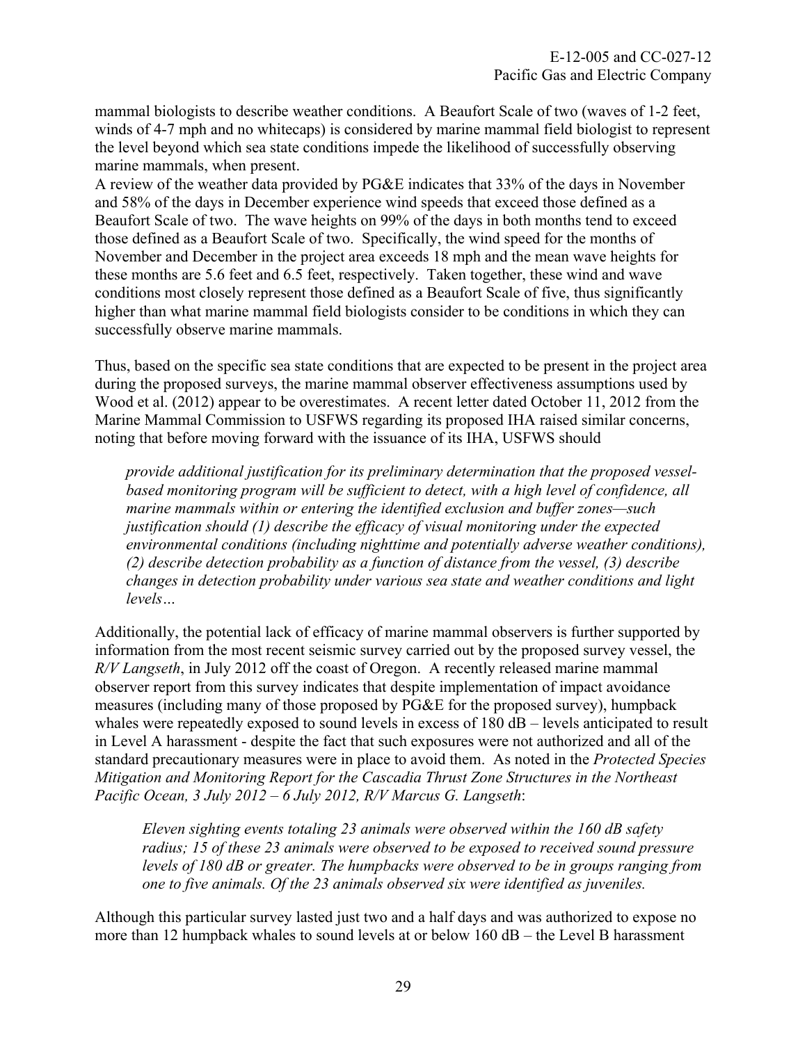mammal biologists to describe weather conditions. A Beaufort Scale of two (waves of 1-2 feet, winds of 4-7 mph and no whitecaps) is considered by marine mammal field biologist to represent the level beyond which sea state conditions impede the likelihood of successfully observing marine mammals, when present.
A review of the weather data provided by PG&E indicates that 33% of the days in November and 58% of the days in December experience wind speeds that exceed those defined as a Beaufort Scale of two. The wave heights on 99% of the days in both months tend to exceed those defined as a Beaufort Scale of two. Specifically, the wind speed for the months of November and December in the project area exceeds 18 mph and the mean wave heights for these months are 5.6 feet and 6.5 feet, respectively. Taken together, these wind and wave conditions most closely represent those defined as a Beaufort Scale of five, thus significantly higher than what marine mammal field biologists consider to be conditions in which they can successfully observe marine mammals.

Thus, based on the specific sea state conditions that are expected to be present in the project area during the proposed surveys, the marine mammal observer effectiveness assumptions used by Wood et al. (2012) appear to be overestimates. A recent letter dated October 11, 2012 from the Marine Mammal Commission to USFWS regarding its proposed IHA raised similar concerns, noting that before moving forward with the issuance of its IHA, USFWS should

> *provide additional justification for its preliminary determination that the proposed vessel-based monitoring program will be sufficient to detect, with a high level of confidence, all marine mammals within or entering the identified exclusion and buffer zones—such justification should (1) describe the efficacy of visual monitoring under the expected environmental conditions (including nighttime and potentially adverse weather conditions), (2) describe detection probability as a function of distance from the vessel, (3) describe changes in detection probability under various sea state and weather conditions and light levels…*

Additionally, the potential lack of efficacy of marine mammal observers is further supported by information from the most recent seismic survey carried out by the proposed survey vessel, the *R/V Langseth*, in July 2012 off the coast of Oregon. A recently released marine mammal observer report from this survey indicates that despite implementation of impact avoidance measures (including many of those proposed by PG&E for the proposed survey), humpback whales were repeatedly exposed to sound levels in excess of 180 dB – levels anticipated to result in Level A harassment - despite the fact that such exposures were not authorized and all of the standard precautionary measures were in place to avoid them. As noted in the *Protected Species Mitigation and Monitoring Report for the Cascadia Thrust Zone Structures in the Northeast Pacific Ocean, 3 July 2012 – 6 July 2012, R/V Marcus G. Langseth*:

> *Eleven sighting events totaling 23 animals were observed within the 160 dB safety radius; 15 of these 23 animals were observed to be exposed to received sound pressure levels of 180 dB or greater. The humpbacks were observed to be in groups ranging from one to five animals. Of the 23 animals observed six were identified as juveniles.*

Although this particular survey lasted just two and a half days and was authorized to expose no more than 12 humpback whales to sound levels at or below 160 dB – the Level B harassment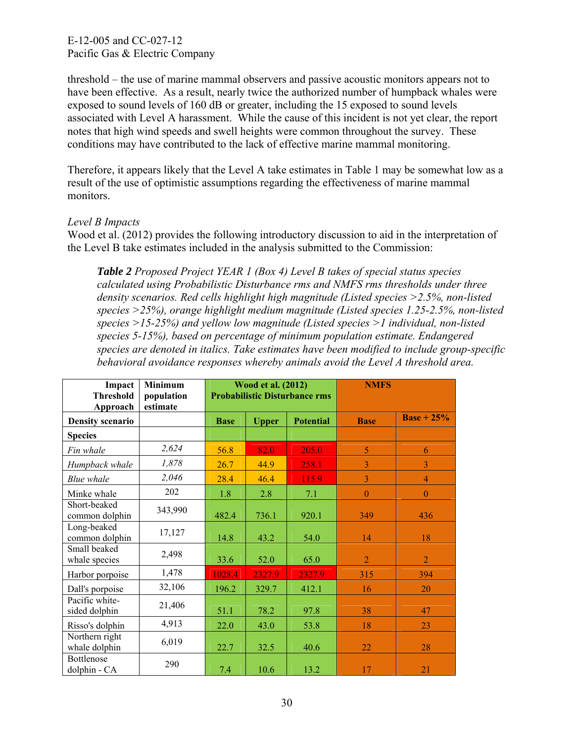threshold – the use of marine mammal observers and passive acoustic monitors appears not to have been effective. As a result, nearly twice the authorized number of humpback whales were exposed to sound levels of 160 dB or greater, including the 15 exposed to sound levels associated with Level A harassment. While the cause of this incident is not yet clear, the report notes that high wind speeds and swell heights were common throughout the survey. These conditions may have contributed to the lack of effective marine mammal monitoring.

Therefore, it appears likely that the Level A take estimates in Table 1 may be somewhat low as a result of the use of optimistic assumptions regarding the effectiveness of marine mammal monitors.

*Level B Impacts*
Wood et al. (2012) provides the following introductory discussion to aid in the interpretation of the Level B take estimates included in the analysis submitted to the Commission:

> ***Table 2*** *Proposed Project YEAR 1 (Box 4) Level B takes of special status species calculated using Probabilistic Disturbance rms and NMFS rms thresholds under three density scenarios. Red cells highlight high magnitude (Listed species >2.5%, non-listed species >25%), orange highlight medium magnitude (Listed species 1.25-2.5%, non-listed species >15-25%) and yellow low magnitude (Listed species >1 individual, non-listed species 5-15%), based on percentage of minimum population estimate. Endangered species are denoted in italics. Take estimates have been modified to include group-specific behavioral avoidance responses whereby animals avoid the Level A threshold area.*

| **Impact Threshold Approach** | **Minimum population estimate** | **Wood et al. (2012) Probabilistic Disturbance rms** | | | **NMFS** | |
|---|---|---|---|---|---|---|
| **Density scenario** | | **Base** | **Upper** | **Potential** | **Base** | **Base + 25%** |
| **Species** | | | | | | |
| *Fin whale* | *2,624* | 56.8 | 82.0 | 205.0 | 5 | 6 |
| *Humpback whale* | *1,878* | 26.7 | 44.9 | 258.1 | 3 | 3 |
| *Blue whale* | *2,046* | 28.4 | 46.4 | 115.9 | 3 | 4 |
| Minke whale | 202 | 1.8 | 2.8 | 7.1 | 0 | 0 |
| Short-beaked common dolphin | 343,990 | 482.4 | 736.1 | 920.1 | 349 | 436 |
| Long-beaked common dolphin | 17,127 | 14.8 | 43.2 | 54.0 | 14 | 18 |
| Small beaked whale species | 2,498 | 33.6 | 52.0 | 65.0 | 2 | 2 |
| Harbor porpoise | 1,478 | 1028.4 | 2327.9 | 2327.9 | 315 | 394 |
| Dall's porpoise | 32,106 | 196.2 | 329.7 | 412.1 | 16 | 20 |
| Pacific white-sided dolphin | 21,406 | 51.1 | 78.2 | 97.8 | 38 | 47 |
| Risso's dolphin | 4,913 | 22.0 | 43.0 | 53.8 | 18 | 23 |
| Northern right whale dolphin | 6,019 | 22.7 | 32.5 | 40.6 | 22 | 28 |
| Bottlenose dolphin - CA | 290 | 7.4 | 10.6 | 13.2 | 17 | 21 |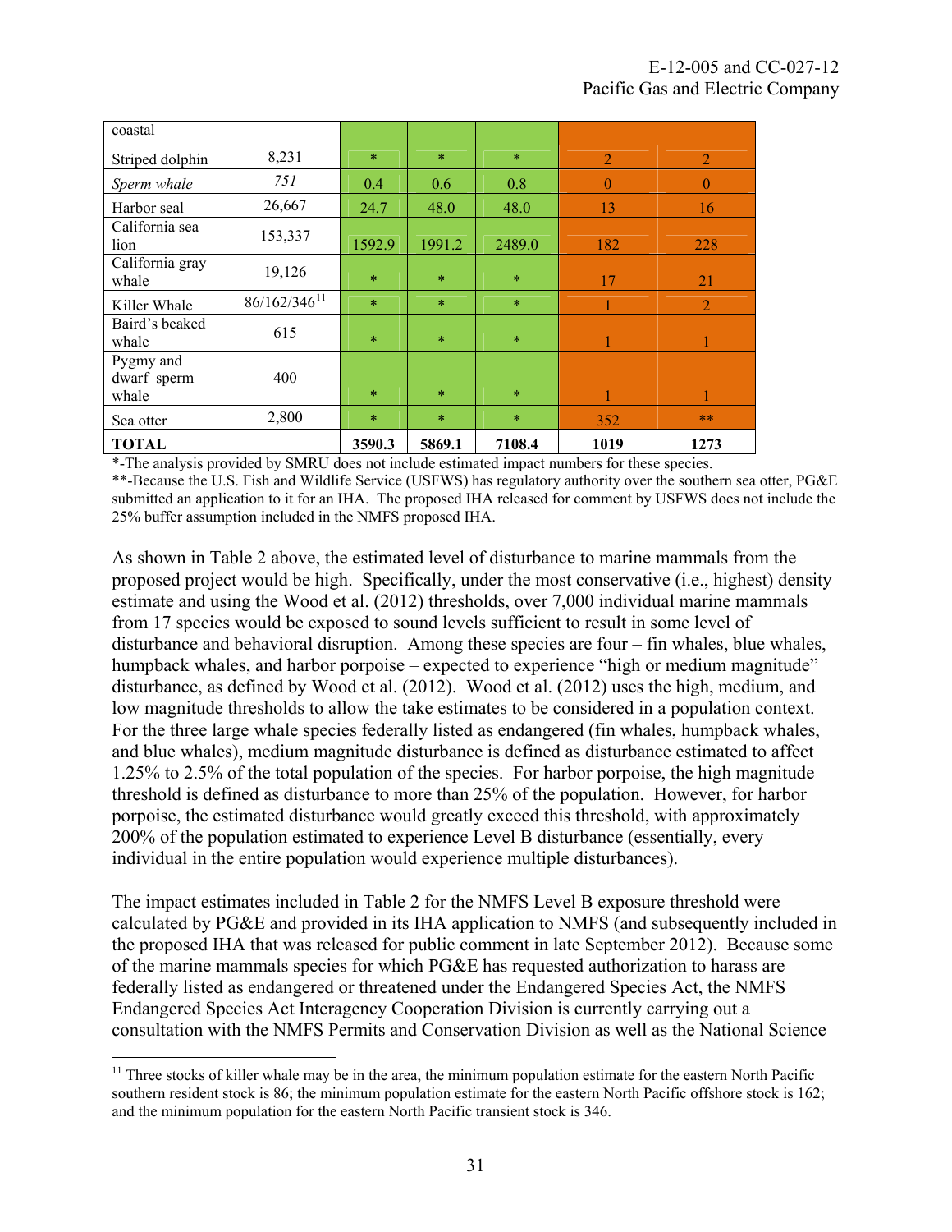| coastal | | | | | | |
|---|---|---|---|---|---|---|
| Striped dolphin | 8,231 | * | * | * | 2 | 2 |
| *Sperm whale* | *751* | 0.4 | 0.6 | 0.8 | 0 | 0 |
| Harbor seal | 26,667 | 24.7 | 48.0 | 48.0 | 13 | 16 |
| California sea lion | 153,337 | 1592.9 | 1991.2 | 2489.0 | 182 | 228 |
| California gray whale | 19,126 | * | * | * | 17 | 21 |
| Killer Whale | 86/162/346[11] | * | * | * | 1 | 2 |
| Baird's beaked whale | 615 | * | * | * | 1 | 1 |
| Pygmy and dwarf sperm whale | 400 | * | * | * | 1 | 1 |
| Sea otter | 2,800 | * | * | * | 352 | ** |
| **TOTAL** | | **3590.3** | **5869.1** | **7108.4** | **1019** | **1273** |

*-The analysis provided by SMRU does not include estimated impact numbers for these species.
**-Because the U.S. Fish and Wildlife Service (USFWS) has regulatory authority over the southern sea otter, PG&E submitted an application to it for an IHA. The proposed IHA released for comment by USFWS does not include the 25% buffer assumption included in the NMFS proposed IHA.

As shown in Table 2 above, the estimated level of disturbance to marine mammals from the proposed project would be high. Specifically, under the most conservative (i.e., highest) density estimate and using the Wood et al. (2012) thresholds, over 7,000 individual marine mammals from 17 species would be exposed to sound levels sufficient to result in some level of disturbance and behavioral disruption. Among these species are four – fin whales, blue whales, humpback whales, and harbor porpoise – expected to experience "high or medium magnitude" disturbance, as defined by Wood et al. (2012). Wood et al. (2012) uses the high, medium, and low magnitude thresholds to allow the take estimates to be considered in a population context. For the three large whale species federally listed as endangered (fin whales, humpback whales, and blue whales), medium magnitude disturbance is defined as disturbance estimated to affect 1.25% to 2.5% of the total population of the species. For harbor porpoise, the high magnitude threshold is defined as disturbance to more than 25% of the population. However, for harbor porpoise, the estimated disturbance would greatly exceed this threshold, with approximately 200% of the population estimated to experience Level B disturbance (essentially, every individual in the entire population would experience multiple disturbances).

The impact estimates included in Table 2 for the NMFS Level B exposure threshold were calculated by PG&E and provided in its IHA application to NMFS (and subsequently included in the proposed IHA that was released for public comment in late September 2012). Because some of the marine mammals species for which PG&E has requested authorization to harass are federally listed as endangered or threatened under the Endangered Species Act, the NMFS Endangered Species Act Interagency Cooperation Division is currently carrying out a consultation with the NMFS Permits and Conservation Division as well as the National Science

[11] Three stocks of killer whale may be in the area, the minimum population estimate for the eastern North Pacific southern resident stock is 86; the minimum population estimate for the eastern North Pacific offshore stock is 162; and the minimum population for the eastern North Pacific transient stock is 346.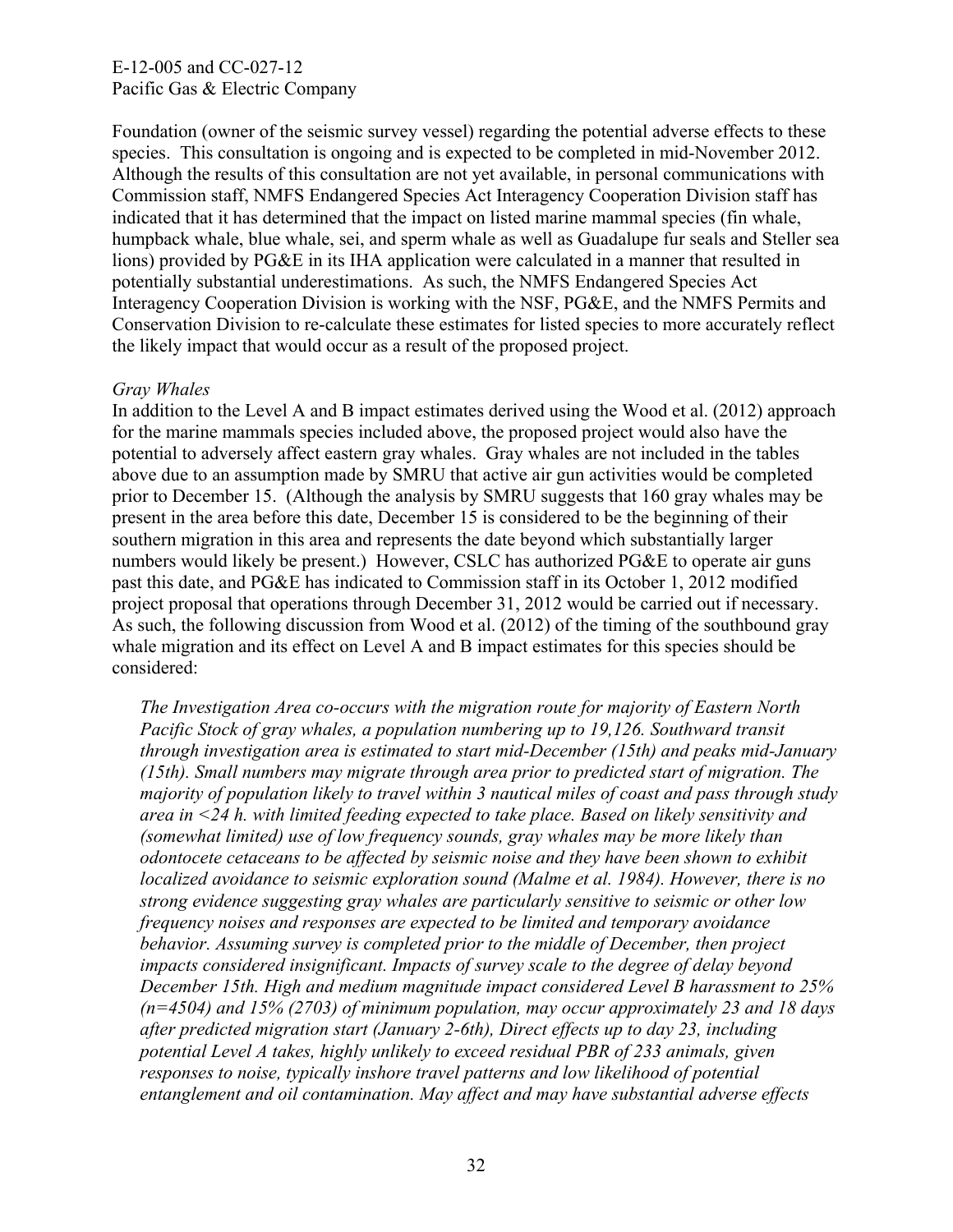Foundation (owner of the seismic survey vessel) regarding the potential adverse effects to these species. This consultation is ongoing and is expected to be completed in mid-November 2012. Although the results of this consultation are not yet available, in personal communications with Commission staff, NMFS Endangered Species Act Interagency Cooperation Division staff has indicated that it has determined that the impact on listed marine mammal species (fin whale, humpback whale, blue whale, sei, and sperm whale as well as Guadalupe fur seals and Steller sea lions) provided by PG&E in its IHA application were calculated in a manner that resulted in potentially substantial underestimations. As such, the NMFS Endangered Species Act Interagency Cooperation Division is working with the NSF, PG&E, and the NMFS Permits and Conservation Division to re-calculate these estimates for listed species to more accurately reflect the likely impact that would occur as a result of the proposed project.

*Gray Whales*

In addition to the Level A and B impact estimates derived using the Wood et al. (2012) approach for the marine mammals species included above, the proposed project would also have the potential to adversely affect eastern gray whales. Gray whales are not included in the tables above due to an assumption made by SMRU that active air gun activities would be completed prior to December 15. (Although the analysis by SMRU suggests that 160 gray whales may be present in the area before this date, December 15 is considered to be the beginning of their southern migration in this area and represents the date beyond which substantially larger numbers would likely be present.) However, CSLC has authorized PG&E to operate air guns past this date, and PG&E has indicated to Commission staff in its October 1, 2012 modified project proposal that operations through December 31, 2012 would be carried out if necessary. As such, the following discussion from Wood et al. (2012) of the timing of the southbound gray whale migration and its effect on Level A and B impact estimates for this species should be considered:

> *The Investigation Area co-occurs with the migration route for majority of Eastern North Pacific Stock of gray whales, a population numbering up to 19,126. Southward transit through investigation area is estimated to start mid-December (15th) and peaks mid-January (15th). Small numbers may migrate through area prior to predicted start of migration. The majority of population likely to travel within 3 nautical miles of coast and pass through study area in <24 h. with limited feeding expected to take place. Based on likely sensitivity and (somewhat limited) use of low frequency sounds, gray whales may be more likely than odontocete cetaceans to be affected by seismic noise and they have been shown to exhibit localized avoidance to seismic exploration sound (Malme et al. 1984). However, there is no strong evidence suggesting gray whales are particularly sensitive to seismic or other low frequency noises and responses are expected to be limited and temporary avoidance behavior. Assuming survey is completed prior to the middle of December, then project impacts considered insignificant. Impacts of survey scale to the degree of delay beyond December 15th. High and medium magnitude impact considered Level B harassment to 25% (n=4504) and 15% (2703) of minimum population, may occur approximately 23 and 18 days after predicted migration start (January 2-6th), Direct effects up to day 23, including potential Level A takes, highly unlikely to exceed residual PBR of 233 animals, given responses to noise, typically inshore travel patterns and low likelihood of potential entanglement and oil contamination. May affect and may have substantial adverse effects*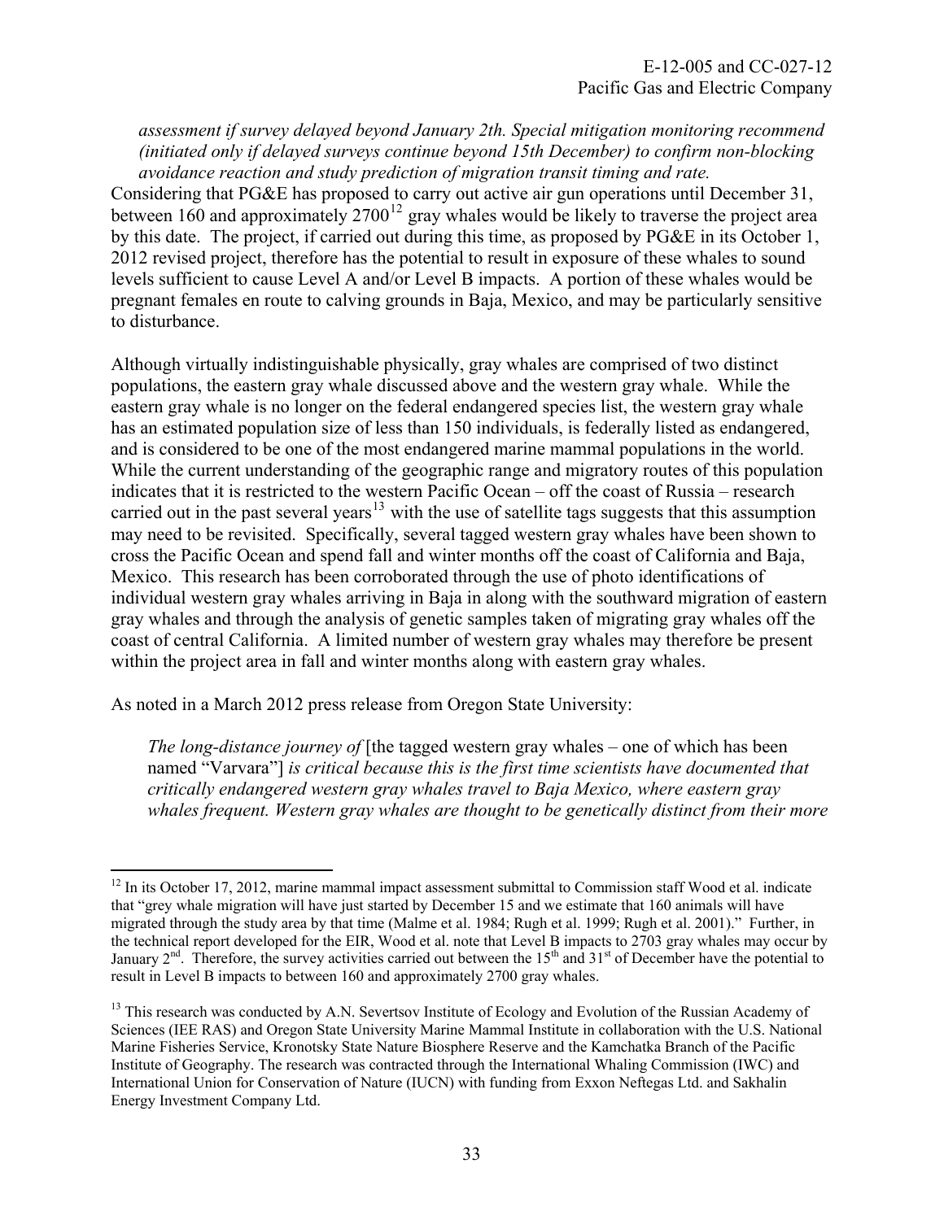*assessment if survey delayed beyond January 2th. Special mitigation monitoring recommend (initiated only if delayed surveys continue beyond 15th December) to confirm non-blocking avoidance reaction and study prediction of migration transit timing and rate.*

Considering that PG&E has proposed to carry out active air gun operations until December 31, between 160 and approximately 2700[12] gray whales would be likely to traverse the project area by this date. The project, if carried out during this time, as proposed by PG&E in its October 1, 2012 revised project, therefore has the potential to result in exposure of these whales to sound levels sufficient to cause Level A and/or Level B impacts. A portion of these whales would be pregnant females en route to calving grounds in Baja, Mexico, and may be particularly sensitive to disturbance.

Although virtually indistinguishable physically, gray whales are comprised of two distinct populations, the eastern gray whale discussed above and the western gray whale. While the eastern gray whale is no longer on the federal endangered species list, the western gray whale has an estimated population size of less than 150 individuals, is federally listed as endangered, and is considered to be one of the most endangered marine mammal populations in the world. While the current understanding of the geographic range and migratory routes of this population indicates that it is restricted to the western Pacific Ocean – off the coast of Russia – research carried out in the past several years[13] with the use of satellite tags suggests that this assumption may need to be revisited. Specifically, several tagged western gray whales have been shown to cross the Pacific Ocean and spend fall and winter months off the coast of California and Baja, Mexico. This research has been corroborated through the use of photo identifications of individual western gray whales arriving in Baja in along with the southward migration of eastern gray whales and through the analysis of genetic samples taken of migrating gray whales off the coast of central California. A limited number of western gray whales may therefore be present within the project area in fall and winter months along with eastern gray whales.

As noted in a March 2012 press release from Oregon State University:

> *The long-distance journey of* [the tagged western gray whales – one of which has been named "Varvara"] *is critical because this is the first time scientists have documented that critically endangered western gray whales travel to Baja Mexico, where eastern gray whales frequent. Western gray whales are thought to be genetically distinct from their more*

---

[12] In its October 17, 2012, marine mammal impact assessment submittal to Commission staff Wood et al. indicate that "grey whale migration will have just started by December 15 and we estimate that 160 animals will have migrated through the study area by that time (Malme et al. 1984; Rugh et al. 1999; Rugh et al. 2001)." Further, in the technical report developed for the EIR, Wood et al. note that Level B impacts to 2703 gray whales may occur by January 2nd. Therefore, the survey activities carried out between the 15th and 31st of December have the potential to result in Level B impacts to between 160 and approximately 2700 gray whales.

[13] This research was conducted by A.N. Severtsov Institute of Ecology and Evolution of the Russian Academy of Sciences (IEE RAS) and Oregon State University Marine Mammal Institute in collaboration with the U.S. National Marine Fisheries Service, Kronotsky State Nature Biosphere Reserve and the Kamchatka Branch of the Pacific Institute of Geography. The research was contracted through the International Whaling Commission (IWC) and International Union for Conservation of Nature (IUCN) with funding from Exxon Neftegas Ltd. and Sakhalin Energy Investment Company Ltd.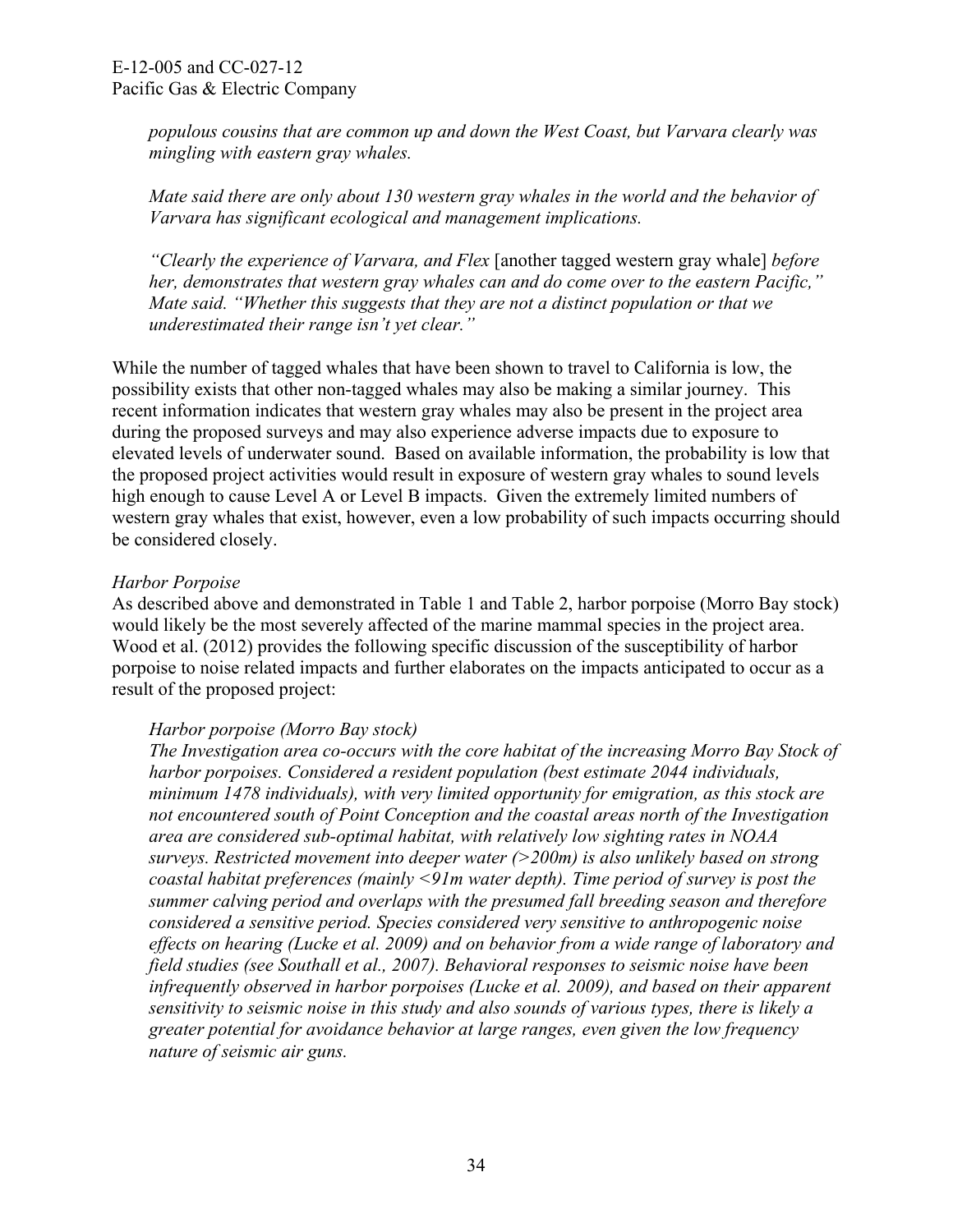*populous cousins that are common up and down the West Coast, but Varvara clearly was mingling with eastern gray whales.*

*Mate said there are only about 130 western gray whales in the world and the behavior of Varvara has significant ecological and management implications.*

*"Clearly the experience of Varvara, and Flex* [another tagged western gray whale] *before her, demonstrates that western gray whales can and do come over to the eastern Pacific," Mate said. "Whether this suggests that they are not a distinct population or that we underestimated their range isn't yet clear."*

While the number of tagged whales that have been shown to travel to California is low, the possibility exists that other non-tagged whales may also be making a similar journey. This recent information indicates that western gray whales may also be present in the project area during the proposed surveys and may also experience adverse impacts due to exposure to elevated levels of underwater sound. Based on available information, the probability is low that the proposed project activities would result in exposure of western gray whales to sound levels high enough to cause Level A or Level B impacts. Given the extremely limited numbers of western gray whales that exist, however, even a low probability of such impacts occurring should be considered closely.

*Harbor Porpoise*

As described above and demonstrated in Table 1 and Table 2, harbor porpoise (Morro Bay stock) would likely be the most severely affected of the marine mammal species in the project area. Wood et al. (2012) provides the following specific discussion of the susceptibility of harbor porpoise to noise related impacts and further elaborates on the impacts anticipated to occur as a result of the proposed project:

*Harbor porpoise (Morro Bay stock)*

*The Investigation area co-occurs with the core habitat of the increasing Morro Bay Stock of harbor porpoises. Considered a resident population (best estimate 2044 individuals, minimum 1478 individuals), with very limited opportunity for emigration, as this stock are not encountered south of Point Conception and the coastal areas north of the Investigation area are considered sub-optimal habitat, with relatively low sighting rates in NOAA surveys. Restricted movement into deeper water (>200m) is also unlikely based on strong coastal habitat preferences (mainly <91m water depth). Time period of survey is post the summer calving period and overlaps with the presumed fall breeding season and therefore considered a sensitive period. Species considered very sensitive to anthropogenic noise effects on hearing (Lucke et al. 2009) and on behavior from a wide range of laboratory and field studies (see Southall et al., 2007). Behavioral responses to seismic noise have been infrequently observed in harbor porpoises (Lucke et al. 2009), and based on their apparent sensitivity to seismic noise in this study and also sounds of various types, there is likely a greater potential for avoidance behavior at large ranges, even given the low frequency nature of seismic air guns.*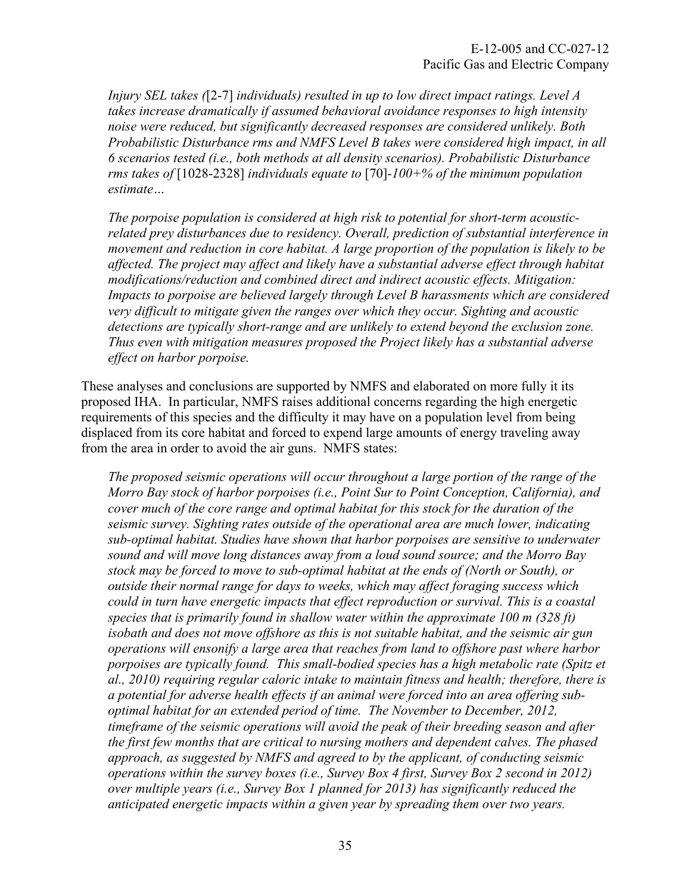*Injury SEL takes (*[2-7] *individuals) resulted in up to low direct impact ratings. Level A takes increase dramatically if assumed behavioral avoidance responses to high intensity noise were reduced, but significantly decreased responses are considered unlikely. Both Probabilistic Disturbance rms and NMFS Level B takes were considered high impact, in all 6 scenarios tested (i.e., both methods at all density scenarios). Probabilistic Disturbance rms takes of* [1028-2328] *individuals equate to* [70]-*100+% of the minimum population estimate…*

*The porpoise population is considered at high risk to potential for short-term acoustic-related prey disturbances due to residency. Overall, prediction of substantial interference in movement and reduction in core habitat. A large proportion of the population is likely to be affected. The project may affect and likely have a substantial adverse effect through habitat modifications/reduction and combined direct and indirect acoustic effects. Mitigation: Impacts to porpoise are believed largely through Level B harassments which are considered very difficult to mitigate given the ranges over which they occur. Sighting and acoustic detections are typically short-range and are unlikely to extend beyond the exclusion zone. Thus even with mitigation measures proposed the Project likely has a substantial adverse effect on harbor porpoise.*

These analyses and conclusions are supported by NMFS and elaborated on more fully it its proposed IHA. In particular, NMFS raises additional concerns regarding the high energetic requirements of this species and the difficulty it may have on a population level from being displaced from its core habitat and forced to expend large amounts of energy traveling away from the area in order to avoid the air guns. NMFS states:

*The proposed seismic operations will occur throughout a large portion of the range of the Morro Bay stock of harbor porpoises (i.e., Point Sur to Point Conception, California), and cover much of the core range and optimal habitat for this stock for the duration of the seismic survey. Sighting rates outside of the operational area are much lower, indicating sub-optimal habitat. Studies have shown that harbor porpoises are sensitive to underwater sound and will move long distances away from a loud sound source; and the Morro Bay stock may be forced to move to sub-optimal habitat at the ends of (North or South), or outside their normal range for days to weeks, which may affect foraging success which could in turn have energetic impacts that effect reproduction or survival. This is a coastal species that is primarily found in shallow water within the approximate 100 m (328 ft) isobath and does not move offshore as this is not suitable habitat, and the seismic air gun operations will ensonify a large area that reaches from land to offshore past where harbor porpoises are typically found. This small-bodied species has a high metabolic rate (Spitz et al., 2010) requiring regular caloric intake to maintain fitness and health; therefore, there is a potential for adverse health effects if an animal were forced into an area offering sub-optimal habitat for an extended period of time. The November to December, 2012, timeframe of the seismic operations will avoid the peak of their breeding season and after the first few months that are critical to nursing mothers and dependent calves. The phased approach, as suggested by NMFS and agreed to by the applicant, of conducting seismic operations within the survey boxes (i.e., Survey Box 4 first, Survey Box 2 second in 2012) over multiple years (i.e., Survey Box 1 planned for 2013) has significantly reduced the anticipated energetic impacts within a given year by spreading them over two years.*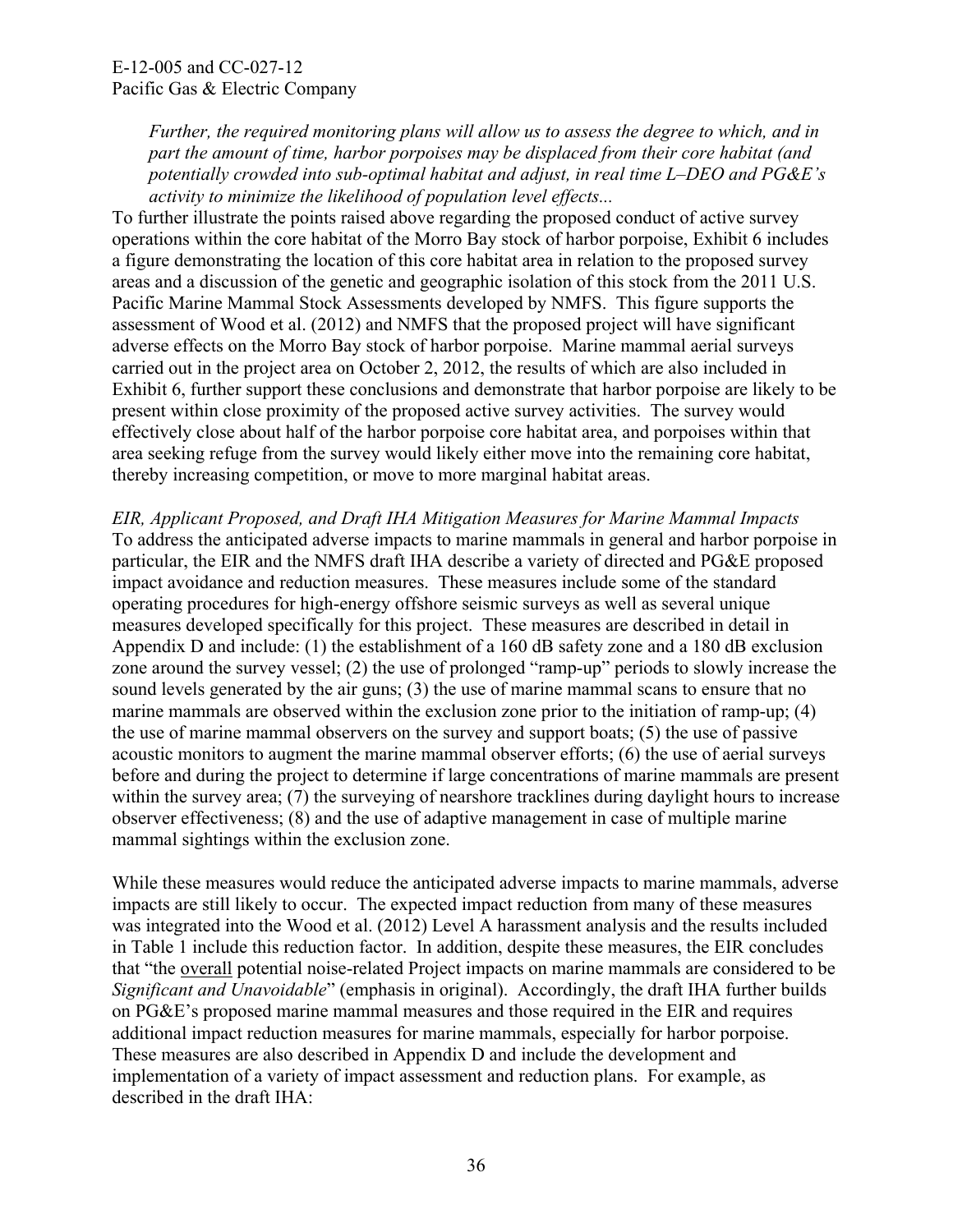*Further, the required monitoring plans will allow us to assess the degree to which, and in part the amount of time, harbor porpoises may be displaced from their core habitat (and potentially crowded into sub-optimal habitat and adjust, in real time L–DEO and PG&E's activity to minimize the likelihood of population level effects...*

To further illustrate the points raised above regarding the proposed conduct of active survey operations within the core habitat of the Morro Bay stock of harbor porpoise, Exhibit 6 includes a figure demonstrating the location of this core habitat area in relation to the proposed survey areas and a discussion of the genetic and geographic isolation of this stock from the 2011 U.S. Pacific Marine Mammal Stock Assessments developed by NMFS. This figure supports the assessment of Wood et al. (2012) and NMFS that the proposed project will have significant adverse effects on the Morro Bay stock of harbor porpoise. Marine mammal aerial surveys carried out in the project area on October 2, 2012, the results of which are also included in Exhibit 6, further support these conclusions and demonstrate that harbor porpoise are likely to be present within close proximity of the proposed active survey activities. The survey would effectively close about half of the harbor porpoise core habitat area, and porpoises within that area seeking refuge from the survey would likely either move into the remaining core habitat, thereby increasing competition, or move to more marginal habitat areas.

*EIR, Applicant Proposed, and Draft IHA Mitigation Measures for Marine Mammal Impacts*

To address the anticipated adverse impacts to marine mammals in general and harbor porpoise in particular, the EIR and the NMFS draft IHA describe a variety of directed and PG&E proposed impact avoidance and reduction measures. These measures include some of the standard operating procedures for high-energy offshore seismic surveys as well as several unique measures developed specifically for this project. These measures are described in detail in Appendix D and include: (1) the establishment of a 160 dB safety zone and a 180 dB exclusion zone around the survey vessel; (2) the use of prolonged "ramp-up" periods to slowly increase the sound levels generated by the air guns; (3) the use of marine mammal scans to ensure that no marine mammals are observed within the exclusion zone prior to the initiation of ramp-up; (4) the use of marine mammal observers on the survey and support boats; (5) the use of passive acoustic monitors to augment the marine mammal observer efforts; (6) the use of aerial surveys before and during the project to determine if large concentrations of marine mammals are present within the survey area; (7) the surveying of nearshore tracklines during daylight hours to increase observer effectiveness; (8) and the use of adaptive management in case of multiple marine mammal sightings within the exclusion zone.

While these measures would reduce the anticipated adverse impacts to marine mammals, adverse impacts are still likely to occur. The expected impact reduction from many of these measures was integrated into the Wood et al. (2012) Level A harassment analysis and the results included in Table 1 include this reduction factor. In addition, despite these measures, the EIR concludes that "the <u>overall</u> potential noise-related Project impacts on marine mammals are considered to be *Significant and Unavoidable*" (emphasis in original). Accordingly, the draft IHA further builds on PG&E's proposed marine mammal measures and those required in the EIR and requires additional impact reduction measures for marine mammals, especially for harbor porpoise. These measures are also described in Appendix D and include the development and implementation of a variety of impact assessment and reduction plans. For example, as described in the draft IHA: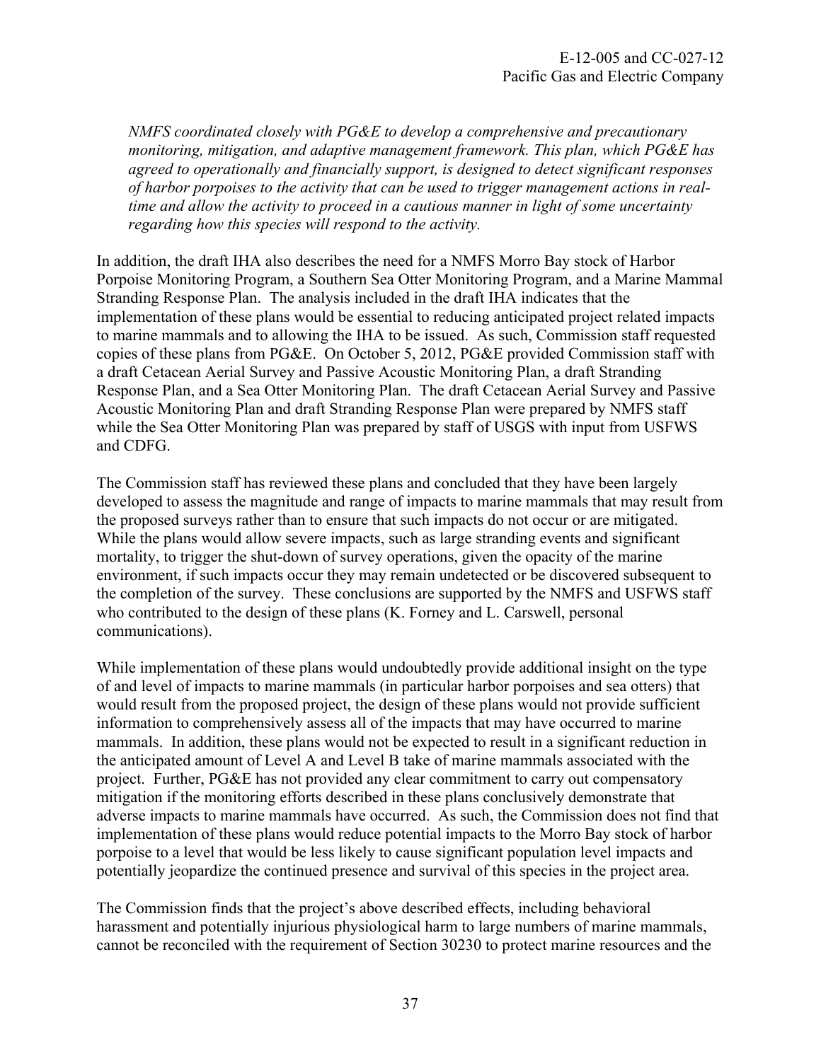*NMFS coordinated closely with PG&E to develop a comprehensive and precautionary monitoring, mitigation, and adaptive management framework. This plan, which PG&E has agreed to operationally and financially support, is designed to detect significant responses of harbor porpoises to the activity that can be used to trigger management actions in real-time and allow the activity to proceed in a cautious manner in light of some uncertainty regarding how this species will respond to the activity.*

In addition, the draft IHA also describes the need for a NMFS Morro Bay stock of Harbor Porpoise Monitoring Program, a Southern Sea Otter Monitoring Program, and a Marine Mammal Stranding Response Plan. The analysis included in the draft IHA indicates that the implementation of these plans would be essential to reducing anticipated project related impacts to marine mammals and to allowing the IHA to be issued. As such, Commission staff requested copies of these plans from PG&E. On October 5, 2012, PG&E provided Commission staff with a draft Cetacean Aerial Survey and Passive Acoustic Monitoring Plan, a draft Stranding Response Plan, and a Sea Otter Monitoring Plan. The draft Cetacean Aerial Survey and Passive Acoustic Monitoring Plan and draft Stranding Response Plan were prepared by NMFS staff while the Sea Otter Monitoring Plan was prepared by staff of USGS with input from USFWS and CDFG.

The Commission staff has reviewed these plans and concluded that they have been largely developed to assess the magnitude and range of impacts to marine mammals that may result from the proposed surveys rather than to ensure that such impacts do not occur or are mitigated. While the plans would allow severe impacts, such as large stranding events and significant mortality, to trigger the shut-down of survey operations, given the opacity of the marine environment, if such impacts occur they may remain undetected or be discovered subsequent to the completion of the survey. These conclusions are supported by the NMFS and USFWS staff who contributed to the design of these plans (K. Forney and L. Carswell, personal communications).

While implementation of these plans would undoubtedly provide additional insight on the type of and level of impacts to marine mammals (in particular harbor porpoises and sea otters) that would result from the proposed project, the design of these plans would not provide sufficient information to comprehensively assess all of the impacts that may have occurred to marine mammals. In addition, these plans would not be expected to result in a significant reduction in the anticipated amount of Level A and Level B take of marine mammals associated with the project. Further, PG&E has not provided any clear commitment to carry out compensatory mitigation if the monitoring efforts described in these plans conclusively demonstrate that adverse impacts to marine mammals have occurred. As such, the Commission does not find that implementation of these plans would reduce potential impacts to the Morro Bay stock of harbor porpoise to a level that would be less likely to cause significant population level impacts and potentially jeopardize the continued presence and survival of this species in the project area.

The Commission finds that the project's above described effects, including behavioral harassment and potentially injurious physiological harm to large numbers of marine mammals, cannot be reconciled with the requirement of Section 30230 to protect marine resources and the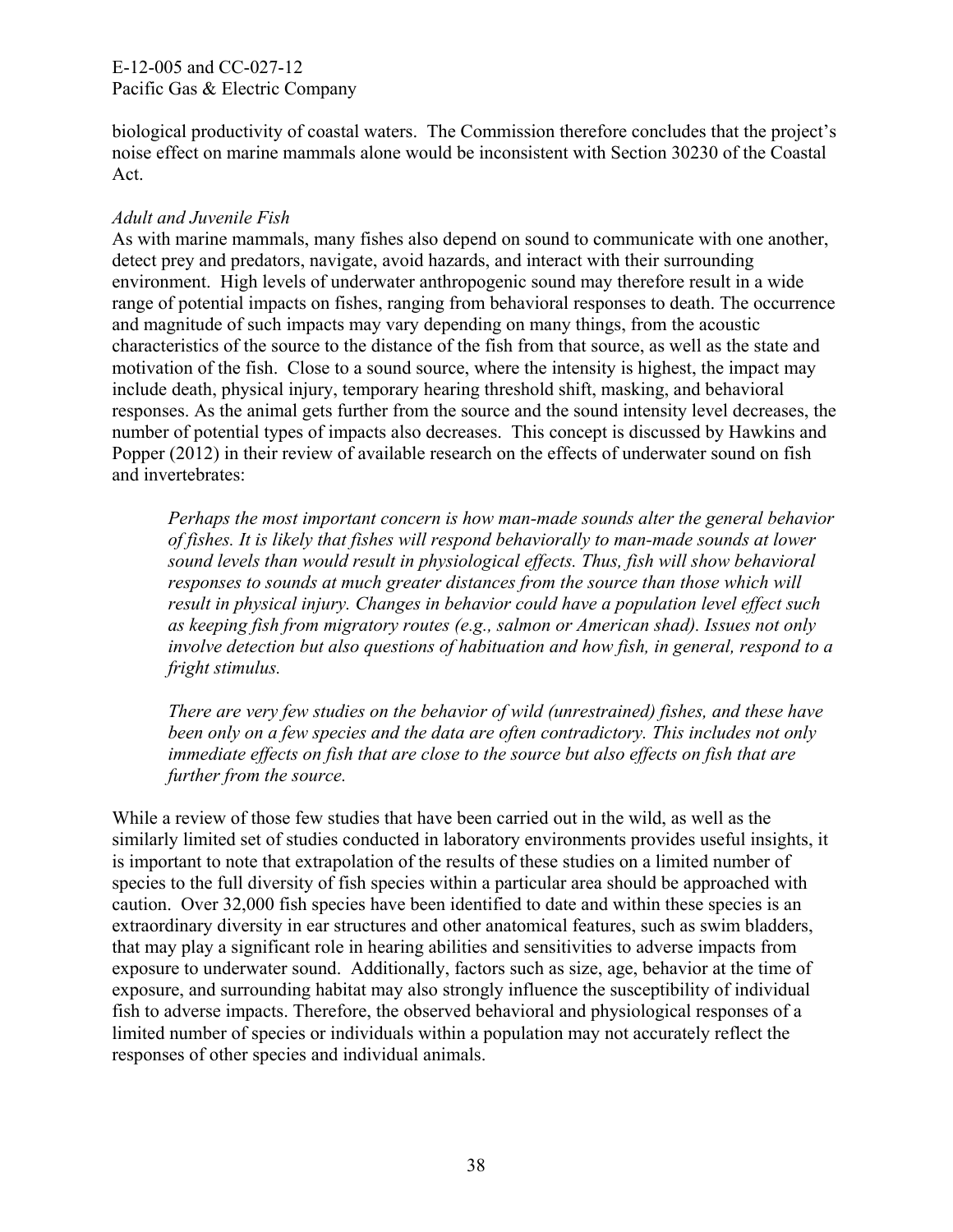biological productivity of coastal waters. The Commission therefore concludes that the project's noise effect on marine mammals alone would be inconsistent with Section 30230 of the Coastal Act.

*Adult and Juvenile Fish*

As with marine mammals, many fishes also depend on sound to communicate with one another, detect prey and predators, navigate, avoid hazards, and interact with their surrounding environment. High levels of underwater anthropogenic sound may therefore result in a wide range of potential impacts on fishes, ranging from behavioral responses to death. The occurrence and magnitude of such impacts may vary depending on many things, from the acoustic characteristics of the source to the distance of the fish from that source, as well as the state and motivation of the fish. Close to a sound source, where the intensity is highest, the impact may include death, physical injury, temporary hearing threshold shift, masking, and behavioral responses. As the animal gets further from the source and the sound intensity level decreases, the number of potential types of impacts also decreases. This concept is discussed by Hawkins and Popper (2012) in their review of available research on the effects of underwater sound on fish and invertebrates:

> *Perhaps the most important concern is how man-made sounds alter the general behavior of fishes. It is likely that fishes will respond behaviorally to man-made sounds at lower sound levels than would result in physiological effects. Thus, fish will show behavioral responses to sounds at much greater distances from the source than those which will result in physical injury. Changes in behavior could have a population level effect such as keeping fish from migratory routes (e.g., salmon or American shad). Issues not only involve detection but also questions of habituation and how fish, in general, respond to a fright stimulus.*
>
> *There are very few studies on the behavior of wild (unrestrained) fishes, and these have been only on a few species and the data are often contradictory. This includes not only immediate effects on fish that are close to the source but also effects on fish that are further from the source.*

While a review of those few studies that have been carried out in the wild, as well as the similarly limited set of studies conducted in laboratory environments provides useful insights, it is important to note that extrapolation of the results of these studies on a limited number of species to the full diversity of fish species within a particular area should be approached with caution. Over 32,000 fish species have been identified to date and within these species is an extraordinary diversity in ear structures and other anatomical features, such as swim bladders, that may play a significant role in hearing abilities and sensitivities to adverse impacts from exposure to underwater sound. Additionally, factors such as size, age, behavior at the time of exposure, and surrounding habitat may also strongly influence the susceptibility of individual fish to adverse impacts. Therefore, the observed behavioral and physiological responses of a limited number of species or individuals within a population may not accurately reflect the responses of other species and individual animals.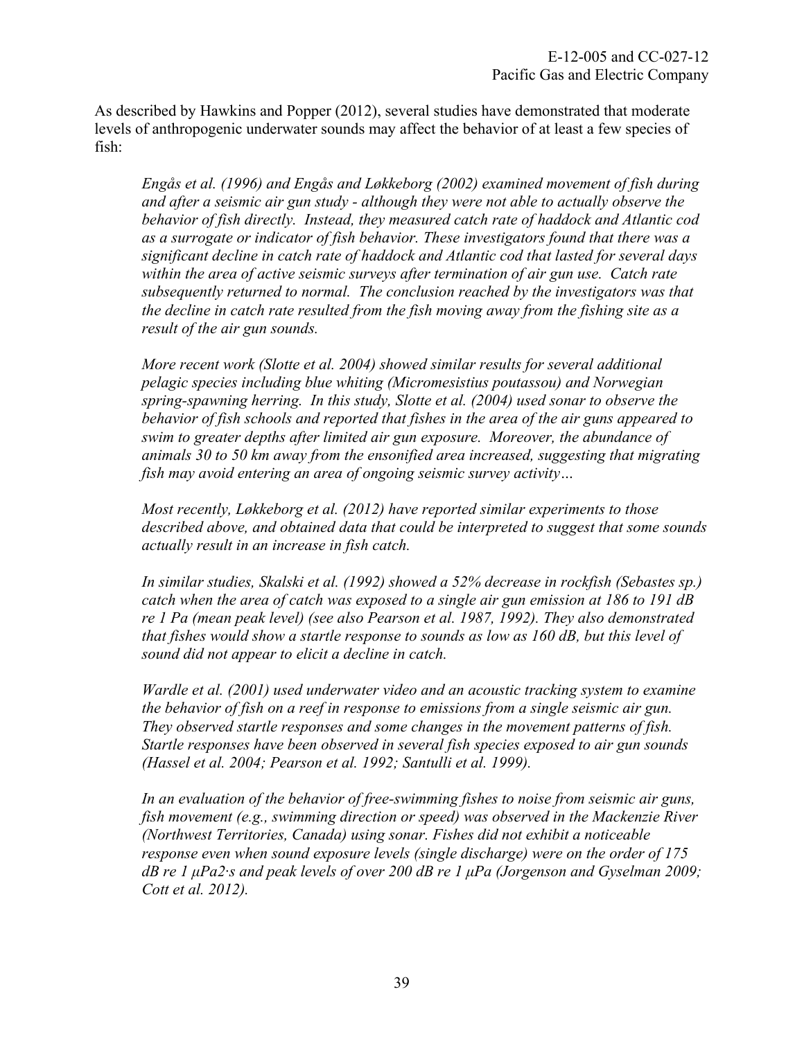As described by Hawkins and Popper (2012), several studies have demonstrated that moderate levels of anthropogenic underwater sounds may affect the behavior of at least a few species of fish:

> *Engås et al. (1996) and Engås and Løkkeborg (2002) examined movement of fish during and after a seismic air gun study - although they were not able to actually observe the behavior of fish directly. Instead, they measured catch rate of haddock and Atlantic cod as a surrogate or indicator of fish behavior. These investigators found that there was a significant decline in catch rate of haddock and Atlantic cod that lasted for several days within the area of active seismic surveys after termination of air gun use. Catch rate subsequently returned to normal. The conclusion reached by the investigators was that the decline in catch rate resulted from the fish moving away from the fishing site as a result of the air gun sounds.*
>
> *More recent work (Slotte et al. 2004) showed similar results for several additional pelagic species including blue whiting (Micromesistius poutassou) and Norwegian spring-spawning herring. In this study, Slotte et al. (2004) used sonar to observe the behavior of fish schools and reported that fishes in the area of the air guns appeared to swim to greater depths after limited air gun exposure. Moreover, the abundance of animals 30 to 50 km away from the ensonified area increased, suggesting that migrating fish may avoid entering an area of ongoing seismic survey activity…*
>
> *Most recently, Løkkeborg et al. (2012) have reported similar experiments to those described above, and obtained data that could be interpreted to suggest that some sounds actually result in an increase in fish catch.*
>
> *In similar studies, Skalski et al. (1992) showed a 52% decrease in rockfish (Sebastes sp.) catch when the area of catch was exposed to a single air gun emission at 186 to 191 dB re 1 Pa (mean peak level) (see also Pearson et al. 1987, 1992). They also demonstrated that fishes would show a startle response to sounds as low as 160 dB, but this level of sound did not appear to elicit a decline in catch.*
>
> *Wardle et al. (2001) used underwater video and an acoustic tracking system to examine the behavior of fish on a reef in response to emissions from a single seismic air gun. They observed startle responses and some changes in the movement patterns of fish. Startle responses have been observed in several fish species exposed to air gun sounds (Hassel et al. 2004; Pearson et al. 1992; Santulli et al. 1999).*
>
> *In an evaluation of the behavior of free-swimming fishes to noise from seismic air guns, fish movement (e.g., swimming direction or speed) was observed in the Mackenzie River (Northwest Territories, Canada) using sonar. Fishes did not exhibit a noticeable response even when sound exposure levels (single discharge) were on the order of 175 dB re 1 $\mu Pa^2 \cdot s$ and peak levels of over 200 dB re 1 µPa (Jorgenson and Gyselman 2009; Cott et al. 2012).*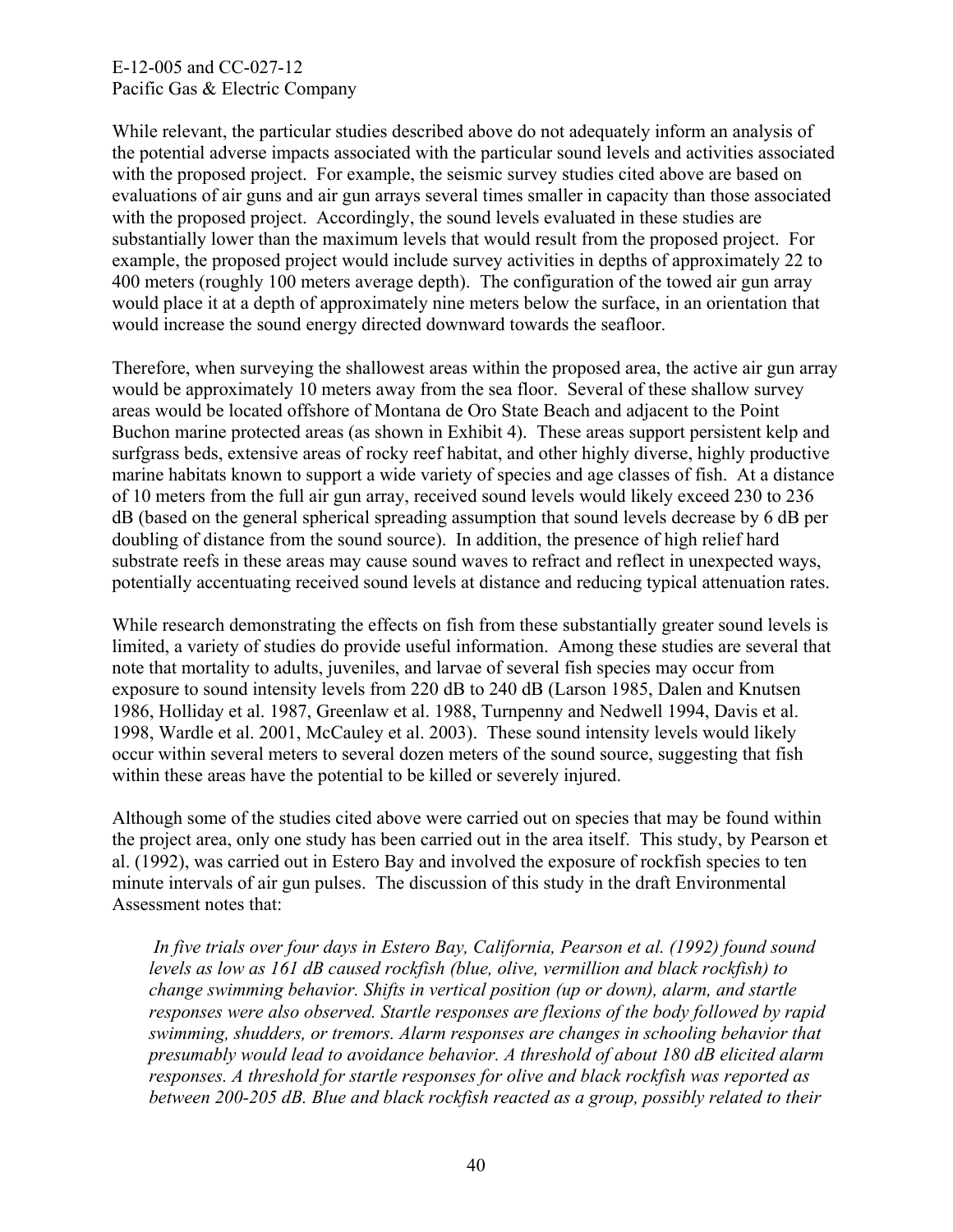While relevant, the particular studies described above do not adequately inform an analysis of the potential adverse impacts associated with the particular sound levels and activities associated with the proposed project. For example, the seismic survey studies cited above are based on evaluations of air guns and air gun arrays several times smaller in capacity than those associated with the proposed project. Accordingly, the sound levels evaluated in these studies are substantially lower than the maximum levels that would result from the proposed project. For example, the proposed project would include survey activities in depths of approximately 22 to 400 meters (roughly 100 meters average depth). The configuration of the towed air gun array would place it at a depth of approximately nine meters below the surface, in an orientation that would increase the sound energy directed downward towards the seafloor.

Therefore, when surveying the shallowest areas within the proposed area, the active air gun array would be approximately 10 meters away from the sea floor. Several of these shallow survey areas would be located offshore of Montana de Oro State Beach and adjacent to the Point Buchon marine protected areas (as shown in Exhibit 4). These areas support persistent kelp and surfgrass beds, extensive areas of rocky reef habitat, and other highly diverse, highly productive marine habitats known to support a wide variety of species and age classes of fish. At a distance of 10 meters from the full air gun array, received sound levels would likely exceed 230 to 236 dB (based on the general spherical spreading assumption that sound levels decrease by 6 dB per doubling of distance from the sound source). In addition, the presence of high relief hard substrate reefs in these areas may cause sound waves to refract and reflect in unexpected ways, potentially accentuating received sound levels at distance and reducing typical attenuation rates.

While research demonstrating the effects on fish from these substantially greater sound levels is limited, a variety of studies do provide useful information. Among these studies are several that note that mortality to adults, juveniles, and larvae of several fish species may occur from exposure to sound intensity levels from 220 dB to 240 dB (Larson 1985, Dalen and Knutsen 1986, Holliday et al. 1987, Greenlaw et al. 1988, Turnpenny and Nedwell 1994, Davis et al. 1998, Wardle et al. 2001, McCauley et al. 2003). These sound intensity levels would likely occur within several meters to several dozen meters of the sound source, suggesting that fish within these areas have the potential to be killed or severely injured.

Although some of the studies cited above were carried out on species that may be found within the project area, only one study has been carried out in the area itself. This study, by Pearson et al. (1992), was carried out in Estero Bay and involved the exposure of rockfish species to ten minute intervals of air gun pulses. The discussion of this study in the draft Environmental Assessment notes that:

> *In five trials over four days in Estero Bay, California, Pearson et al. (1992) found sound levels as low as 161 dB caused rockfish (blue, olive, vermillion and black rockfish) to change swimming behavior. Shifts in vertical position (up or down), alarm, and startle responses were also observed. Startle responses are flexions of the body followed by rapid swimming, shudders, or tremors. Alarm responses are changes in schooling behavior that presumably would lead to avoidance behavior. A threshold of about 180 dB elicited alarm responses. A threshold for startle responses for olive and black rockfish was reported as between 200-205 dB. Blue and black rockfish reacted as a group, possibly related to their*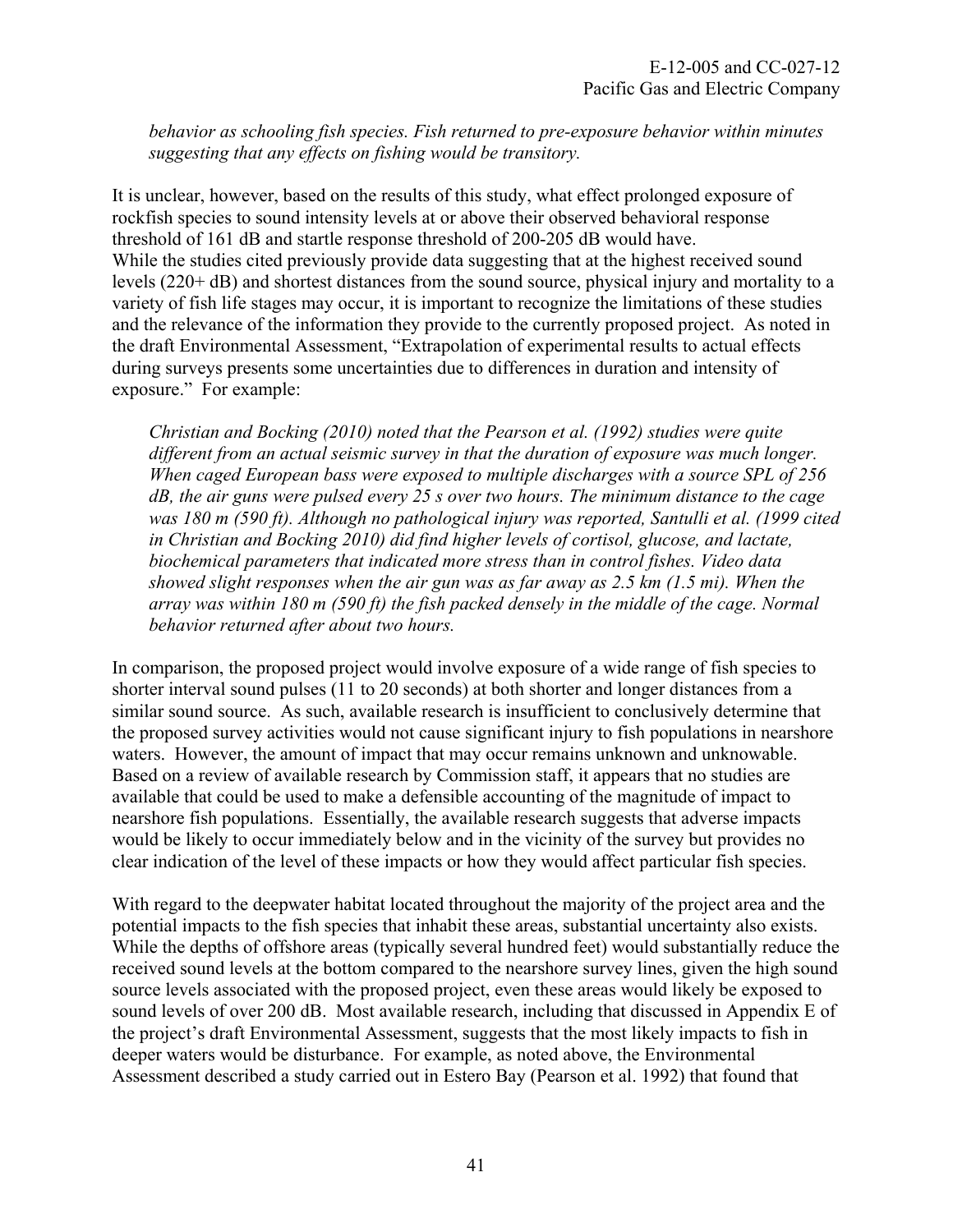*behavior as schooling fish species. Fish returned to pre-exposure behavior within minutes suggesting that any effects on fishing would be transitory.*

It is unclear, however, based on the results of this study, what effect prolonged exposure of rockfish species to sound intensity levels at or above their observed behavioral response threshold of 161 dB and startle response threshold of 200-205 dB would have.
While the studies cited previously provide data suggesting that at the highest received sound levels (220+ dB) and shortest distances from the sound source, physical injury and mortality to a variety of fish life stages may occur, it is important to recognize the limitations of these studies and the relevance of the information they provide to the currently proposed project. As noted in the draft Environmental Assessment, "Extrapolation of experimental results to actual effects during surveys presents some uncertainties due to differences in duration and intensity of exposure." For example:

*Christian and Bocking (2010) noted that the Pearson et al. (1992) studies were quite different from an actual seismic survey in that the duration of exposure was much longer. When caged European bass were exposed to multiple discharges with a source SPL of 256 dB, the air guns were pulsed every 25 s over two hours. The minimum distance to the cage was 180 m (590 ft). Although no pathological injury was reported, Santulli et al. (1999 cited in Christian and Bocking 2010) did find higher levels of cortisol, glucose, and lactate, biochemical parameters that indicated more stress than in control fishes. Video data showed slight responses when the air gun was as far away as 2.5 km (1.5 mi). When the array was within 180 m (590 ft) the fish packed densely in the middle of the cage. Normal behavior returned after about two hours.*

In comparison, the proposed project would involve exposure of a wide range of fish species to shorter interval sound pulses (11 to 20 seconds) at both shorter and longer distances from a similar sound source. As such, available research is insufficient to conclusively determine that the proposed survey activities would not cause significant injury to fish populations in nearshore waters. However, the amount of impact that may occur remains unknown and unknowable. Based on a review of available research by Commission staff, it appears that no studies are available that could be used to make a defensible accounting of the magnitude of impact to nearshore fish populations. Essentially, the available research suggests that adverse impacts would be likely to occur immediately below and in the vicinity of the survey but provides no clear indication of the level of these impacts or how they would affect particular fish species.

With regard to the deepwater habitat located throughout the majority of the project area and the potential impacts to the fish species that inhabit these areas, substantial uncertainty also exists. While the depths of offshore areas (typically several hundred feet) would substantially reduce the received sound levels at the bottom compared to the nearshore survey lines, given the high sound source levels associated with the proposed project, even these areas would likely be exposed to sound levels of over 200 dB. Most available research, including that discussed in Appendix E of the project's draft Environmental Assessment, suggests that the most likely impacts to fish in deeper waters would be disturbance. For example, as noted above, the Environmental Assessment described a study carried out in Estero Bay (Pearson et al. 1992) that found that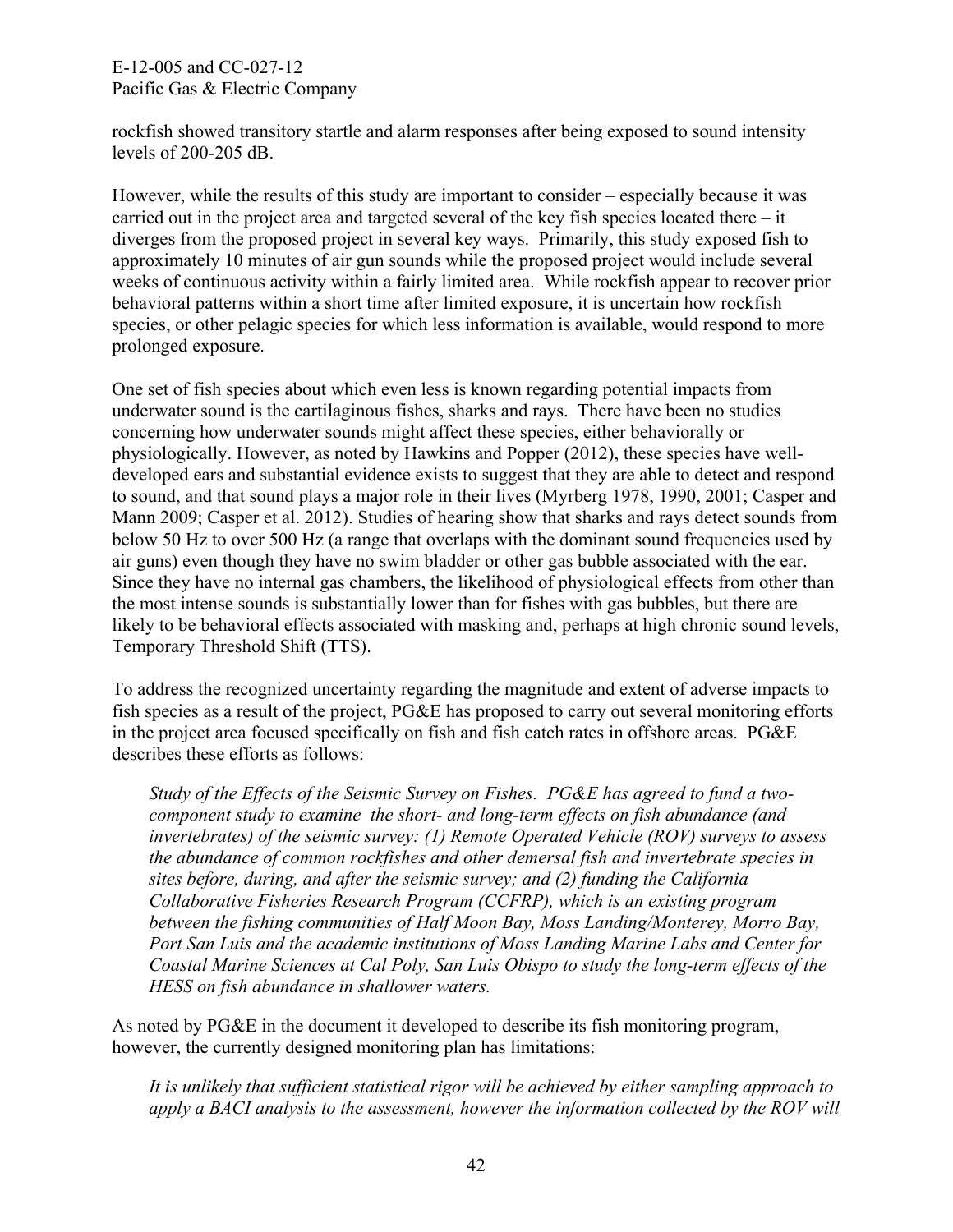rockfish showed transitory startle and alarm responses after being exposed to sound intensity levels of 200-205 dB.

However, while the results of this study are important to consider – especially because it was carried out in the project area and targeted several of the key fish species located there – it diverges from the proposed project in several key ways. Primarily, this study exposed fish to approximately 10 minutes of air gun sounds while the proposed project would include several weeks of continuous activity within a fairly limited area. While rockfish appear to recover prior behavioral patterns within a short time after limited exposure, it is uncertain how rockfish species, or other pelagic species for which less information is available, would respond to more prolonged exposure.

One set of fish species about which even less is known regarding potential impacts from underwater sound is the cartilaginous fishes, sharks and rays. There have been no studies concerning how underwater sounds might affect these species, either behaviorally or physiologically. However, as noted by Hawkins and Popper (2012), these species have well-developed ears and substantial evidence exists to suggest that they are able to detect and respond to sound, and that sound plays a major role in their lives (Myrberg 1978, 1990, 2001; Casper and Mann 2009; Casper et al. 2012). Studies of hearing show that sharks and rays detect sounds from below 50 Hz to over 500 Hz (a range that overlaps with the dominant sound frequencies used by air guns) even though they have no swim bladder or other gas bubble associated with the ear. Since they have no internal gas chambers, the likelihood of physiological effects from other than the most intense sounds is substantially lower than for fishes with gas bubbles, but there are likely to be behavioral effects associated with masking and, perhaps at high chronic sound levels, Temporary Threshold Shift (TTS).

To address the recognized uncertainty regarding the magnitude and extent of adverse impacts to fish species as a result of the project, PG&E has proposed to carry out several monitoring efforts in the project area focused specifically on fish and fish catch rates in offshore areas. PG&E describes these efforts as follows:

> *Study of the Effects of the Seismic Survey on Fishes. PG&E has agreed to fund a two-component study to examine the short- and long-term effects on fish abundance (and invertebrates) of the seismic survey: (1) Remote Operated Vehicle (ROV) surveys to assess the abundance of common rockfishes and other demersal fish and invertebrate species in sites before, during, and after the seismic survey; and (2) funding the California Collaborative Fisheries Research Program (CCFRP), which is an existing program between the fishing communities of Half Moon Bay, Moss Landing/Monterey, Morro Bay, Port San Luis and the academic institutions of Moss Landing Marine Labs and Center for Coastal Marine Sciences at Cal Poly, San Luis Obispo to study the long-term effects of the HESS on fish abundance in shallower waters.*

As noted by PG&E in the document it developed to describe its fish monitoring program, however, the currently designed monitoring plan has limitations:

> *It is unlikely that sufficient statistical rigor will be achieved by either sampling approach to apply a BACI analysis to the assessment, however the information collected by the ROV will*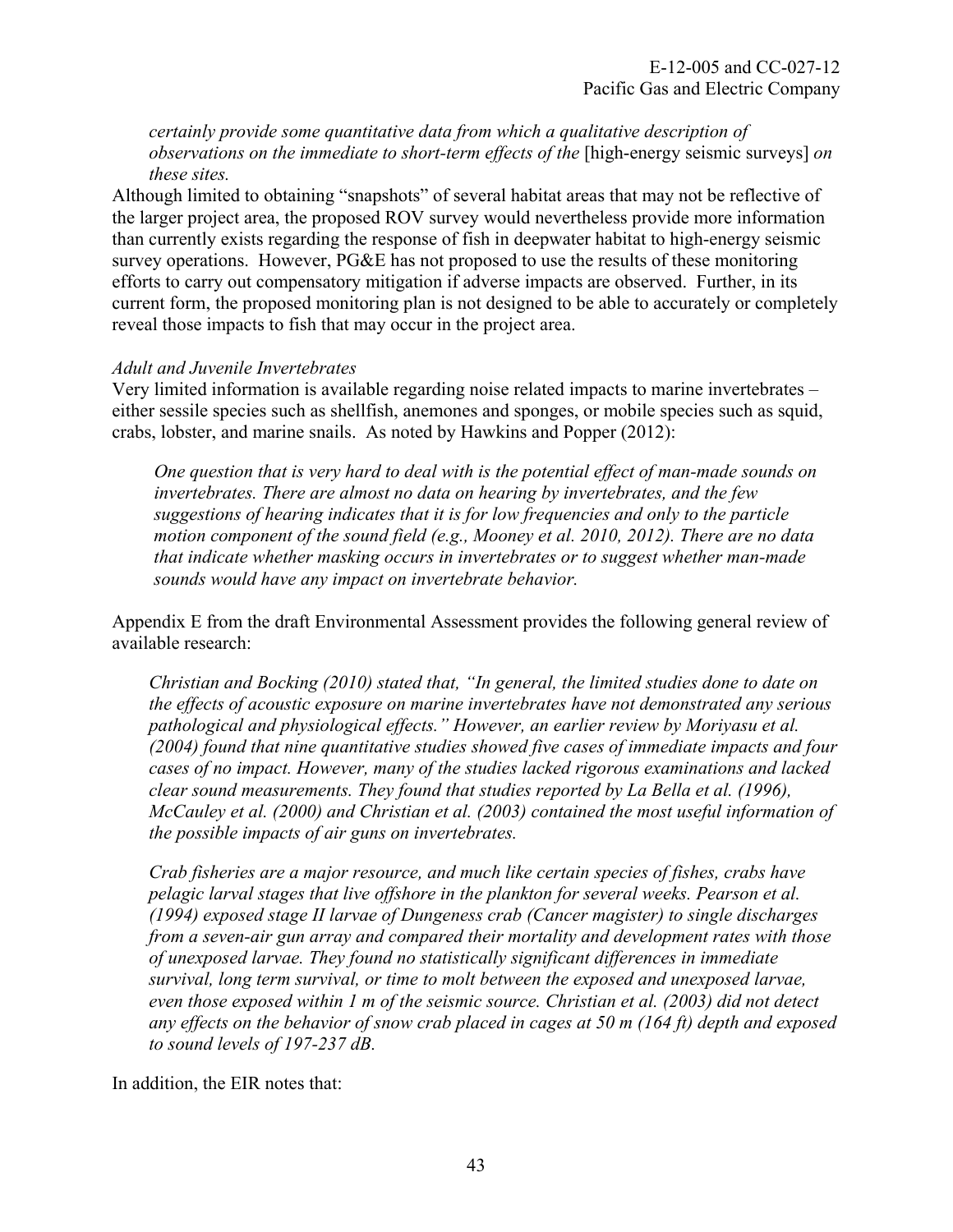*certainly provide some quantitative data from which a qualitative description of observations on the immediate to short-term effects of the* [high-energy seismic surveys] *on these sites.*

Although limited to obtaining "snapshots" of several habitat areas that may not be reflective of the larger project area, the proposed ROV survey would nevertheless provide more information than currently exists regarding the response of fish in deepwater habitat to high-energy seismic survey operations. However, PG&E has not proposed to use the results of these monitoring efforts to carry out compensatory mitigation if adverse impacts are observed. Further, in its current form, the proposed monitoring plan is not designed to be able to accurately or completely reveal those impacts to fish that may occur in the project area.

*Adult and Juvenile Invertebrates*

Very limited information is available regarding noise related impacts to marine invertebrates – either sessile species such as shellfish, anemones and sponges, or mobile species such as squid, crabs, lobster, and marine snails. As noted by Hawkins and Popper (2012):

> *One question that is very hard to deal with is the potential effect of man-made sounds on invertebrates. There are almost no data on hearing by invertebrates, and the few suggestions of hearing indicates that it is for low frequencies and only to the particle motion component of the sound field (e.g., Mooney et al. 2010, 2012). There are no data that indicate whether masking occurs in invertebrates or to suggest whether man-made sounds would have any impact on invertebrate behavior.*

Appendix E from the draft Environmental Assessment provides the following general review of available research:

> *Christian and Bocking (2010) stated that, "In general, the limited studies done to date on the effects of acoustic exposure on marine invertebrates have not demonstrated any serious pathological and physiological effects." However, an earlier review by Moriyasu et al. (2004) found that nine quantitative studies showed five cases of immediate impacts and four cases of no impact. However, many of the studies lacked rigorous examinations and lacked clear sound measurements. They found that studies reported by La Bella et al. (1996), McCauley et al. (2000) and Christian et al. (2003) contained the most useful information of the possible impacts of air guns on invertebrates.*
>
> *Crab fisheries are a major resource, and much like certain species of fishes, crabs have pelagic larval stages that live offshore in the plankton for several weeks. Pearson et al. (1994) exposed stage II larvae of Dungeness crab (Cancer magister) to single discharges from a seven-air gun array and compared their mortality and development rates with those of unexposed larvae. They found no statistically significant differences in immediate survival, long term survival, or time to molt between the exposed and unexposed larvae, even those exposed within 1 m of the seismic source. Christian et al. (2003) did not detect any effects on the behavior of snow crab placed in cages at 50 m (164 ft) depth and exposed to sound levels of 197-237 dB.*

In addition, the EIR notes that: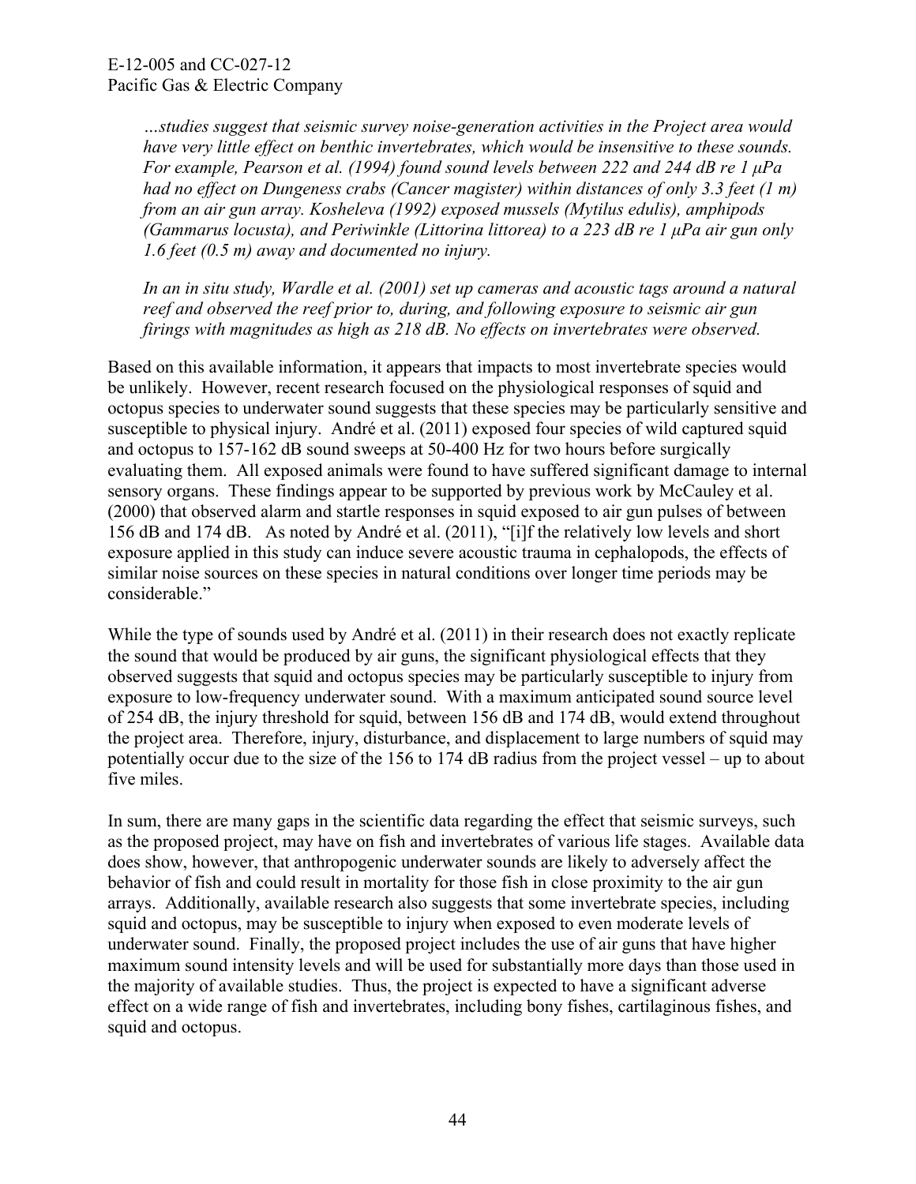*…studies suggest that seismic survey noise-generation activities in the Project area would have very little effect on benthic invertebrates, which would be insensitive to these sounds. For example, Pearson et al. (1994) found sound levels between 222 and 244 dB re 1 μPa had no effect on Dungeness crabs (Cancer magister) within distances of only 3.3 feet (1 m) from an air gun array. Kosheleva (1992) exposed mussels (Mytilus edulis), amphipods (Gammarus locusta), and Periwinkle (Littorina littorea) to a 223 dB re 1 μPa air gun only 1.6 feet (0.5 m) away and documented no injury.*

*In an in situ study, Wardle et al. (2001) set up cameras and acoustic tags around a natural reef and observed the reef prior to, during, and following exposure to seismic air gun firings with magnitudes as high as 218 dB. No effects on invertebrates were observed.*

Based on this available information, it appears that impacts to most invertebrate species would be unlikely. However, recent research focused on the physiological responses of squid and octopus species to underwater sound suggests that these species may be particularly sensitive and susceptible to physical injury. André et al. (2011) exposed four species of wild captured squid and octopus to 157-162 dB sound sweeps at 50-400 Hz for two hours before surgically evaluating them. All exposed animals were found to have suffered significant damage to internal sensory organs. These findings appear to be supported by previous work by McCauley et al. (2000) that observed alarm and startle responses in squid exposed to air gun pulses of between 156 dB and 174 dB. As noted by André et al. (2011), "[i]f the relatively low levels and short exposure applied in this study can induce severe acoustic trauma in cephalopods, the effects of similar noise sources on these species in natural conditions over longer time periods may be considerable."

While the type of sounds used by André et al. (2011) in their research does not exactly replicate the sound that would be produced by air guns, the significant physiological effects that they observed suggests that squid and octopus species may be particularly susceptible to injury from exposure to low-frequency underwater sound. With a maximum anticipated sound source level of 254 dB, the injury threshold for squid, between 156 dB and 174 dB, would extend throughout the project area. Therefore, injury, disturbance, and displacement to large numbers of squid may potentially occur due to the size of the 156 to 174 dB radius from the project vessel – up to about five miles.

In sum, there are many gaps in the scientific data regarding the effect that seismic surveys, such as the proposed project, may have on fish and invertebrates of various life stages. Available data does show, however, that anthropogenic underwater sounds are likely to adversely affect the behavior of fish and could result in mortality for those fish in close proximity to the air gun arrays. Additionally, available research also suggests that some invertebrate species, including squid and octopus, may be susceptible to injury when exposed to even moderate levels of underwater sound. Finally, the proposed project includes the use of air guns that have higher maximum sound intensity levels and will be used for substantially more days than those used in the majority of available studies. Thus, the project is expected to have a significant adverse effect on a wide range of fish and invertebrates, including bony fishes, cartilaginous fishes, and squid and octopus.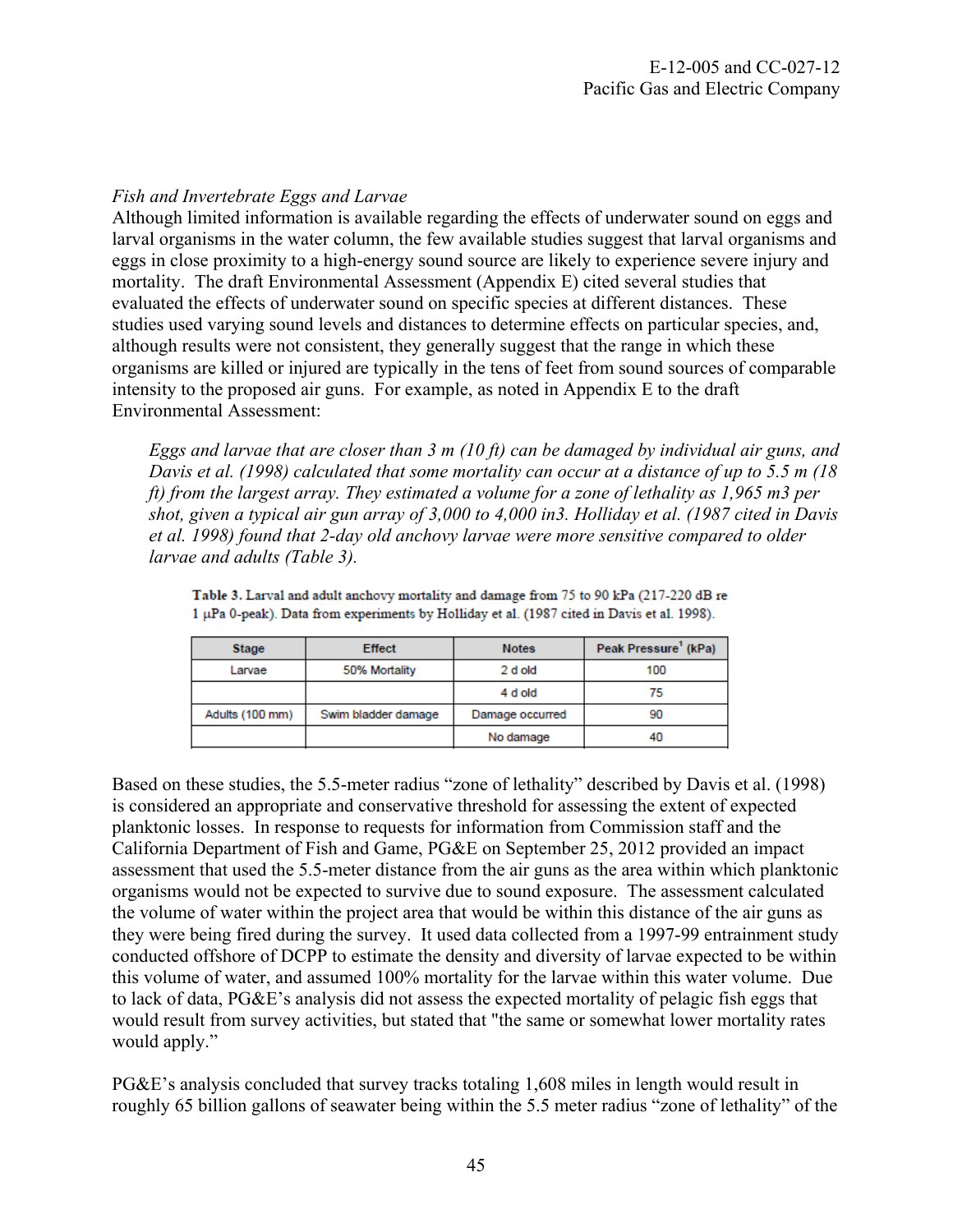*Fish and Invertebrate Eggs and Larvae*

Although limited information is available regarding the effects of underwater sound on eggs and larval organisms in the water column, the few available studies suggest that larval organisms and eggs in close proximity to a high-energy sound source are likely to experience severe injury and mortality. The draft Environmental Assessment (Appendix E) cited several studies that evaluated the effects of underwater sound on specific species at different distances. These studies used varying sound levels and distances to determine effects on particular species, and, although results were not consistent, they generally suggest that the range in which these organisms are killed or injured are typically in the tens of feet from sound sources of comparable intensity to the proposed air guns. For example, as noted in Appendix E to the draft Environmental Assessment:

> *Eggs and larvae that are closer than 3 m (10 ft) can be damaged by individual air guns, and Davis et al. (1998) calculated that some mortality can occur at a distance of up to 5.5 m (18 ft) from the largest array. They estimated a volume for a zone of lethality as 1,965 m3 per shot, given a typical air gun array of 3,000 to 4,000 in3. Holliday et al. (1987 cited in Davis et al. 1998) found that 2-day old anchovy larvae were more sensitive compared to older larvae and adults (Table 3).*

**Table 3.** Larval and adult anchovy mortality and damage from 75 to 90 kPa (217-220 dB re 1 μPa 0-peak). Data from experiments by Holliday et al. (1987 cited in Davis et al. 1998).

| Stage | Effect | Notes | Peak Pressure[1] (kPa) |
|---|---|---|---|
| Larvae | 50% Mortality | 2 d old | 100 |
| | | 4 d old | 75 |
| Adults (100 mm) | Swim bladder damage | Damage occurred | 90 |
| | | No damage | 40 |

Based on these studies, the 5.5-meter radius "zone of lethality" described by Davis et al. (1998) is considered an appropriate and conservative threshold for assessing the extent of expected planktonic losses. In response to requests for information from Commission staff and the California Department of Fish and Game, PG&E on September 25, 2012 provided an impact assessment that used the 5.5-meter distance from the air guns as the area within which planktonic organisms would not be expected to survive due to sound exposure. The assessment calculated the volume of water within the project area that would be within this distance of the air guns as they were being fired during the survey. It used data collected from a 1997-99 entrainment study conducted offshore of DCPP to estimate the density and diversity of larvae expected to be within this volume of water, and assumed 100% mortality for the larvae within this water volume. Due to lack of data, PG&E's analysis did not assess the expected mortality of pelagic fish eggs that would result from survey activities, but stated that "the same or somewhat lower mortality rates would apply."

PG&E's analysis concluded that survey tracks totaling 1,608 miles in length would result in roughly 65 billion gallons of seawater being within the 5.5 meter radius "zone of lethality" of the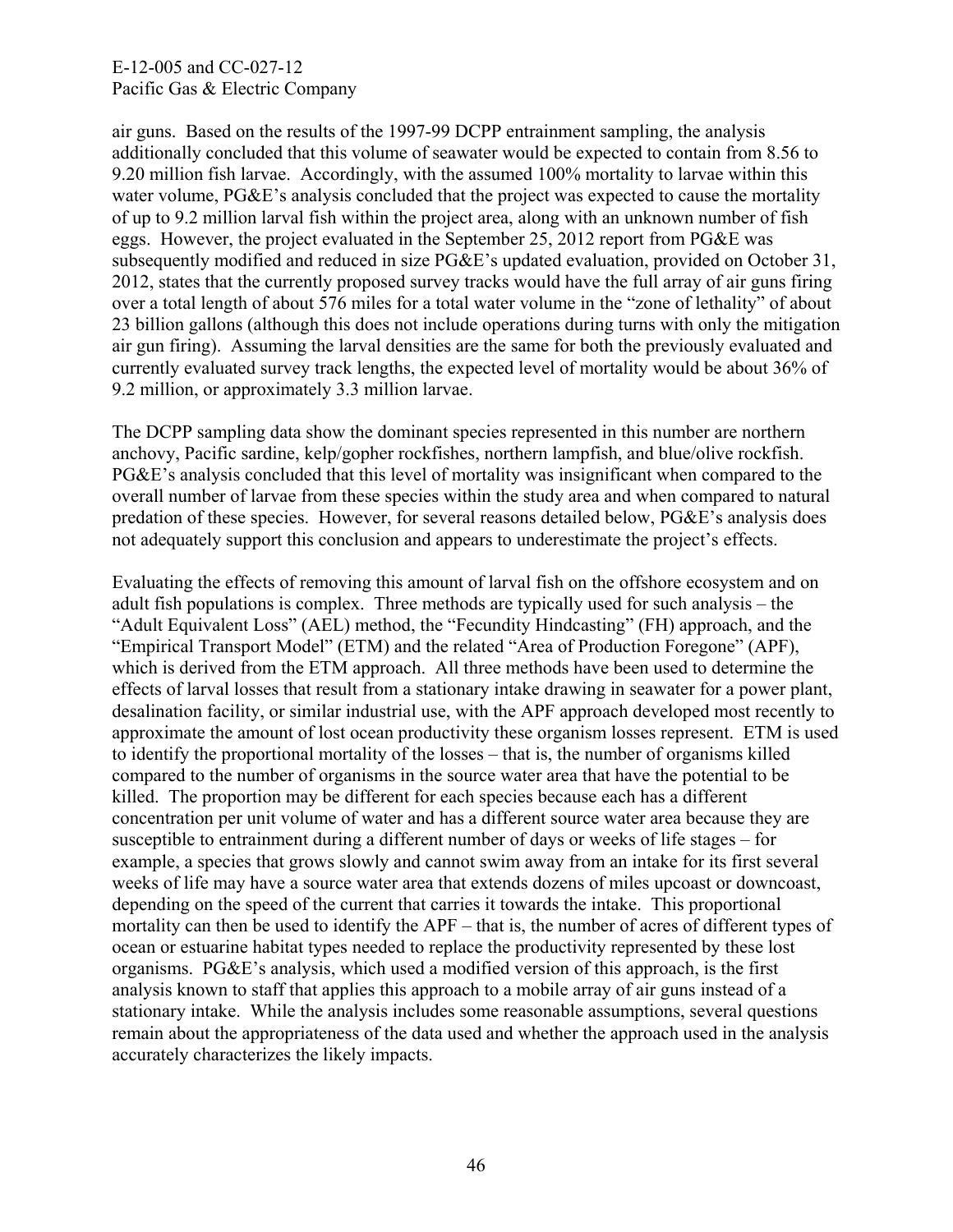air guns. Based on the results of the 1997-99 DCPP entrainment sampling, the analysis additionally concluded that this volume of seawater would be expected to contain from 8.56 to 9.20 million fish larvae. Accordingly, with the assumed 100% mortality to larvae within this water volume, PG&E's analysis concluded that the project was expected to cause the mortality of up to 9.2 million larval fish within the project area, along with an unknown number of fish eggs. However, the project evaluated in the September 25, 2012 report from PG&E was subsequently modified and reduced in size PG&E's updated evaluation, provided on October 31, 2012, states that the currently proposed survey tracks would have the full array of air guns firing over a total length of about 576 miles for a total water volume in the "zone of lethality" of about 23 billion gallons (although this does not include operations during turns with only the mitigation air gun firing). Assuming the larval densities are the same for both the previously evaluated and currently evaluated survey track lengths, the expected level of mortality would be about 36% of 9.2 million, or approximately 3.3 million larvae.

The DCPP sampling data show the dominant species represented in this number are northern anchovy, Pacific sardine, kelp/gopher rockfishes, northern lampfish, and blue/olive rockfish. PG&E's analysis concluded that this level of mortality was insignificant when compared to the overall number of larvae from these species within the study area and when compared to natural predation of these species. However, for several reasons detailed below, PG&E's analysis does not adequately support this conclusion and appears to underestimate the project's effects.

Evaluating the effects of removing this amount of larval fish on the offshore ecosystem and on adult fish populations is complex. Three methods are typically used for such analysis – the "Adult Equivalent Loss" (AEL) method, the "Fecundity Hindcasting" (FH) approach, and the "Empirical Transport Model" (ETM) and the related "Area of Production Foregone" (APF), which is derived from the ETM approach. All three methods have been used to determine the effects of larval losses that result from a stationary intake drawing in seawater for a power plant, desalination facility, or similar industrial use, with the APF approach developed most recently to approximate the amount of lost ocean productivity these organism losses represent. ETM is used to identify the proportional mortality of the losses – that is, the number of organisms killed compared to the number of organisms in the source water area that have the potential to be killed. The proportion may be different for each species because each has a different concentration per unit volume of water and has a different source water area because they are susceptible to entrainment during a different number of days or weeks of life stages – for example, a species that grows slowly and cannot swim away from an intake for its first several weeks of life may have a source water area that extends dozens of miles upcoast or downcoast, depending on the speed of the current that carries it towards the intake. This proportional mortality can then be used to identify the APF – that is, the number of acres of different types of ocean or estuarine habitat types needed to replace the productivity represented by these lost organisms. PG&E's analysis, which used a modified version of this approach, is the first analysis known to staff that applies this approach to a mobile array of air guns instead of a stationary intake. While the analysis includes some reasonable assumptions, several questions remain about the appropriateness of the data used and whether the approach used in the analysis accurately characterizes the likely impacts.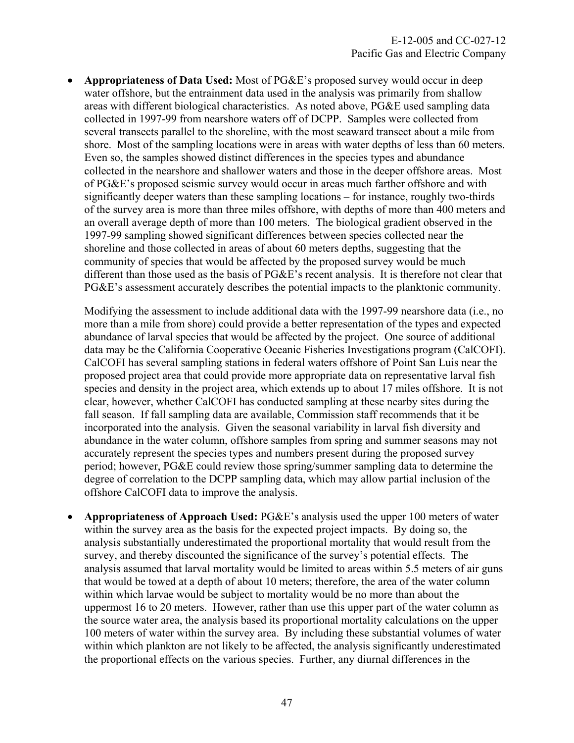- **Appropriateness of Data Used:** Most of PG&E's proposed survey would occur in deep water offshore, but the entrainment data used in the analysis was primarily from shallow areas with different biological characteristics. As noted above, PG&E used sampling data collected in 1997-99 from nearshore waters off of DCPP. Samples were collected from several transects parallel to the shoreline, with the most seaward transect about a mile from shore. Most of the sampling locations were in areas with water depths of less than 60 meters. Even so, the samples showed distinct differences in the species types and abundance collected in the nearshore and shallower waters and those in the deeper offshore areas. Most of PG&E's proposed seismic survey would occur in areas much farther offshore and with significantly deeper waters than these sampling locations – for instance, roughly two-thirds of the survey area is more than three miles offshore, with depths of more than 400 meters and an overall average depth of more than 100 meters. The biological gradient observed in the 1997-99 sampling showed significant differences between species collected near the shoreline and those collected in areas of about 60 meters depths, suggesting that the community of species that would be affected by the proposed survey would be much different than those used as the basis of PG&E's recent analysis. It is therefore not clear that PG&E's assessment accurately describes the potential impacts to the planktonic community.

  Modifying the assessment to include additional data with the 1997-99 nearshore data (i.e., no more than a mile from shore) could provide a better representation of the types and expected abundance of larval species that would be affected by the project. One source of additional data may be the California Cooperative Oceanic Fisheries Investigations program (CalCOFI). CalCOFI has several sampling stations in federal waters offshore of Point San Luis near the proposed project area that could provide more appropriate data on representative larval fish species and density in the project area, which extends up to about 17 miles offshore. It is not clear, however, whether CalCOFI has conducted sampling at these nearby sites during the fall season. If fall sampling data are available, Commission staff recommends that it be incorporated into the analysis. Given the seasonal variability in larval fish diversity and abundance in the water column, offshore samples from spring and summer seasons may not accurately represent the species types and numbers present during the proposed survey period; however, PG&E could review those spring/summer sampling data to determine the degree of correlation to the DCPP sampling data, which may allow partial inclusion of the offshore CalCOFI data to improve the analysis.

- **Appropriateness of Approach Used:** PG&E's analysis used the upper 100 meters of water within the survey area as the basis for the expected project impacts. By doing so, the analysis substantially underestimated the proportional mortality that would result from the survey, and thereby discounted the significance of the survey's potential effects. The analysis assumed that larval mortality would be limited to areas within 5.5 meters of air guns that would be towed at a depth of about 10 meters; therefore, the area of the water column within which larvae would be subject to mortality would be no more than about the uppermost 16 to 20 meters. However, rather than use this upper part of the water column as the source water area, the analysis based its proportional mortality calculations on the upper 100 meters of water within the survey area. By including these substantial volumes of water within which plankton are not likely to be affected, the analysis significantly underestimated the proportional effects on the various species. Further, any diurnal differences in the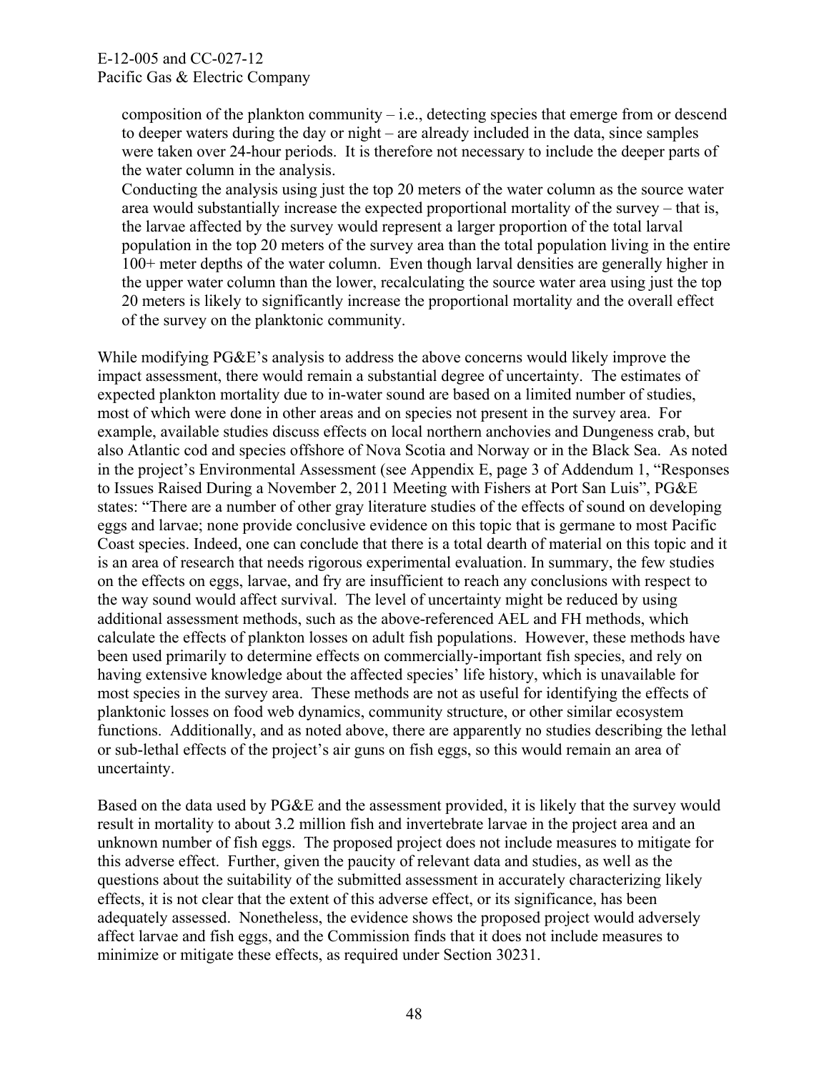composition of the plankton community – i.e., detecting species that emerge from or descend to deeper waters during the day or night – are already included in the data, since samples were taken over 24-hour periods. It is therefore not necessary to include the deeper parts of the water column in the analysis.

Conducting the analysis using just the top 20 meters of the water column as the source water area would substantially increase the expected proportional mortality of the survey – that is, the larvae affected by the survey would represent a larger proportion of the total larval population in the top 20 meters of the survey area than the total population living in the entire 100+ meter depths of the water column. Even though larval densities are generally higher in the upper water column than the lower, recalculating the source water area using just the top 20 meters is likely to significantly increase the proportional mortality and the overall effect of the survey on the planktonic community.

While modifying PG&E's analysis to address the above concerns would likely improve the impact assessment, there would remain a substantial degree of uncertainty. The estimates of expected plankton mortality due to in-water sound are based on a limited number of studies, most of which were done in other areas and on species not present in the survey area. For example, available studies discuss effects on local northern anchovies and Dungeness crab, but also Atlantic cod and species offshore of Nova Scotia and Norway or in the Black Sea. As noted in the project's Environmental Assessment (see Appendix E, page 3 of Addendum 1, "Responses to Issues Raised During a November 2, 2011 Meeting with Fishers at Port San Luis", PG&E states: "There are a number of other gray literature studies of the effects of sound on developing eggs and larvae; none provide conclusive evidence on this topic that is germane to most Pacific Coast species. Indeed, one can conclude that there is a total dearth of material on this topic and it is an area of research that needs rigorous experimental evaluation. In summary, the few studies on the effects on eggs, larvae, and fry are insufficient to reach any conclusions with respect to the way sound would affect survival. The level of uncertainty might be reduced by using additional assessment methods, such as the above-referenced AEL and FH methods, which calculate the effects of plankton losses on adult fish populations. However, these methods have been used primarily to determine effects on commercially-important fish species, and rely on having extensive knowledge about the affected species' life history, which is unavailable for most species in the survey area. These methods are not as useful for identifying the effects of planktonic losses on food web dynamics, community structure, or other similar ecosystem functions. Additionally, and as noted above, there are apparently no studies describing the lethal or sub-lethal effects of the project's air guns on fish eggs, so this would remain an area of uncertainty.

Based on the data used by PG&E and the assessment provided, it is likely that the survey would result in mortality to about 3.2 million fish and invertebrate larvae in the project area and an unknown number of fish eggs. The proposed project does not include measures to mitigate for this adverse effect. Further, given the paucity of relevant data and studies, as well as the questions about the suitability of the submitted assessment in accurately characterizing likely effects, it is not clear that the extent of this adverse effect, or its significance, has been adequately assessed. Nonetheless, the evidence shows the proposed project would adversely affect larvae and fish eggs, and the Commission finds that it does not include measures to minimize or mitigate these effects, as required under Section 30231.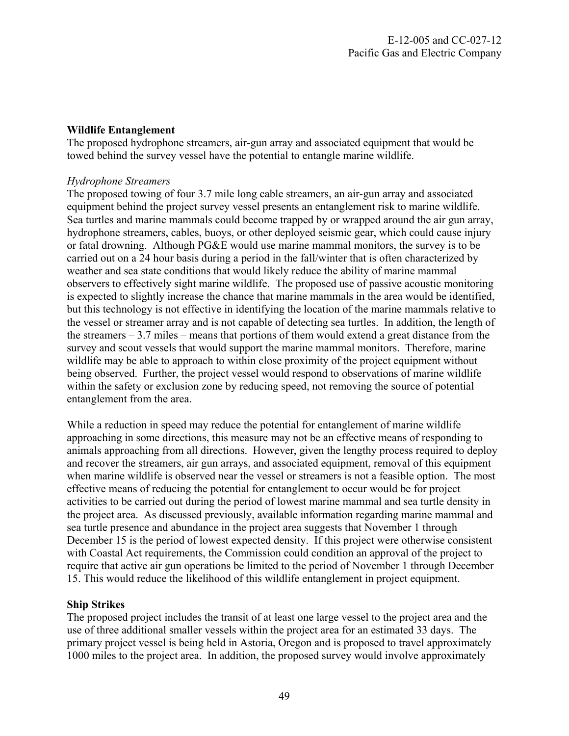**Wildlife Entanglement**

The proposed hydrophone streamers, air-gun array and associated equipment that would be towed behind the survey vessel have the potential to entangle marine wildlife.

*Hydrophone Streamers*

The proposed towing of four 3.7 mile long cable streamers, an air-gun array and associated equipment behind the project survey vessel presents an entanglement risk to marine wildlife. Sea turtles and marine mammals could become trapped by or wrapped around the air gun array, hydrophone streamers, cables, buoys, or other deployed seismic gear, which could cause injury or fatal drowning. Although PG&E would use marine mammal monitors, the survey is to be carried out on a 24 hour basis during a period in the fall/winter that is often characterized by weather and sea state conditions that would likely reduce the ability of marine mammal observers to effectively sight marine wildlife. The proposed use of passive acoustic monitoring is expected to slightly increase the chance that marine mammals in the area would be identified, but this technology is not effective in identifying the location of the marine mammals relative to the vessel or streamer array and is not capable of detecting sea turtles. In addition, the length of the streamers – 3.7 miles – means that portions of them would extend a great distance from the survey and scout vessels that would support the marine mammal monitors. Therefore, marine wildlife may be able to approach to within close proximity of the project equipment without being observed. Further, the project vessel would respond to observations of marine wildlife within the safety or exclusion zone by reducing speed, not removing the source of potential entanglement from the area.

While a reduction in speed may reduce the potential for entanglement of marine wildlife approaching in some directions, this measure may not be an effective means of responding to animals approaching from all directions. However, given the lengthy process required to deploy and recover the streamers, air gun arrays, and associated equipment, removal of this equipment when marine wildlife is observed near the vessel or streamers is not a feasible option. The most effective means of reducing the potential for entanglement to occur would be for project activities to be carried out during the period of lowest marine mammal and sea turtle density in the project area. As discussed previously, available information regarding marine mammal and sea turtle presence and abundance in the project area suggests that November 1 through December 15 is the period of lowest expected density. If this project were otherwise consistent with Coastal Act requirements, the Commission could condition an approval of the project to require that active air gun operations be limited to the period of November 1 through December 15. This would reduce the likelihood of this wildlife entanglement in project equipment.

**Ship Strikes**

The proposed project includes the transit of at least one large vessel to the project area and the use of three additional smaller vessels within the project area for an estimated 33 days. The primary project vessel is being held in Astoria, Oregon and is proposed to travel approximately 1000 miles to the project area. In addition, the proposed survey would involve approximately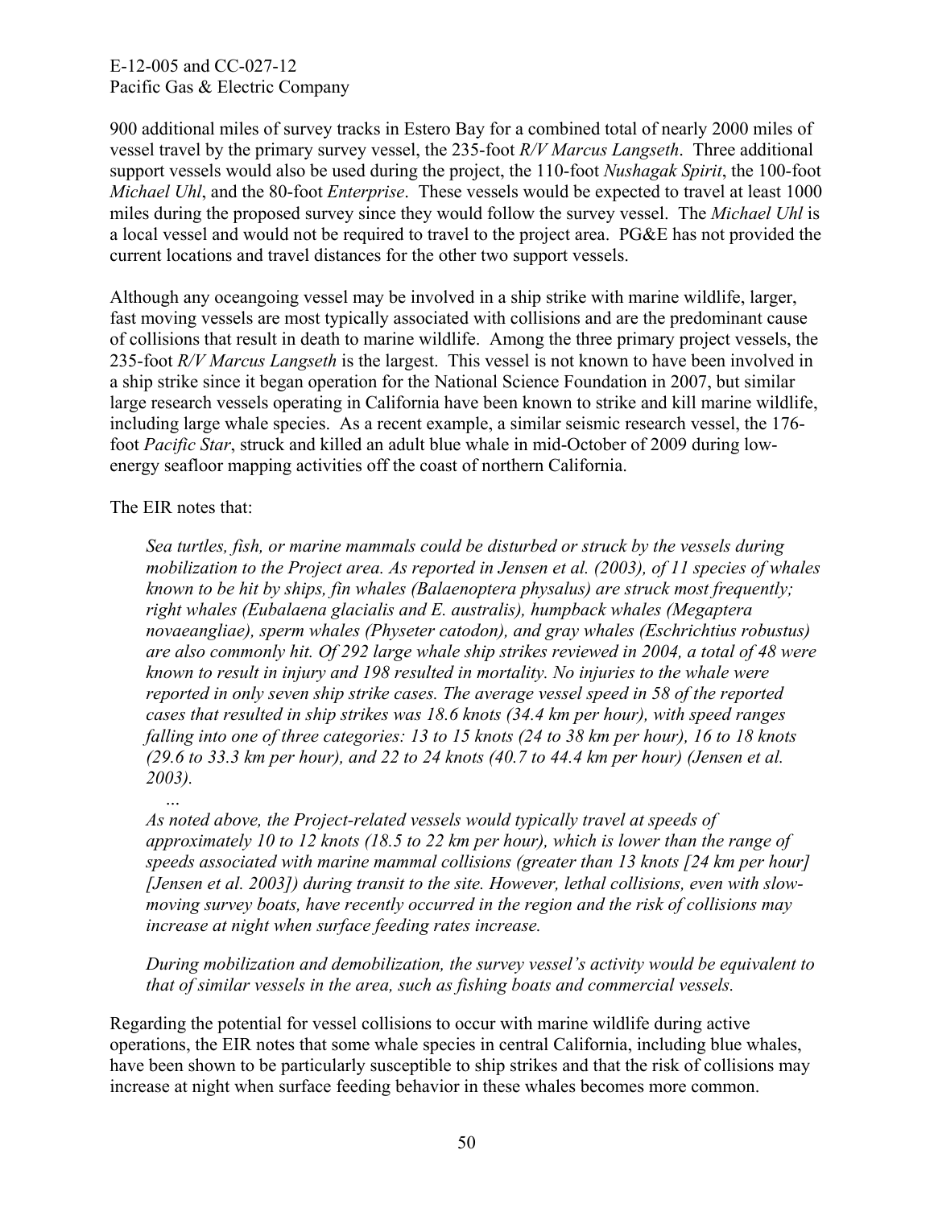900 additional miles of survey tracks in Estero Bay for a combined total of nearly 2000 miles of vessel travel by the primary survey vessel, the 235-foot *R/V Marcus Langseth*. Three additional support vessels would also be used during the project, the 110-foot *Nushagak Spirit*, the 100-foot *Michael Uhl*, and the 80-foot *Enterprise*. These vessels would be expected to travel at least 1000 miles during the proposed survey since they would follow the survey vessel. The *Michael Uhl* is a local vessel and would not be required to travel to the project area. PG&E has not provided the current locations and travel distances for the other two support vessels.

Although any oceangoing vessel may be involved in a ship strike with marine wildlife, larger, fast moving vessels are most typically associated with collisions and are the predominant cause of collisions that result in death to marine wildlife. Among the three primary project vessels, the 235-foot *R/V Marcus Langseth* is the largest. This vessel is not known to have been involved in a ship strike since it began operation for the National Science Foundation in 2007, but similar large research vessels operating in California have been known to strike and kill marine wildlife, including large whale species. As a recent example, a similar seismic research vessel, the 176-foot *Pacific Star*, struck and killed an adult blue whale in mid-October of 2009 during low-energy seafloor mapping activities off the coast of northern California.

The EIR notes that:

> *Sea turtles, fish, or marine mammals could be disturbed or struck by the vessels during mobilization to the Project area. As reported in Jensen et al. (2003), of 11 species of whales known to be hit by ships, fin whales (Balaenoptera physalus) are struck most frequently; right whales (Eubalaena glacialis and E. australis), humpback whales (Megaptera novaeangliae), sperm whales (Physeter catodon), and gray whales (Eschrichtius robustus) are also commonly hit. Of 292 large whale ship strikes reviewed in 2004, a total of 48 were known to result in injury and 198 resulted in mortality. No injuries to the whale were reported in only seven ship strike cases. The average vessel speed in 58 of the reported cases that resulted in ship strikes was 18.6 knots (34.4 km per hour), with speed ranges falling into one of three categories: 13 to 15 knots (24 to 38 km per hour), 16 to 18 knots (29.6 to 33.3 km per hour), and 22 to 24 knots (40.7 to 44.4 km per hour) (Jensen et al. 2003).*
>
> *...*
>
> *As noted above, the Project-related vessels would typically travel at speeds of approximately 10 to 12 knots (18.5 to 22 km per hour), which is lower than the range of speeds associated with marine mammal collisions (greater than 13 knots [24 km per hour] [Jensen et al. 2003]) during transit to the site. However, lethal collisions, even with slow-moving survey boats, have recently occurred in the region and the risk of collisions may increase at night when surface feeding rates increase.*
>
> *During mobilization and demobilization, the survey vessel's activity would be equivalent to that of similar vessels in the area, such as fishing boats and commercial vessels.*

Regarding the potential for vessel collisions to occur with marine wildlife during active operations, the EIR notes that some whale species in central California, including blue whales, have been shown to be particularly susceptible to ship strikes and that the risk of collisions may increase at night when surface feeding behavior in these whales becomes more common.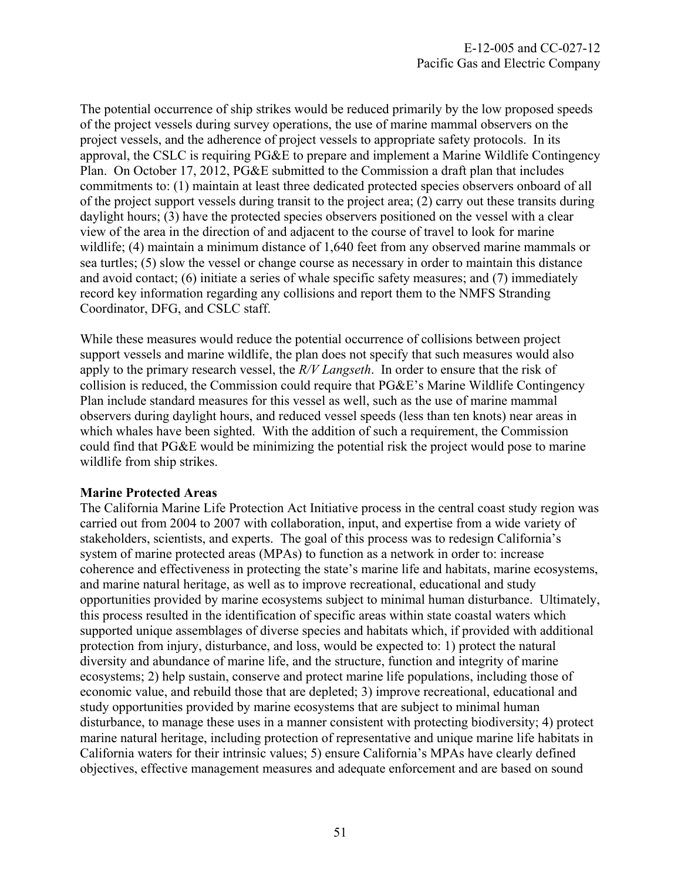The potential occurrence of ship strikes would be reduced primarily by the low proposed speeds of the project vessels during survey operations, the use of marine mammal observers on the project vessels, and the adherence of project vessels to appropriate safety protocols. In its approval, the CSLC is requiring PG&E to prepare and implement a Marine Wildlife Contingency Plan. On October 17, 2012, PG&E submitted to the Commission a draft plan that includes commitments to: (1) maintain at least three dedicated protected species observers onboard of all of the project support vessels during transit to the project area; (2) carry out these transits during daylight hours; (3) have the protected species observers positioned on the vessel with a clear view of the area in the direction of and adjacent to the course of travel to look for marine wildlife; (4) maintain a minimum distance of 1,640 feet from any observed marine mammals or sea turtles; (5) slow the vessel or change course as necessary in order to maintain this distance and avoid contact; (6) initiate a series of whale specific safety measures; and (7) immediately record key information regarding any collisions and report them to the NMFS Stranding Coordinator, DFG, and CSLC staff.

While these measures would reduce the potential occurrence of collisions between project support vessels and marine wildlife, the plan does not specify that such measures would also apply to the primary research vessel, the *R/V Langseth*. In order to ensure that the risk of collision is reduced, the Commission could require that PG&E's Marine Wildlife Contingency Plan include standard measures for this vessel as well, such as the use of marine mammal observers during daylight hours, and reduced vessel speeds (less than ten knots) near areas in which whales have been sighted. With the addition of such a requirement, the Commission could find that PG&E would be minimizing the potential risk the project would pose to marine wildlife from ship strikes.

**Marine Protected Areas**

The California Marine Life Protection Act Initiative process in the central coast study region was carried out from 2004 to 2007 with collaboration, input, and expertise from a wide variety of stakeholders, scientists, and experts. The goal of this process was to redesign California's system of marine protected areas (MPAs) to function as a network in order to: increase coherence and effectiveness in protecting the state's marine life and habitats, marine ecosystems, and marine natural heritage, as well as to improve recreational, educational and study opportunities provided by marine ecosystems subject to minimal human disturbance. Ultimately, this process resulted in the identification of specific areas within state coastal waters which supported unique assemblages of diverse species and habitats which, if provided with additional protection from injury, disturbance, and loss, would be expected to: 1) protect the natural diversity and abundance of marine life, and the structure, function and integrity of marine ecosystems; 2) help sustain, conserve and protect marine life populations, including those of economic value, and rebuild those that are depleted; 3) improve recreational, educational and study opportunities provided by marine ecosystems that are subject to minimal human disturbance, to manage these uses in a manner consistent with protecting biodiversity; 4) protect marine natural heritage, including protection of representative and unique marine life habitats in California waters for their intrinsic values; 5) ensure California's MPAs have clearly defined objectives, effective management measures and adequate enforcement and are based on sound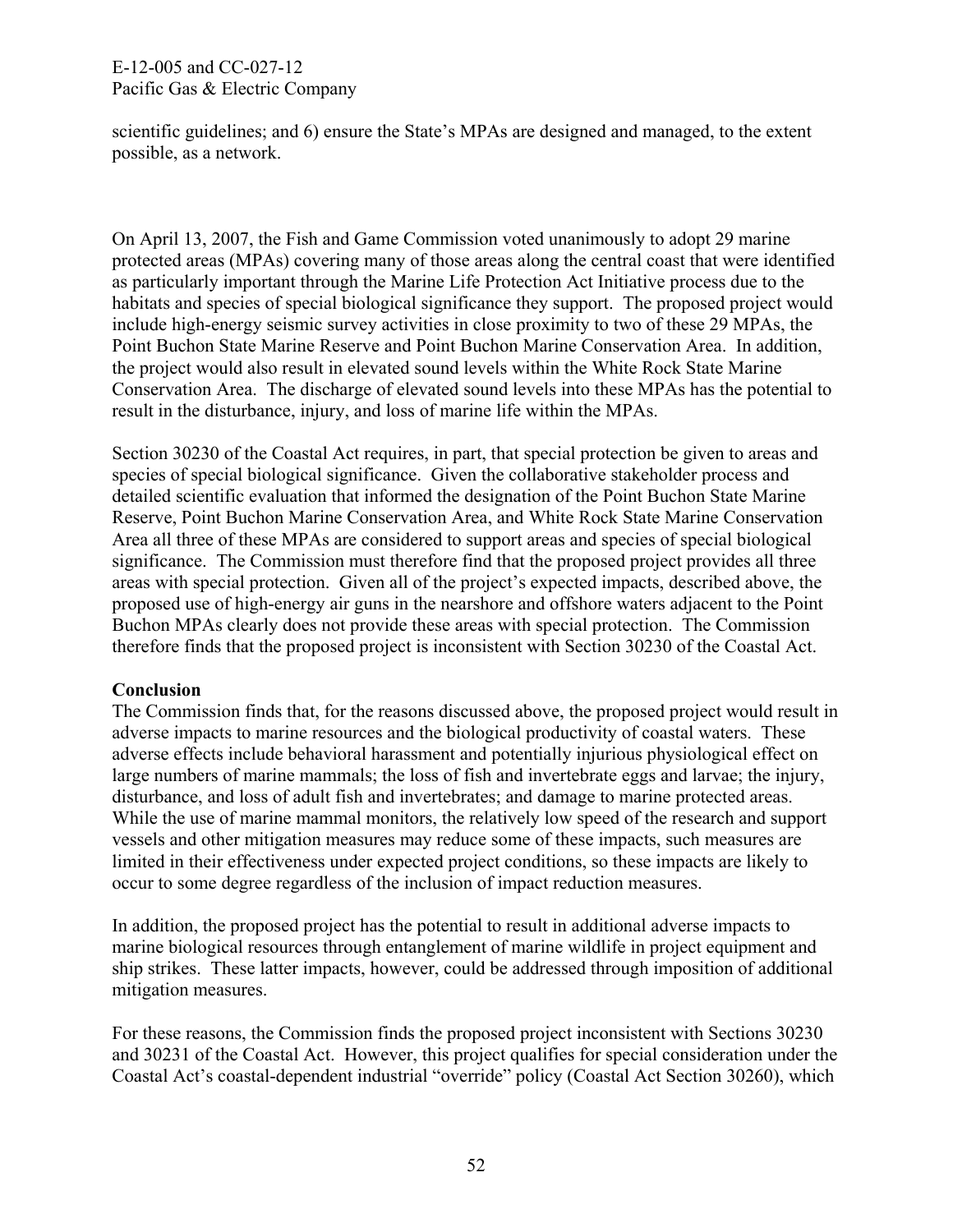scientific guidelines; and 6) ensure the State's MPAs are designed and managed, to the extent possible, as a network.

On April 13, 2007, the Fish and Game Commission voted unanimously to adopt 29 marine protected areas (MPAs) covering many of those areas along the central coast that were identified as particularly important through the Marine Life Protection Act Initiative process due to the habitats and species of special biological significance they support. The proposed project would include high-energy seismic survey activities in close proximity to two of these 29 MPAs, the Point Buchon State Marine Reserve and Point Buchon Marine Conservation Area. In addition, the project would also result in elevated sound levels within the White Rock State Marine Conservation Area. The discharge of elevated sound levels into these MPAs has the potential to result in the disturbance, injury, and loss of marine life within the MPAs.

Section 30230 of the Coastal Act requires, in part, that special protection be given to areas and species of special biological significance. Given the collaborative stakeholder process and detailed scientific evaluation that informed the designation of the Point Buchon State Marine Reserve, Point Buchon Marine Conservation Area, and White Rock State Marine Conservation Area all three of these MPAs are considered to support areas and species of special biological significance. The Commission must therefore find that the proposed project provides all three areas with special protection. Given all of the project's expected impacts, described above, the proposed use of high-energy air guns in the nearshore and offshore waters adjacent to the Point Buchon MPAs clearly does not provide these areas with special protection. The Commission therefore finds that the proposed project is inconsistent with Section 30230 of the Coastal Act.

**Conclusion**

The Commission finds that, for the reasons discussed above, the proposed project would result in adverse impacts to marine resources and the biological productivity of coastal waters. These adverse effects include behavioral harassment and potentially injurious physiological effect on large numbers of marine mammals; the loss of fish and invertebrate eggs and larvae; the injury, disturbance, and loss of adult fish and invertebrates; and damage to marine protected areas. While the use of marine mammal monitors, the relatively low speed of the research and support vessels and other mitigation measures may reduce some of these impacts, such measures are limited in their effectiveness under expected project conditions, so these impacts are likely to occur to some degree regardless of the inclusion of impact reduction measures.

In addition, the proposed project has the potential to result in additional adverse impacts to marine biological resources through entanglement of marine wildlife in project equipment and ship strikes. These latter impacts, however, could be addressed through imposition of additional mitigation measures.

For these reasons, the Commission finds the proposed project inconsistent with Sections 30230 and 30231 of the Coastal Act. However, this project qualifies for special consideration under the Coastal Act's coastal-dependent industrial "override" policy (Coastal Act Section 30260), which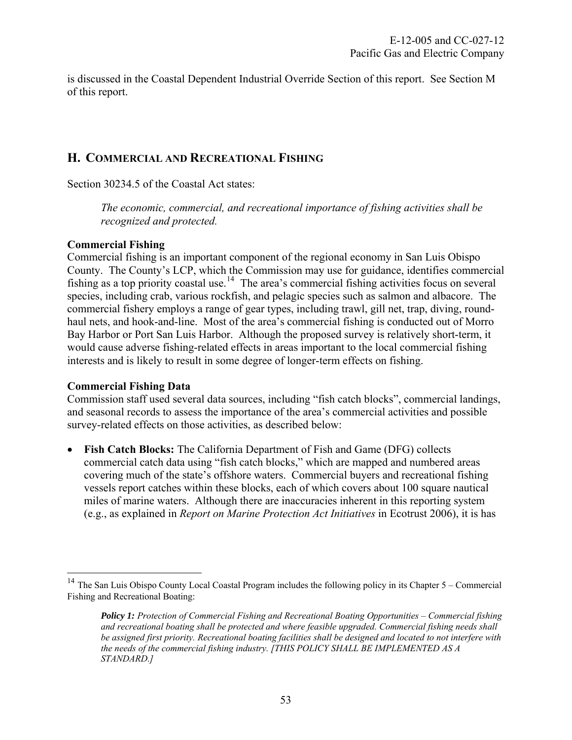is discussed in the Coastal Dependent Industrial Override Section of this report. See Section M of this report.

## H. COMMERCIAL AND RECREATIONAL FISHING

Section 30234.5 of the Coastal Act states:

> *The economic, commercial, and recreational importance of fishing activities shall be recognized and protected.*

**Commercial Fishing**

Commercial fishing is an important component of the regional economy in San Luis Obispo County. The County's LCP, which the Commission may use for guidance, identifies commercial fishing as a top priority coastal use.[14] The area's commercial fishing activities focus on several species, including crab, various rockfish, and pelagic species such as salmon and albacore. The commercial fishery employs a range of gear types, including trawl, gill net, trap, diving, round-haul nets, and hook-and-line. Most of the area's commercial fishing is conducted out of Morro Bay Harbor or Port San Luis Harbor. Although the proposed survey is relatively short-term, it would cause adverse fishing-related effects in areas important to the local commercial fishing interests and is likely to result in some degree of longer-term effects on fishing.

**Commercial Fishing Data**

Commission staff used several data sources, including "fish catch blocks", commercial landings, and seasonal records to assess the importance of the area's commercial activities and possible survey-related effects on those activities, as described below:

- **Fish Catch Blocks:** The California Department of Fish and Game (DFG) collects commercial catch data using "fish catch blocks," which are mapped and numbered areas covering much of the state's offshore waters. Commercial buyers and recreational fishing vessels report catches within these blocks, each of which covers about 100 square nautical miles of marine waters. Although there are inaccuracies inherent in this reporting system (e.g., as explained in *Report on Marine Protection Act Initiatives* in Ecotrust 2006), it is has

---

[14] The San Luis Obispo County Local Coastal Program includes the following policy in its Chapter 5 – Commercial Fishing and Recreational Boating:

> ***Policy 1:*** *Protection of Commercial Fishing and Recreational Boating Opportunities – Commercial fishing and recreational boating shall be protected and where feasible upgraded. Commercial fishing needs shall be assigned first priority. Recreational boating facilities shall be designed and located to not interfere with the needs of the commercial fishing industry. [THIS POLICY SHALL BE IMPLEMENTED AS A STANDARD.]*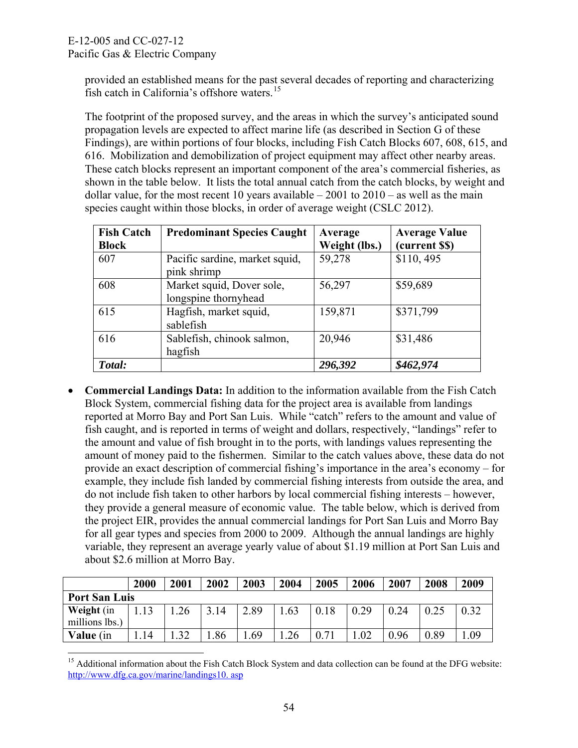provided an established means for the past several decades of reporting and characterizing fish catch in California's offshore waters.[15]

The footprint of the proposed survey, and the areas in which the survey's anticipated sound propagation levels are expected to affect marine life (as described in Section G of these Findings), are within portions of four blocks, including Fish Catch Blocks 607, 608, 615, and 616. Mobilization and demobilization of project equipment may affect other nearby areas. These catch blocks represent an important component of the area's commercial fisheries, as shown in the table below. It lists the total annual catch from the catch blocks, by weight and dollar value, for the most recent 10 years available – 2001 to 2010 – as well as the main species caught within those blocks, in order of average weight (CSLC 2012).

| Fish Catch Block | Predominant Species Caught | Average Weight (lbs.) | Average Value (current $$) |
|---|---|---|---|
| 607 | Pacific sardine, market squid, pink shrimp | 59,278 | $110, 495 |
| 608 | Market squid, Dover sole, longspine thornyhead | 56,297 | $59,689 |
| 615 | Hagfish, market squid, sablefish | 159,871 | $371,799 |
| 616 | Sablefish, chinook salmon, hagfish | 20,946 | $31,486 |
| ***Total:*** | | ***296,392*** | ***$462,974*** |

- **Commercial Landings Data:** In addition to the information available from the Fish Catch Block System, commercial fishing data for the project area is available from landings reported at Morro Bay and Port San Luis. While "catch" refers to the amount and value of fish caught, and is reported in terms of weight and dollars, respectively, "landings" refer to the amount and value of fish brought in to the ports, with landings values representing the amount of money paid to the fishermen. Similar to the catch values above, these data do not provide an exact description of commercial fishing's importance in the area's economy – for example, they include fish landed by commercial fishing interests from outside the area, and do not include fish taken to other harbors by local commercial fishing interests – however, they provide a general measure of economic value. The table below, which is derived from the project EIR, provides the annual commercial landings for Port San Luis and Morro Bay for all gear types and species from 2000 to 2009. Although the annual landings are highly variable, they represent an average yearly value of about $1.19 million at Port San Luis and about $2.6 million at Morro Bay.

| | 2000 | 2001 | 2002 | 2003 | 2004 | 2005 | 2006 | 2007 | 2008 | 2009 |
|---|---|---|---|---|---|---|---|---|---|---|
| **Port San Luis** | | | | | | | | | | |
| **Weight** (in millions lbs.) | 1.13 | 1.26 | 3.14 | 2.89 | 1.63 | 0.18 | 0.29 | 0.24 | 0.25 | 0.32 |
| **Value** (in | 1.14 | 1.32 | 1.86 | 1.69 | 1.26 | 0.71 | 1.02 | 0.96 | 0.89 | 1.09 |

[15] Additional information about the Fish Catch Block System and data collection can be found at the DFG website: http://www.dfg.ca.gov/marine/landings10. asp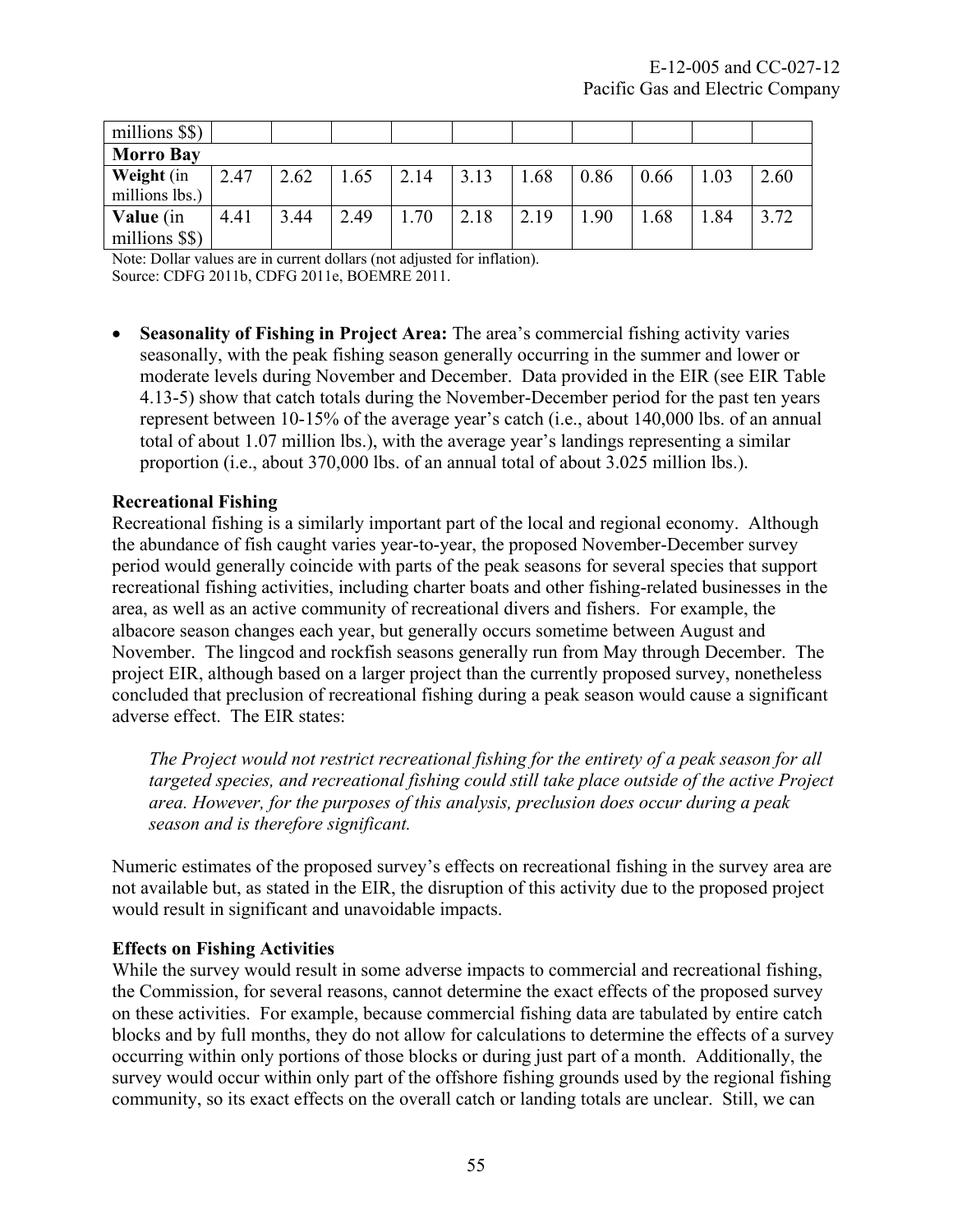| millions $$) | | | | | | | | | | |
|---|---|---|---|---|---|---|---|---|---|---|
| **Morro Bay** | | | | | | | | | | |
| **Weight** (in millions lbs.) | 2.47 | 2.62 | 1.65 | 2.14 | 3.13 | 1.68 | 0.86 | 0.66 | 1.03 | 2.60 |
| **Value** (in millions $$) | 4.41 | 3.44 | 2.49 | 1.70 | 2.18 | 2.19 | 1.90 | 1.68 | 1.84 | 3.72 |

Note: Dollar values are in current dollars (not adjusted for inflation).
Source: CDFG 2011b, CDFG 2011e, BOEMRE 2011.

- **Seasonality of Fishing in Project Area:** The area's commercial fishing activity varies seasonally, with the peak fishing season generally occurring in the summer and lower or moderate levels during November and December. Data provided in the EIR (see EIR Table 4.13-5) show that catch totals during the November-December period for the past ten years represent between 10-15% of the average year's catch (i.e., about 140,000 lbs. of an annual total of about 1.07 million lbs.), with the average year's landings representing a similar proportion (i.e., about 370,000 lbs. of an annual total of about 3.025 million lbs.).

**Recreational Fishing**

Recreational fishing is a similarly important part of the local and regional economy. Although the abundance of fish caught varies year-to-year, the proposed November-December survey period would generally coincide with parts of the peak seasons for several species that support recreational fishing activities, including charter boats and other fishing-related businesses in the area, as well as an active community of recreational divers and fishers. For example, the albacore season changes each year, but generally occurs sometime between August and November. The lingcod and rockfish seasons generally run from May through December. The project EIR, although based on a larger project than the currently proposed survey, nonetheless concluded that preclusion of recreational fishing during a peak season would cause a significant adverse effect. The EIR states:

> *The Project would not restrict recreational fishing for the entirety of a peak season for all targeted species, and recreational fishing could still take place outside of the active Project area. However, for the purposes of this analysis, preclusion does occur during a peak season and is therefore significant.*

Numeric estimates of the proposed survey's effects on recreational fishing in the survey area are not available but, as stated in the EIR, the disruption of this activity due to the proposed project would result in significant and unavoidable impacts.

**Effects on Fishing Activities**

While the survey would result in some adverse impacts to commercial and recreational fishing, the Commission, for several reasons, cannot determine the exact effects of the proposed survey on these activities. For example, because commercial fishing data are tabulated by entire catch blocks and by full months, they do not allow for calculations to determine the effects of a survey occurring within only portions of those blocks or during just part of a month. Additionally, the survey would occur within only part of the offshore fishing grounds used by the regional fishing community, so its exact effects on the overall catch or landing totals are unclear. Still, we can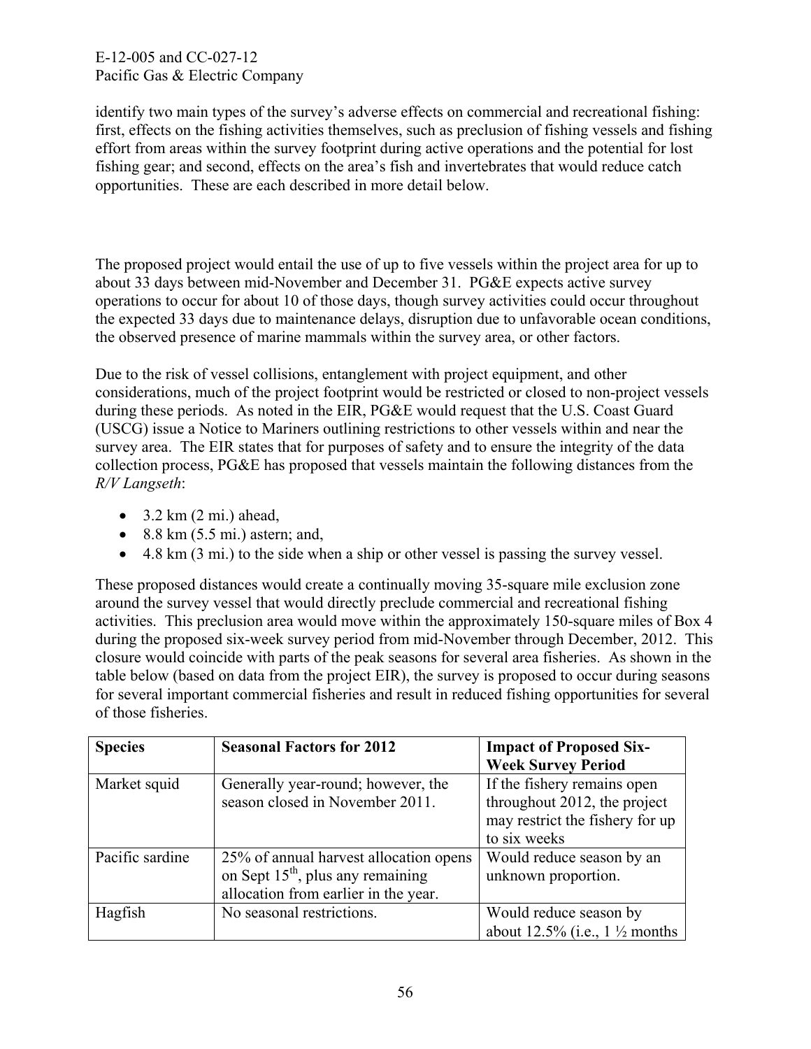identify two main types of the survey's adverse effects on commercial and recreational fishing: first, effects on the fishing activities themselves, such as preclusion of fishing vessels and fishing effort from areas within the survey footprint during active operations and the potential for lost fishing gear; and second, effects on the area's fish and invertebrates that would reduce catch opportunities. These are each described in more detail below.

The proposed project would entail the use of up to five vessels within the project area for up to about 33 days between mid-November and December 31. PG&E expects active survey operations to occur for about 10 of those days, though survey activities could occur throughout the expected 33 days due to maintenance delays, disruption due to unfavorable ocean conditions, the observed presence of marine mammals within the survey area, or other factors.

Due to the risk of vessel collisions, entanglement with project equipment, and other considerations, much of the project footprint would be restricted or closed to non-project vessels during these periods. As noted in the EIR, PG&E would request that the U.S. Coast Guard (USCG) issue a Notice to Mariners outlining restrictions to other vessels within and near the survey area. The EIR states that for purposes of safety and to ensure the integrity of the data collection process, PG&E has proposed that vessels maintain the following distances from the *R/V Langseth*:

- 3.2 km (2 mi.) ahead,
- 8.8 km (5.5 mi.) astern; and,
- 4.8 km (3 mi.) to the side when a ship or other vessel is passing the survey vessel.

These proposed distances would create a continually moving 35-square mile exclusion zone around the survey vessel that would directly preclude commercial and recreational fishing activities. This preclusion area would move within the approximately 150-square miles of Box 4 during the proposed six-week survey period from mid-November through December, 2012. This closure would coincide with parts of the peak seasons for several area fisheries. As shown in the table below (based on data from the project EIR), the survey is proposed to occur during seasons for several important commercial fisheries and result in reduced fishing opportunities for several of those fisheries.

| **Species** | **Seasonal Factors for 2012** | **Impact of Proposed Six-Week Survey Period** |
|---|---|---|
| Market squid | Generally year-round; however, the season closed in November 2011. | If the fishery remains open throughout 2012, the project may restrict the fishery for up to six weeks |
| Pacific sardine | 25% of annual harvest allocation opens on Sept 15th, plus any remaining allocation from earlier in the year. | Would reduce season by an unknown proportion. |
| Hagfish | No seasonal restrictions. | Would reduce season by about 12.5% (i.e., 1 ½ months |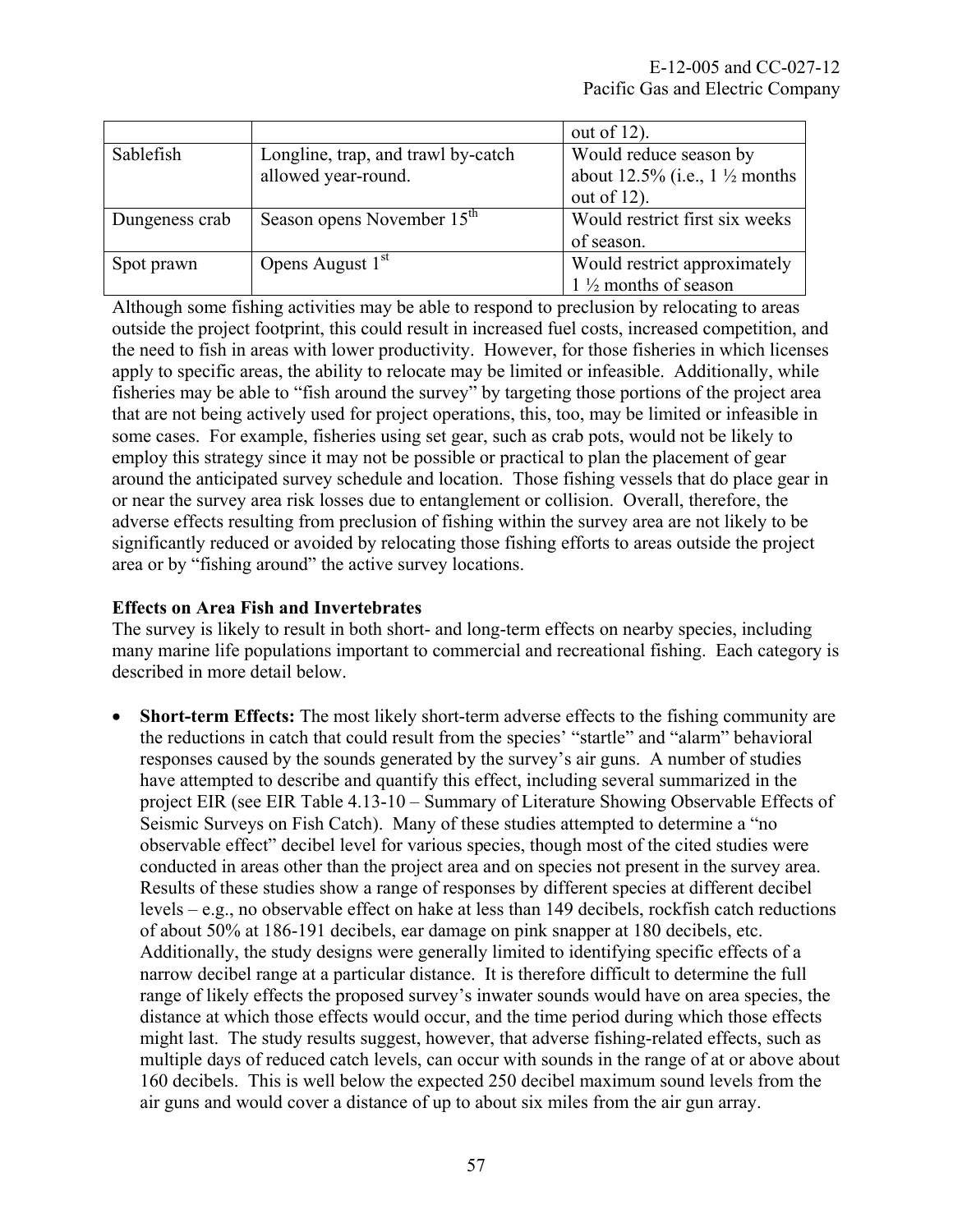|  |  | out of 12). |
| --- | --- | --- |
| Sablefish | Longline, trap, and trawl by-catch allowed year-round. | Would reduce season by about 12.5% (i.e., 1 ½ months out of 12). |
| Dungeness crab | Season opens November 15th | Would restrict first six weeks of season. |
| Spot prawn | Opens August 1st | Would restrict approximately 1 ½ months of season |

Although some fishing activities may be able to respond to preclusion by relocating to areas outside the project footprint, this could result in increased fuel costs, increased competition, and the need to fish in areas with lower productivity. However, for those fisheries in which licenses apply to specific areas, the ability to relocate may be limited or infeasible. Additionally, while fisheries may be able to "fish around the survey" by targeting those portions of the project area that are not being actively used for project operations, this, too, may be limited or infeasible in some cases. For example, fisheries using set gear, such as crab pots, would not be likely to employ this strategy since it may not be possible or practical to plan the placement of gear around the anticipated survey schedule and location. Those fishing vessels that do place gear in or near the survey area risk losses due to entanglement or collision. Overall, therefore, the adverse effects resulting from preclusion of fishing within the survey area are not likely to be significantly reduced or avoided by relocating those fishing efforts to areas outside the project area or by "fishing around" the active survey locations.

**Effects on Area Fish and Invertebrates**

The survey is likely to result in both short- and long-term effects on nearby species, including many marine life populations important to commercial and recreational fishing. Each category is described in more detail below.

- **Short-term Effects:** The most likely short-term adverse effects to the fishing community are the reductions in catch that could result from the species' "startle" and "alarm" behavioral responses caused by the sounds generated by the survey's air guns. A number of studies have attempted to describe and quantify this effect, including several summarized in the project EIR (see EIR Table 4.13-10 – Summary of Literature Showing Observable Effects of Seismic Surveys on Fish Catch). Many of these studies attempted to determine a "no observable effect" decibel level for various species, though most of the cited studies were conducted in areas other than the project area and on species not present in the survey area. Results of these studies show a range of responses by different species at different decibel levels – e.g., no observable effect on hake at less than 149 decibels, rockfish catch reductions of about 50% at 186-191 decibels, ear damage on pink snapper at 180 decibels, etc. Additionally, the study designs were generally limited to identifying specific effects of a narrow decibel range at a particular distance. It is therefore difficult to determine the full range of likely effects the proposed survey's inwater sounds would have on area species, the distance at which those effects would occur, and the time period during which those effects might last. The study results suggest, however, that adverse fishing-related effects, such as multiple days of reduced catch levels, can occur with sounds in the range of at or above about 160 decibels. This is well below the expected 250 decibel maximum sound levels from the air guns and would cover a distance of up to about six miles from the air gun array.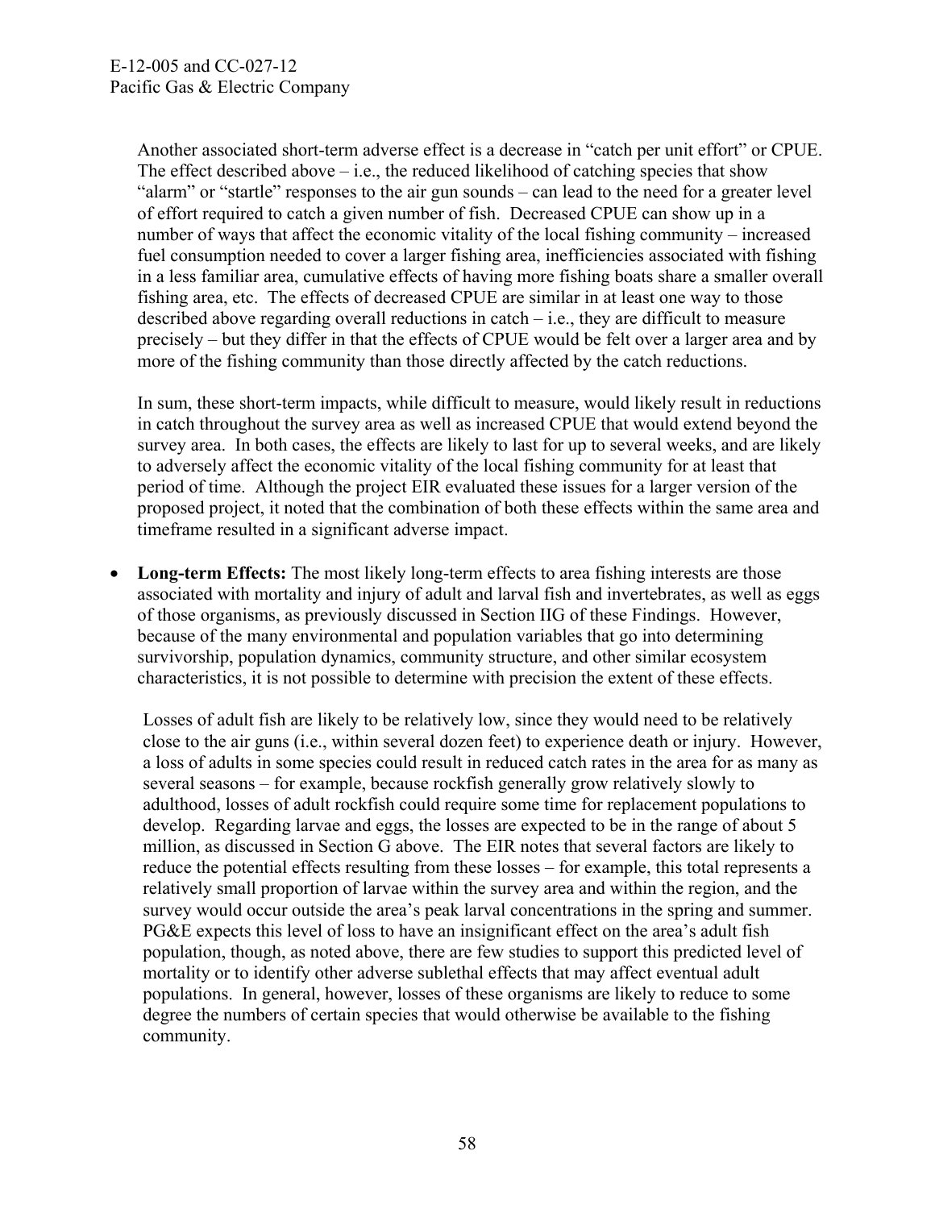Another associated short-term adverse effect is a decrease in "catch per unit effort" or CPUE. The effect described above – i.e., the reduced likelihood of catching species that show "alarm" or "startle" responses to the air gun sounds – can lead to the need for a greater level of effort required to catch a given number of fish. Decreased CPUE can show up in a number of ways that affect the economic vitality of the local fishing community – increased fuel consumption needed to cover a larger fishing area, inefficiencies associated with fishing in a less familiar area, cumulative effects of having more fishing boats share a smaller overall fishing area, etc. The effects of decreased CPUE are similar in at least one way to those described above regarding overall reductions in catch – i.e., they are difficult to measure precisely – but they differ in that the effects of CPUE would be felt over a larger area and by more of the fishing community than those directly affected by the catch reductions.

In sum, these short-term impacts, while difficult to measure, would likely result in reductions in catch throughout the survey area as well as increased CPUE that would extend beyond the survey area. In both cases, the effects are likely to last for up to several weeks, and are likely to adversely affect the economic vitality of the local fishing community for at least that period of time. Although the project EIR evaluated these issues for a larger version of the proposed project, it noted that the combination of both these effects within the same area and timeframe resulted in a significant adverse impact.

- **Long-term Effects:** The most likely long-term effects to area fishing interests are those associated with mortality and injury of adult and larval fish and invertebrates, as well as eggs of those organisms, as previously discussed in Section IIG of these Findings. However, because of the many environmental and population variables that go into determining survivorship, population dynamics, community structure, and other similar ecosystem characteristics, it is not possible to determine with precision the extent of these effects.

  Losses of adult fish are likely to be relatively low, since they would need to be relatively close to the air guns (i.e., within several dozen feet) to experience death or injury. However, a loss of adults in some species could result in reduced catch rates in the area for as many as several seasons – for example, because rockfish generally grow relatively slowly to adulthood, losses of adult rockfish could require some time for replacement populations to develop. Regarding larvae and eggs, the losses are expected to be in the range of about 5 million, as discussed in Section G above. The EIR notes that several factors are likely to reduce the potential effects resulting from these losses – for example, this total represents a relatively small proportion of larvae within the survey area and within the region, and the survey would occur outside the area's peak larval concentrations in the spring and summer. PG&E expects this level of loss to have an insignificant effect on the area's adult fish population, though, as noted above, there are few studies to support this predicted level of mortality or to identify other adverse sublethal effects that may affect eventual adult populations. In general, however, losses of these organisms are likely to reduce to some degree the numbers of certain species that would otherwise be available to the fishing community.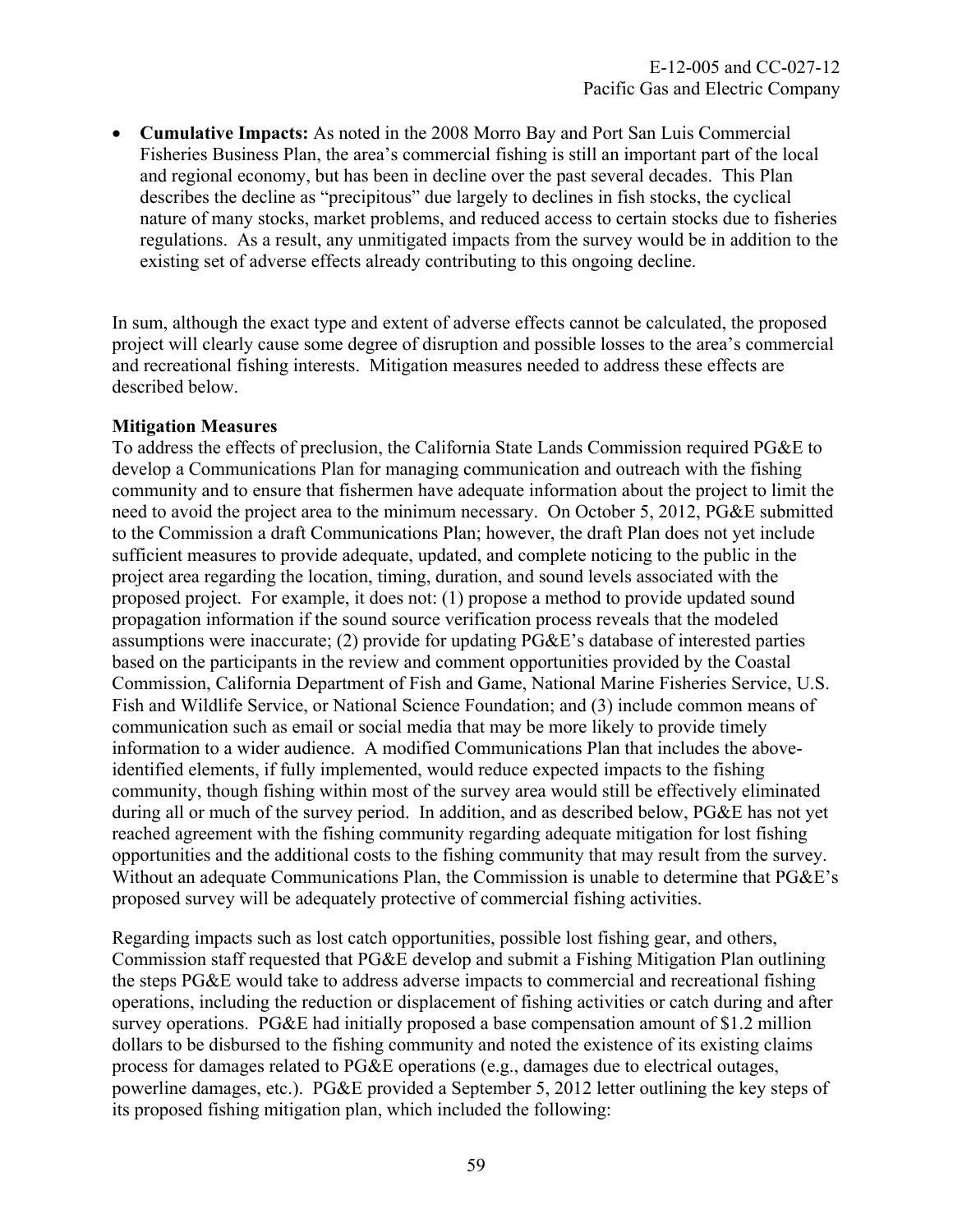- **Cumulative Impacts:** As noted in the 2008 Morro Bay and Port San Luis Commercial Fisheries Business Plan, the area's commercial fishing is still an important part of the local and regional economy, but has been in decline over the past several decades. This Plan describes the decline as "precipitous" due largely to declines in fish stocks, the cyclical nature of many stocks, market problems, and reduced access to certain stocks due to fisheries regulations. As a result, any unmitigated impacts from the survey would be in addition to the existing set of adverse effects already contributing to this ongoing decline.

In sum, although the exact type and extent of adverse effects cannot be calculated, the proposed project will clearly cause some degree of disruption and possible losses to the area's commercial and recreational fishing interests. Mitigation measures needed to address these effects are described below.

**Mitigation Measures**

To address the effects of preclusion, the California State Lands Commission required PG&E to develop a Communications Plan for managing communication and outreach with the fishing community and to ensure that fishermen have adequate information about the project to limit the need to avoid the project area to the minimum necessary. On October 5, 2012, PG&E submitted to the Commission a draft Communications Plan; however, the draft Plan does not yet include sufficient measures to provide adequate, updated, and complete noticing to the public in the project area regarding the location, timing, duration, and sound levels associated with the proposed project. For example, it does not: (1) propose a method to provide updated sound propagation information if the sound source verification process reveals that the modeled assumptions were inaccurate; (2) provide for updating PG&E's database of interested parties based on the participants in the review and comment opportunities provided by the Coastal Commission, California Department of Fish and Game, National Marine Fisheries Service, U.S. Fish and Wildlife Service, or National Science Foundation; and (3) include common means of communication such as email or social media that may be more likely to provide timely information to a wider audience. A modified Communications Plan that includes the above-identified elements, if fully implemented, would reduce expected impacts to the fishing community, though fishing within most of the survey area would still be effectively eliminated during all or much of the survey period. In addition, and as described below, PG&E has not yet reached agreement with the fishing community regarding adequate mitigation for lost fishing opportunities and the additional costs to the fishing community that may result from the survey. Without an adequate Communications Plan, the Commission is unable to determine that PG&E's proposed survey will be adequately protective of commercial fishing activities.

Regarding impacts such as lost catch opportunities, possible lost fishing gear, and others, Commission staff requested that PG&E develop and submit a Fishing Mitigation Plan outlining the steps PG&E would take to address adverse impacts to commercial and recreational fishing operations, including the reduction or displacement of fishing activities or catch during and after survey operations. PG&E had initially proposed a base compensation amount of $1.2 million dollars to be disbursed to the fishing community and noted the existence of its existing claims process for damages related to PG&E operations (e.g., damages due to electrical outages, powerline damages, etc.). PG&E provided a September 5, 2012 letter outlining the key steps of its proposed fishing mitigation plan, which included the following: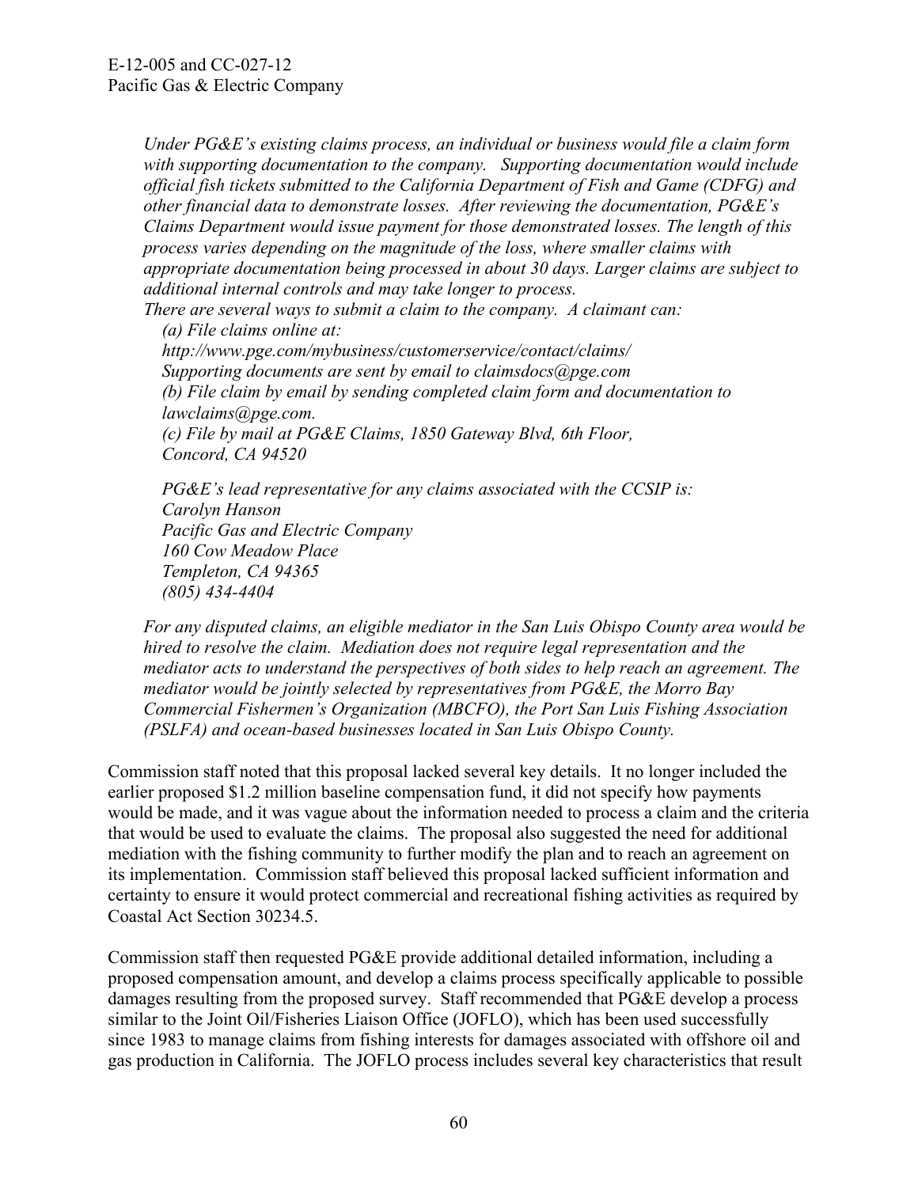*Under PG&E's existing claims process, an individual or business would file a claim form with supporting documentation to the company. Supporting documentation would include official fish tickets submitted to the California Department of Fish and Game (CDFG) and other financial data to demonstrate losses. After reviewing the documentation, PG&E's Claims Department would issue payment for those demonstrated losses. The length of this process varies depending on the magnitude of the loss, where smaller claims with appropriate documentation being processed in about 30 days. Larger claims are subject to additional internal controls and may take longer to process.*

*There are several ways to submit a claim to the company. A claimant can:*

*(a) File claims online at:*
*http://www.pge.com/mybusiness/customerservice/contact/claims/*
*Supporting documents are sent by email to claimsdocs@pge.com*
*(b) File claim by email by sending completed claim form and documentation to lawclaims@pge.com.*
*(c) File by mail at PG&E Claims, 1850 Gateway Blvd, 6th Floor, Concord, CA 94520*

*PG&E's lead representative for any claims associated with the CCSIP is:*
*Carolyn Hanson*
*Pacific Gas and Electric Company*
*160 Cow Meadow Place*
*Templeton, CA 94365*
*(805) 434-4404*

*For any disputed claims, an eligible mediator in the San Luis Obispo County area would be hired to resolve the claim. Mediation does not require legal representation and the mediator acts to understand the perspectives of both sides to help reach an agreement. The mediator would be jointly selected by representatives from PG&E, the Morro Bay Commercial Fishermen's Organization (MBCFO), the Port San Luis Fishing Association (PSLFA) and ocean-based businesses located in San Luis Obispo County.*

Commission staff noted that this proposal lacked several key details. It no longer included the earlier proposed $1.2 million baseline compensation fund, it did not specify how payments would be made, and it was vague about the information needed to process a claim and the criteria that would be used to evaluate the claims. The proposal also suggested the need for additional mediation with the fishing community to further modify the plan and to reach an agreement on its implementation. Commission staff believed this proposal lacked sufficient information and certainty to ensure it would protect commercial and recreational fishing activities as required by Coastal Act Section 30234.5.

Commission staff then requested PG&E provide additional detailed information, including a proposed compensation amount, and develop a claims process specifically applicable to possible damages resulting from the proposed survey. Staff recommended that PG&E develop a process similar to the Joint Oil/Fisheries Liaison Office (JOFLO), which has been used successfully since 1983 to manage claims from fishing interests for damages associated with offshore oil and gas production in California. The JOFLO process includes several key characteristics that result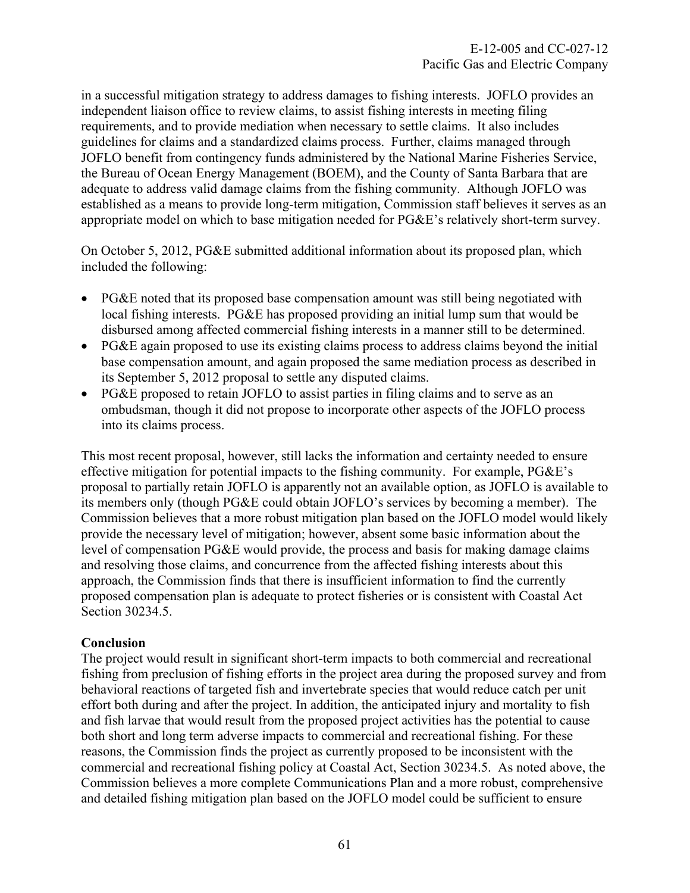in a successful mitigation strategy to address damages to fishing interests. JOFLO provides an independent liaison office to review claims, to assist fishing interests in meeting filing requirements, and to provide mediation when necessary to settle claims. It also includes guidelines for claims and a standardized claims process. Further, claims managed through JOFLO benefit from contingency funds administered by the National Marine Fisheries Service, the Bureau of Ocean Energy Management (BOEM), and the County of Santa Barbara that are adequate to address valid damage claims from the fishing community. Although JOFLO was established as a means to provide long-term mitigation, Commission staff believes it serves as an appropriate model on which to base mitigation needed for PG&E's relatively short-term survey.

On October 5, 2012, PG&E submitted additional information about its proposed plan, which included the following:

- PG&E noted that its proposed base compensation amount was still being negotiated with local fishing interests. PG&E has proposed providing an initial lump sum that would be disbursed among affected commercial fishing interests in a manner still to be determined.
- PG&E again proposed to use its existing claims process to address claims beyond the initial base compensation amount, and again proposed the same mediation process as described in its September 5, 2012 proposal to settle any disputed claims.
- PG&E proposed to retain JOFLO to assist parties in filing claims and to serve as an ombudsman, though it did not propose to incorporate other aspects of the JOFLO process into its claims process.

This most recent proposal, however, still lacks the information and certainty needed to ensure effective mitigation for potential impacts to the fishing community. For example, PG&E's proposal to partially retain JOFLO is apparently not an available option, as JOFLO is available to its members only (though PG&E could obtain JOFLO's services by becoming a member). The Commission believes that a more robust mitigation plan based on the JOFLO model would likely provide the necessary level of mitigation; however, absent some basic information about the level of compensation PG&E would provide, the process and basis for making damage claims and resolving those claims, and concurrence from the affected fishing interests about this approach, the Commission finds that there is insufficient information to find the currently proposed compensation plan is adequate to protect fisheries or is consistent with Coastal Act Section 30234.5.

**Conclusion**

The project would result in significant short-term impacts to both commercial and recreational fishing from preclusion of fishing efforts in the project area during the proposed survey and from behavioral reactions of targeted fish and invertebrate species that would reduce catch per unit effort both during and after the project. In addition, the anticipated injury and mortality to fish and fish larvae that would result from the proposed project activities has the potential to cause both short and long term adverse impacts to commercial and recreational fishing. For these reasons, the Commission finds the project as currently proposed to be inconsistent with the commercial and recreational fishing policy at Coastal Act, Section 30234.5. As noted above, the Commission believes a more complete Communications Plan and a more robust, comprehensive and detailed fishing mitigation plan based on the JOFLO model could be sufficient to ensure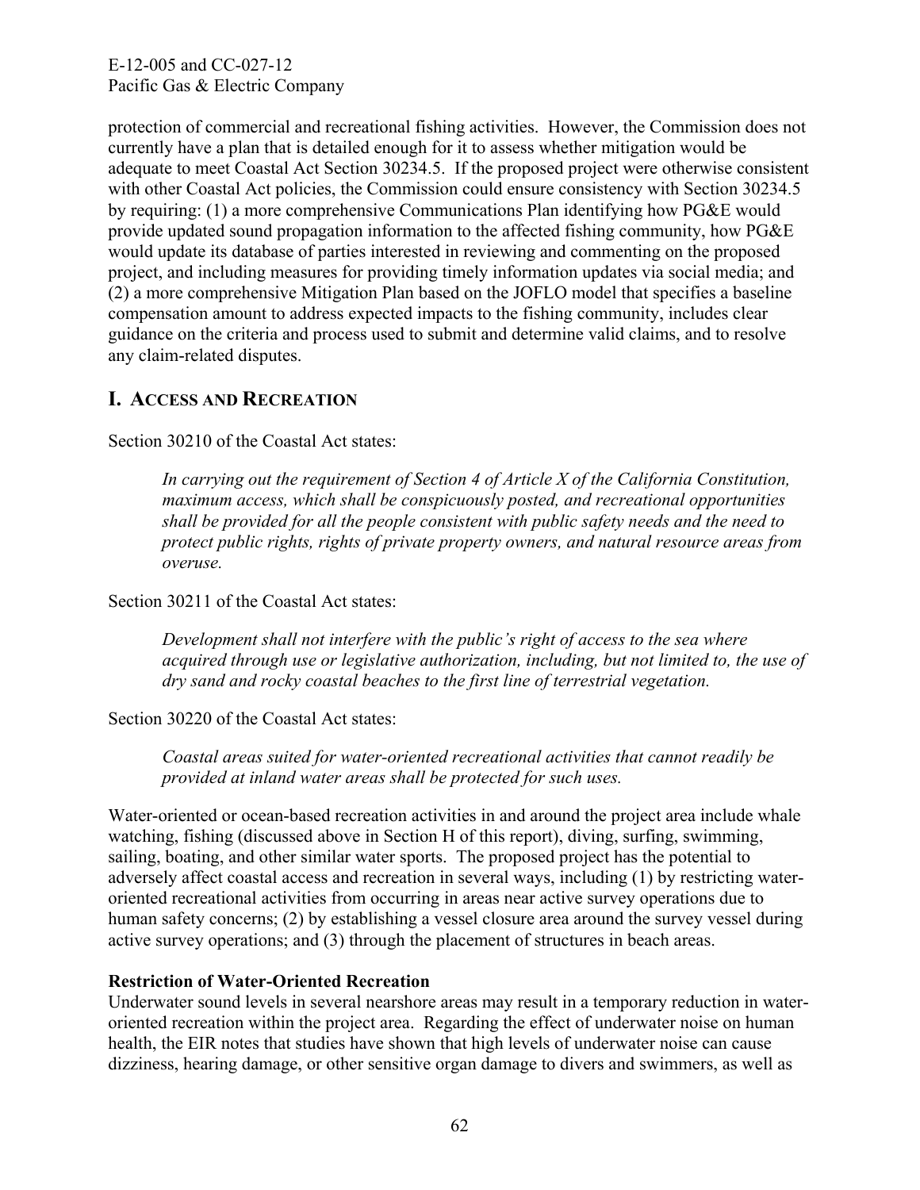protection of commercial and recreational fishing activities. However, the Commission does not currently have a plan that is detailed enough for it to assess whether mitigation would be adequate to meet Coastal Act Section 30234.5. If the proposed project were otherwise consistent with other Coastal Act policies, the Commission could ensure consistency with Section 30234.5 by requiring: (1) a more comprehensive Communications Plan identifying how PG&E would provide updated sound propagation information to the affected fishing community, how PG&E would update its database of parties interested in reviewing and commenting on the proposed project, and including measures for providing timely information updates via social media; and (2) a more comprehensive Mitigation Plan based on the JOFLO model that specifies a baseline compensation amount to address expected impacts to the fishing community, includes clear guidance on the criteria and process used to submit and determine valid claims, and to resolve any claim-related disputes.

## I. ACCESS AND RECREATION

Section 30210 of the Coastal Act states:

> *In carrying out the requirement of Section 4 of Article X of the California Constitution, maximum access, which shall be conspicuously posted, and recreational opportunities shall be provided for all the people consistent with public safety needs and the need to protect public rights, rights of private property owners, and natural resource areas from overuse.*

Section 30211 of the Coastal Act states:

> *Development shall not interfere with the public's right of access to the sea where acquired through use or legislative authorization, including, but not limited to, the use of dry sand and rocky coastal beaches to the first line of terrestrial vegetation.*

Section 30220 of the Coastal Act states:

> *Coastal areas suited for water-oriented recreational activities that cannot readily be provided at inland water areas shall be protected for such uses.*

Water-oriented or ocean-based recreation activities in and around the project area include whale watching, fishing (discussed above in Section H of this report), diving, surfing, swimming, sailing, boating, and other similar water sports. The proposed project has the potential to adversely affect coastal access and recreation in several ways, including (1) by restricting water-oriented recreational activities from occurring in areas near active survey operations due to human safety concerns; (2) by establishing a vessel closure area around the survey vessel during active survey operations; and (3) through the placement of structures in beach areas.

**Restriction of Water-Oriented Recreation**

Underwater sound levels in several nearshore areas may result in a temporary reduction in water-oriented recreation within the project area. Regarding the effect of underwater noise on human health, the EIR notes that studies have shown that high levels of underwater noise can cause dizziness, hearing damage, or other sensitive organ damage to divers and swimmers, as well as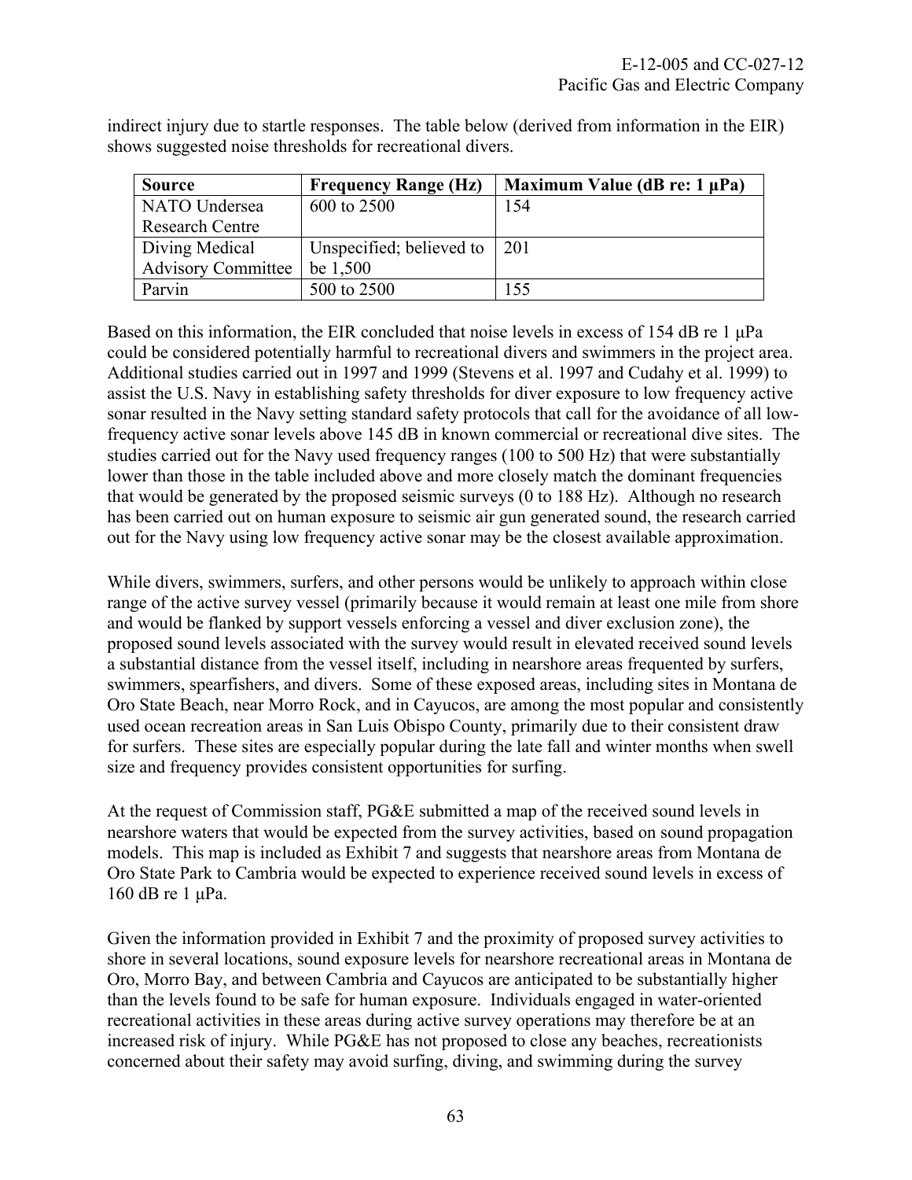indirect injury due to startle responses. The table below (derived from information in the EIR) shows suggested noise thresholds for recreational divers.

| Source | Frequency Range (Hz) | Maximum Value (dB re: 1 µPa) |
|---|---|---|
| NATO Undersea Research Centre | 600 to 2500 | 154 |
| Diving Medical Advisory Committee | Unspecified; believed to be 1,500 | 201 |
| Parvin | 500 to 2500 | 155 |

Based on this information, the EIR concluded that noise levels in excess of 154 dB re 1 µPa could be considered potentially harmful to recreational divers and swimmers in the project area. Additional studies carried out in 1997 and 1999 (Stevens et al. 1997 and Cudahy et al. 1999) to assist the U.S. Navy in establishing safety thresholds for diver exposure to low frequency active sonar resulted in the Navy setting standard safety protocols that call for the avoidance of all low-frequency active sonar levels above 145 dB in known commercial or recreational dive sites. The studies carried out for the Navy used frequency ranges (100 to 500 Hz) that were substantially lower than those in the table included above and more closely match the dominant frequencies that would be generated by the proposed seismic surveys (0 to 188 Hz). Although no research has been carried out on human exposure to seismic air gun generated sound, the research carried out for the Navy using low frequency active sonar may be the closest available approximation.

While divers, swimmers, surfers, and other persons would be unlikely to approach within close range of the active survey vessel (primarily because it would remain at least one mile from shore and would be flanked by support vessels enforcing a vessel and diver exclusion zone), the proposed sound levels associated with the survey would result in elevated received sound levels a substantial distance from the vessel itself, including in nearshore areas frequented by surfers, swimmers, spearfishers, and divers. Some of these exposed areas, including sites in Montana de Oro State Beach, near Morro Rock, and in Cayucos, are among the most popular and consistently used ocean recreation areas in San Luis Obispo County, primarily due to their consistent draw for surfers. These sites are especially popular during the late fall and winter months when swell size and frequency provides consistent opportunities for surfing.

At the request of Commission staff, PG&E submitted a map of the received sound levels in nearshore waters that would be expected from the survey activities, based on sound propagation models. This map is included as Exhibit 7 and suggests that nearshore areas from Montana de Oro State Park to Cambria would be expected to experience received sound levels in excess of 160 dB re 1 µPa.

Given the information provided in Exhibit 7 and the proximity of proposed survey activities to shore in several locations, sound exposure levels for nearshore recreational areas in Montana de Oro, Morro Bay, and between Cambria and Cayucos are anticipated to be substantially higher than the levels found to be safe for human exposure. Individuals engaged in water-oriented recreational activities in these areas during active survey operations may therefore be at an increased risk of injury. While PG&E has not proposed to close any beaches, recreationists concerned about their safety may avoid surfing, diving, and swimming during the survey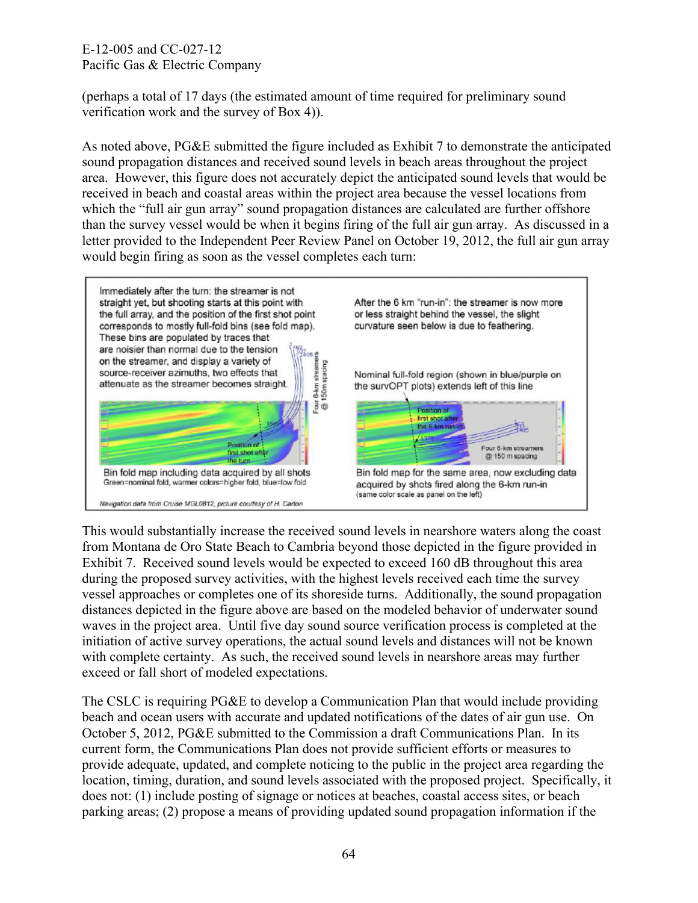(perhaps a total of 17 days (the estimated amount of time required for preliminary sound verification work and the survey of Box 4)).

As noted above, PG&E submitted the figure included as Exhibit 7 to demonstrate the anticipated sound propagation distances and received sound levels in beach areas throughout the project area. However, this figure does not accurately depict the anticipated sound levels that would be received in beach and coastal areas within the project area because the vessel locations from which the "full air gun array" sound propagation distances are calculated are further offshore than the survey vessel would be when it begins firing of the full air gun array. As discussed in a letter provided to the Independent Peer Review Panel on October 19, 2012, the full air gun array would begin firing as soon as the vessel completes each turn:

Immediately after the turn: the streamer is not straight yet, but shooting starts at this point with the full array, and the position of the first shot point corresponds to mostly full-fold bins (see fold map). These bins are populated by traces that are noisier than normal due to the tension on the streamer, and display a variety of source-receiver azimuths, two effects that attenuate as the streamer becomes straight.

Four 6-km streamers @ 150m spacing

Position of first shot after the turn

Bin fold map including data acquired by all shots
Green=nominal fold, warmer colors=higher fold, blue=low fold

After the 6 km "run-in": the streamer is now more or less straight behind the vessel, the slight curvature seen below is due to feathering.

Nominal full-fold region (shown in blue/purple on the survOPT plots) extends left of this line

Position of first shot after the 6-km run-in

Four 6-km streamers @ 150 m spacing

Bin fold map for the same area, now excluding data acquired by shots fired along the 6-km run-in
(same color scale as panel on the left)

Navigation data from Cruise MGL0812, picture courtesy of H. Carton

This would substantially increase the received sound levels in nearshore waters along the coast from Montana de Oro State Beach to Cambria beyond those depicted in the figure provided in Exhibit 7. Received sound levels would be expected to exceed 160 dB throughout this area during the proposed survey activities, with the highest levels received each time the survey vessel approaches or completes one of its shoreside turns. Additionally, the sound propagation distances depicted in the figure above are based on the modeled behavior of underwater sound waves in the project area. Until five day sound source verification process is completed at the initiation of active survey operations, the actual sound levels and distances will not be known with complete certainty. As such, the received sound levels in nearshore areas may further exceed or fall short of modeled expectations.

The CSLC is requiring PG&E to develop a Communication Plan that would include providing beach and ocean users with accurate and updated notifications of the dates of air gun use. On October 5, 2012, PG&E submitted to the Commission a draft Communications Plan. In its current form, the Communications Plan does not provide sufficient efforts or measures to provide adequate, updated, and complete noticing to the public in the project area regarding the location, timing, duration, and sound levels associated with the proposed project. Specifically, it does not: (1) include posting of signage or notices at beaches, coastal access sites, or beach parking areas; (2) propose a means of providing updated sound propagation information if the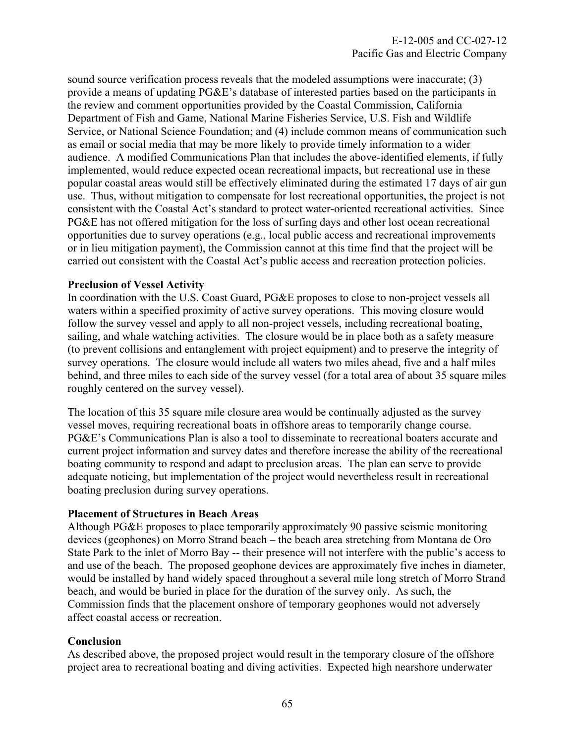sound source verification process reveals that the modeled assumptions were inaccurate; (3) provide a means of updating PG&E's database of interested parties based on the participants in the review and comment opportunities provided by the Coastal Commission, California Department of Fish and Game, National Marine Fisheries Service, U.S. Fish and Wildlife Service, or National Science Foundation; and (4) include common means of communication such as email or social media that may be more likely to provide timely information to a wider audience. A modified Communications Plan that includes the above-identified elements, if fully implemented, would reduce expected ocean recreational impacts, but recreational use in these popular coastal areas would still be effectively eliminated during the estimated 17 days of air gun use. Thus, without mitigation to compensate for lost recreational opportunities, the project is not consistent with the Coastal Act's standard to protect water-oriented recreational activities. Since PG&E has not offered mitigation for the loss of surfing days and other lost ocean recreational opportunities due to survey operations (e.g., local public access and recreational improvements or in lieu mitigation payment), the Commission cannot at this time find that the project will be carried out consistent with the Coastal Act's public access and recreation protection policies.

**Preclusion of Vessel Activity**

In coordination with the U.S. Coast Guard, PG&E proposes to close to non-project vessels all waters within a specified proximity of active survey operations. This moving closure would follow the survey vessel and apply to all non-project vessels, including recreational boating, sailing, and whale watching activities. The closure would be in place both as a safety measure (to prevent collisions and entanglement with project equipment) and to preserve the integrity of survey operations. The closure would include all waters two miles ahead, five and a half miles behind, and three miles to each side of the survey vessel (for a total area of about 35 square miles roughly centered on the survey vessel).

The location of this 35 square mile closure area would be continually adjusted as the survey vessel moves, requiring recreational boats in offshore areas to temporarily change course. PG&E's Communications Plan is also a tool to disseminate to recreational boaters accurate and current project information and survey dates and therefore increase the ability of the recreational boating community to respond and adapt to preclusion areas. The plan can serve to provide adequate noticing, but implementation of the project would nevertheless result in recreational boating preclusion during survey operations.

**Placement of Structures in Beach Areas**

Although PG&E proposes to place temporarily approximately 90 passive seismic monitoring devices (geophones) on Morro Strand beach – the beach area stretching from Montana de Oro State Park to the inlet of Morro Bay -- their presence will not interfere with the public's access to and use of the beach. The proposed geophone devices are approximately five inches in diameter, would be installed by hand widely spaced throughout a several mile long stretch of Morro Strand beach, and would be buried in place for the duration of the survey only. As such, the Commission finds that the placement onshore of temporary geophones would not adversely affect coastal access or recreation.

**Conclusion**

As described above, the proposed project would result in the temporary closure of the offshore project area to recreational boating and diving activities. Expected high nearshore underwater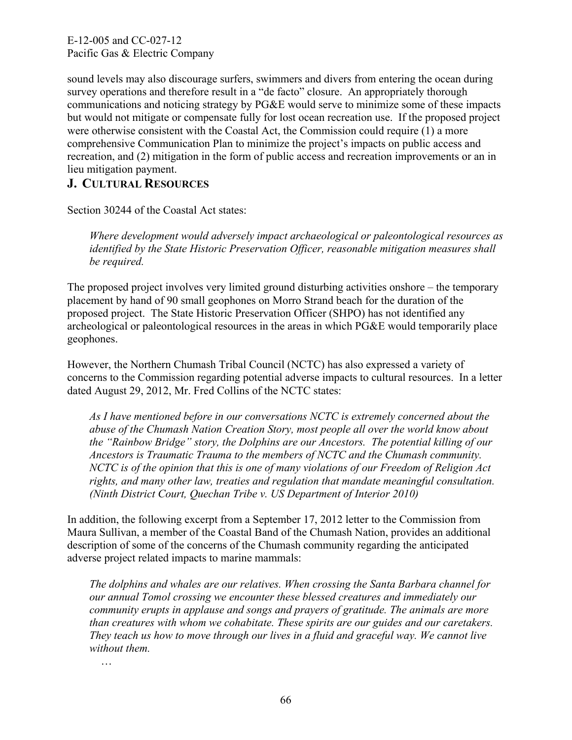sound levels may also discourage surfers, swimmers and divers from entering the ocean during survey operations and therefore result in a "de facto" closure. An appropriately thorough communications and noticing strategy by PG&E would serve to minimize some of these impacts but would not mitigate or compensate fully for lost ocean recreation use. If the proposed project were otherwise consistent with the Coastal Act, the Commission could require (1) a more comprehensive Communication Plan to minimize the project's impacts on public access and recreation, and (2) mitigation in the form of public access and recreation improvements or an in lieu mitigation payment.

## J. CULTURAL RESOURCES

Section 30244 of the Coastal Act states:

> *Where development would adversely impact archaeological or paleontological resources as identified by the State Historic Preservation Officer, reasonable mitigation measures shall be required.*

The proposed project involves very limited ground disturbing activities onshore – the temporary placement by hand of 90 small geophones on Morro Strand beach for the duration of the proposed project. The State Historic Preservation Officer (SHPO) has not identified any archeological or paleontological resources in the areas in which PG&E would temporarily place geophones.

However, the Northern Chumash Tribal Council (NCTC) has also expressed a variety of concerns to the Commission regarding potential adverse impacts to cultural resources. In a letter dated August 29, 2012, Mr. Fred Collins of the NCTC states:

> *As I have mentioned before in our conversations NCTC is extremely concerned about the abuse of the Chumash Nation Creation Story, most people all over the world know about the "Rainbow Bridge" story, the Dolphins are our Ancestors. The potential killing of our Ancestors is Traumatic Trauma to the members of NCTC and the Chumash community. NCTC is of the opinion that this is one of many violations of our Freedom of Religion Act rights, and many other law, treaties and regulation that mandate meaningful consultation. (Ninth District Court, Quechan Tribe v. US Department of Interior 2010)*

In addition, the following excerpt from a September 17, 2012 letter to the Commission from Maura Sullivan, a member of the Coastal Band of the Chumash Nation, provides an additional description of some of the concerns of the Chumash community regarding the anticipated adverse project related impacts to marine mammals:

> *The dolphins and whales are our relatives. When crossing the Santa Barbara channel for our annual Tomol crossing we encounter these blessed creatures and immediately our community erupts in applause and songs and prayers of gratitude. The animals are more than creatures with whom we cohabitate. These spirits are our guides and our caretakers. They teach us how to move through our lives in a fluid and graceful way. We cannot live without them.*
>
> …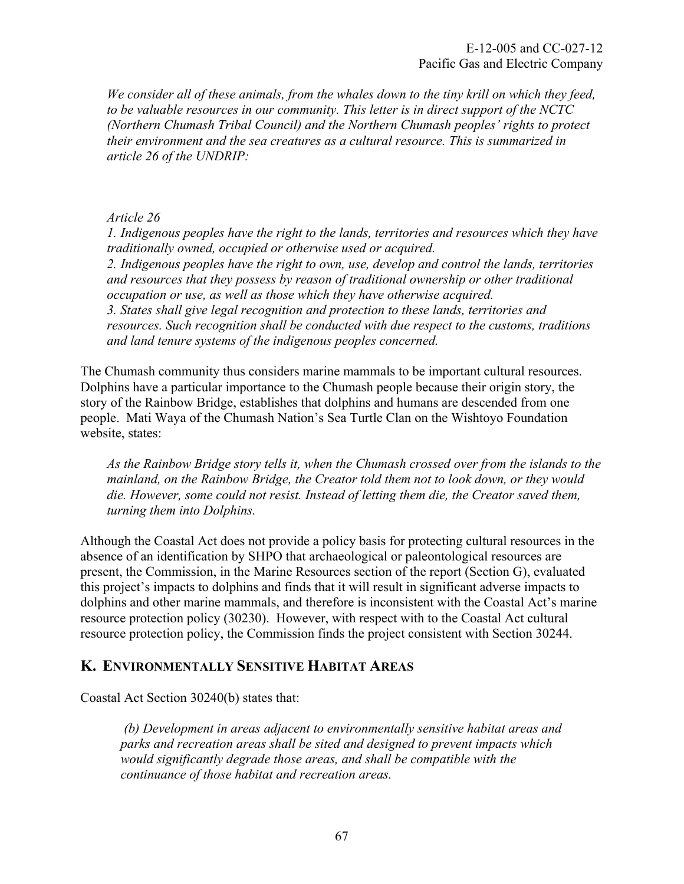*We consider all of these animals, from the whales down to the tiny krill on which they feed, to be valuable resources in our community. This letter is in direct support of the NCTC (Northern Chumash Tribal Council) and the Northern Chumash peoples' rights to protect their environment and the sea creatures as a cultural resource. This is summarized in article 26 of the UNDRIP:*

*Article 26*
*1. Indigenous peoples have the right to the lands, territories and resources which they have traditionally owned, occupied or otherwise used or acquired.*
*2. Indigenous peoples have the right to own, use, develop and control the lands, territories and resources that they possess by reason of traditional ownership or other traditional occupation or use, as well as those which they have otherwise acquired.*
*3. States shall give legal recognition and protection to these lands, territories and resources. Such recognition shall be conducted with due respect to the customs, traditions and land tenure systems of the indigenous peoples concerned.*

The Chumash community thus considers marine mammals to be important cultural resources. Dolphins have a particular importance to the Chumash people because their origin story, the story of the Rainbow Bridge, establishes that dolphins and humans are descended from one people. Mati Waya of the Chumash Nation's Sea Turtle Clan on the Wishtoyo Foundation website, states:

*As the Rainbow Bridge story tells it, when the Chumash crossed over from the islands to the mainland, on the Rainbow Bridge, the Creator told them not to look down, or they would die. However, some could not resist. Instead of letting them die, the Creator saved them, turning them into Dolphins.*

Although the Coastal Act does not provide a policy basis for protecting cultural resources in the absence of an identification by SHPO that archaeological or paleontological resources are present, the Commission, in the Marine Resources section of the report (Section G), evaluated this project's impacts to dolphins and finds that it will result in significant adverse impacts to dolphins and other marine mammals, and therefore is inconsistent with the Coastal Act's marine resource protection policy (30230). However, with respect with to the Coastal Act cultural resource protection policy, the Commission finds the project consistent with Section 30244.

## K. Environmentally Sensitive Habitat Areas

Coastal Act Section 30240(b) states that:

*(b) Development in areas adjacent to environmentally sensitive habitat areas and parks and recreation areas shall be sited and designed to prevent impacts which would significantly degrade those areas, and shall be compatible with the continuance of those habitat and recreation areas.*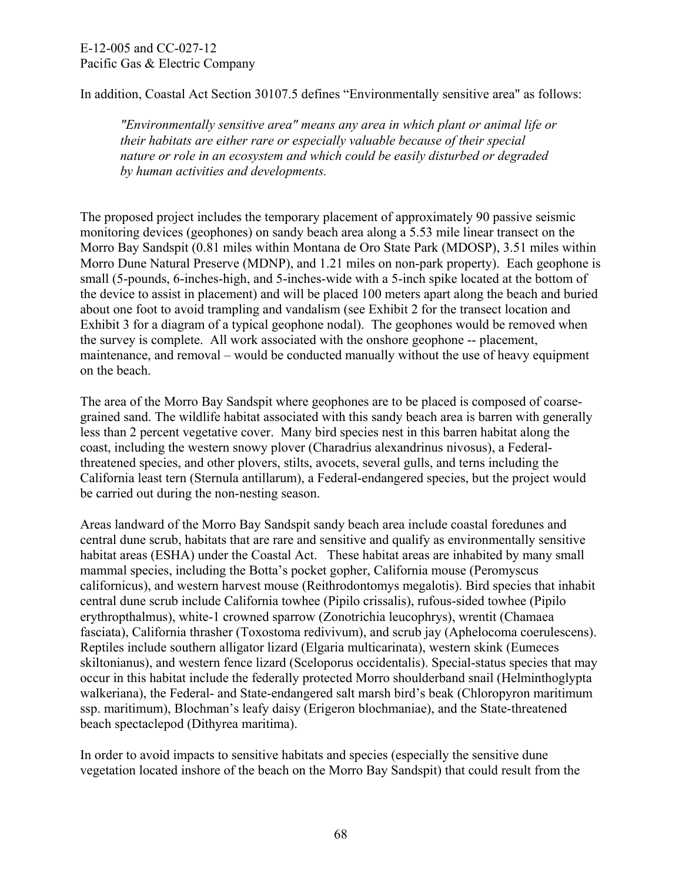In addition, Coastal Act Section 30107.5 defines "Environmentally sensitive area" as follows:

> *"Environmentally sensitive area" means any area in which plant or animal life or their habitats are either rare or especially valuable because of their special nature or role in an ecosystem and which could be easily disturbed or degraded by human activities and developments.*

The proposed project includes the temporary placement of approximately 90 passive seismic monitoring devices (geophones) on sandy beach area along a 5.53 mile linear transect on the Morro Bay Sandspit (0.81 miles within Montana de Oro State Park (MDOSP), 3.51 miles within Morro Dune Natural Preserve (MDNP), and 1.21 miles on non-park property). Each geophone is small (5-pounds, 6-inches-high, and 5-inches-wide with a 5-inch spike located at the bottom of the device to assist in placement) and will be placed 100 meters apart along the beach and buried about one foot to avoid trampling and vandalism (see Exhibit 2 for the transect location and Exhibit 3 for a diagram of a typical geophone nodal). The geophones would be removed when the survey is complete. All work associated with the onshore geophone -- placement, maintenance, and removal – would be conducted manually without the use of heavy equipment on the beach.

The area of the Morro Bay Sandspit where geophones are to be placed is composed of coarse-grained sand. The wildlife habitat associated with this sandy beach area is barren with generally less than 2 percent vegetative cover. Many bird species nest in this barren habitat along the coast, including the western snowy plover (Charadrius alexandrinus nivosus), a Federal-threatened species, and other plovers, stilts, avocets, several gulls, and terns including the California least tern (Sternula antillarum), a Federal-endangered species, but the project would be carried out during the non-nesting season.

Areas landward of the Morro Bay Sandspit sandy beach area include coastal foredunes and central dune scrub, habitats that are rare and sensitive and qualify as environmentally sensitive habitat areas (ESHA) under the Coastal Act. These habitat areas are inhabited by many small mammal species, including the Botta's pocket gopher, California mouse (Peromyscus californicus), and western harvest mouse (Reithrodontomys megalotis). Bird species that inhabit central dune scrub include California towhee (Pipilo crissalis), rufous-sided towhee (Pipilo erythropthalmus), white-1 crowned sparrow (Zonotrichia leucophrys), wrentit (Chamaea fasciata), California thrasher (Toxostoma redivivum), and scrub jay (Aphelocoma coerulescens). Reptiles include southern alligator lizard (Elgaria multicarinata), western skink (Eumeces skiltonianus), and western fence lizard (Sceloporus occidentalis). Special-status species that may occur in this habitat include the federally protected Morro shoulderband snail (Helminthoglypta walkeriana), the Federal- and State-endangered salt marsh bird's beak (Chloropyron maritimum ssp. maritimum), Blochman's leafy daisy (Erigeron blochmaniae), and the State-threatened beach spectaclepod (Dithyrea maritima).

In order to avoid impacts to sensitive habitats and species (especially the sensitive dune vegetation located inshore of the beach on the Morro Bay Sandspit) that could result from the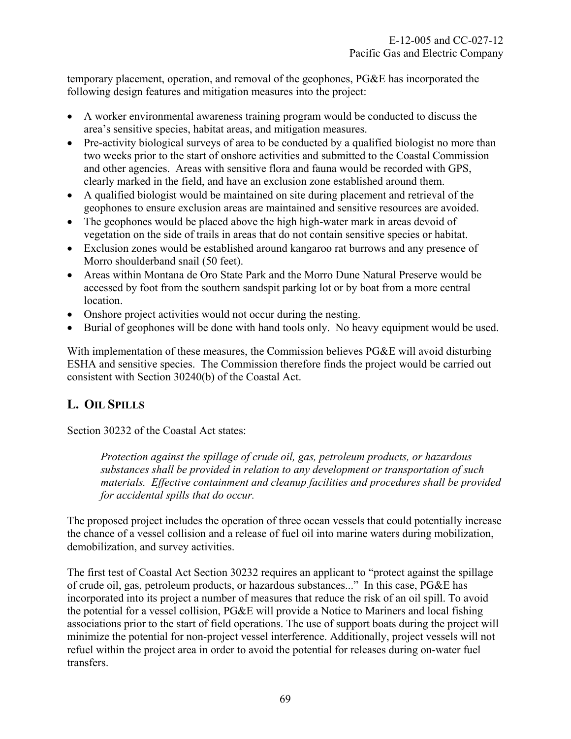temporary placement, operation, and removal of the geophones, PG&E has incorporated the following design features and mitigation measures into the project:

- A worker environmental awareness training program would be conducted to discuss the area's sensitive species, habitat areas, and mitigation measures.
- Pre-activity biological surveys of area to be conducted by a qualified biologist no more than two weeks prior to the start of onshore activities and submitted to the Coastal Commission and other agencies. Areas with sensitive flora and fauna would be recorded with GPS, clearly marked in the field, and have an exclusion zone established around them.
- A qualified biologist would be maintained on site during placement and retrieval of the geophones to ensure exclusion areas are maintained and sensitive resources are avoided.
- The geophones would be placed above the high high-water mark in areas devoid of vegetation on the side of trails in areas that do not contain sensitive species or habitat.
- Exclusion zones would be established around kangaroo rat burrows and any presence of Morro shoulderband snail (50 feet).
- Areas within Montana de Oro State Park and the Morro Dune Natural Preserve would be accessed by foot from the southern sandspit parking lot or by boat from a more central location.
- Onshore project activities would not occur during the nesting.
- Burial of geophones will be done with hand tools only. No heavy equipment would be used.

With implementation of these measures, the Commission believes PG&E will avoid disturbing ESHA and sensitive species. The Commission therefore finds the project would be carried out consistent with Section 30240(b) of the Coastal Act.

## L. OIL SPILLS

Section 30232 of the Coastal Act states:

> *Protection against the spillage of crude oil, gas, petroleum products, or hazardous substances shall be provided in relation to any development or transportation of such materials. Effective containment and cleanup facilities and procedures shall be provided for accidental spills that do occur.*

The proposed project includes the operation of three ocean vessels that could potentially increase the chance of a vessel collision and a release of fuel oil into marine waters during mobilization, demobilization, and survey activities.

The first test of Coastal Act Section 30232 requires an applicant to "protect against the spillage of crude oil, gas, petroleum products, or hazardous substances..." In this case, PG&E has incorporated into its project a number of measures that reduce the risk of an oil spill. To avoid the potential for a vessel collision, PG&E will provide a Notice to Mariners and local fishing associations prior to the start of field operations. The use of support boats during the project will minimize the potential for non-project vessel interference. Additionally, project vessels will not refuel within the project area in order to avoid the potential for releases during on-water fuel transfers.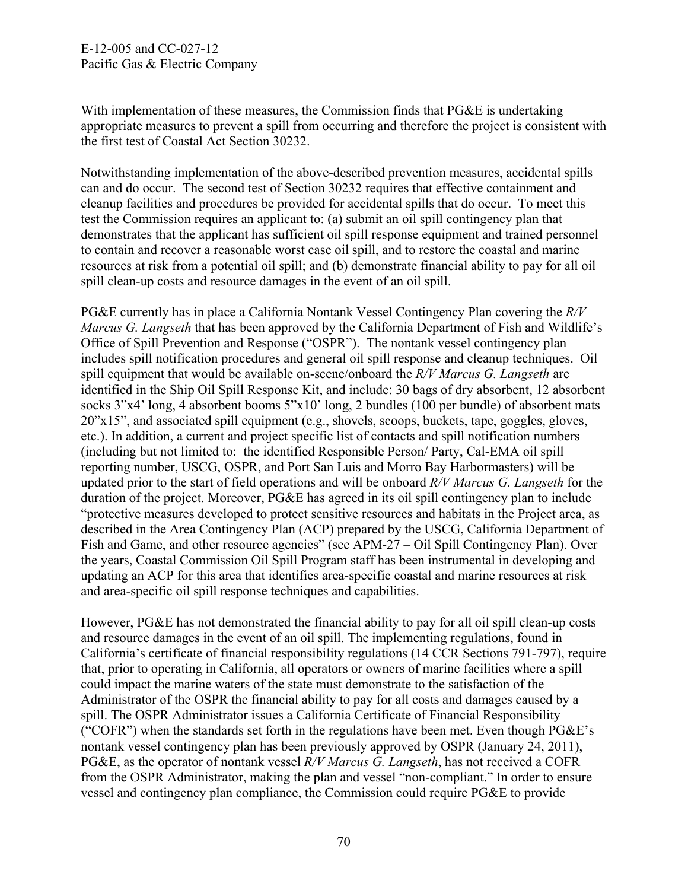With implementation of these measures, the Commission finds that PG&E is undertaking appropriate measures to prevent a spill from occurring and therefore the project is consistent with the first test of Coastal Act Section 30232.

Notwithstanding implementation of the above-described prevention measures, accidental spills can and do occur. The second test of Section 30232 requires that effective containment and cleanup facilities and procedures be provided for accidental spills that do occur. To meet this test the Commission requires an applicant to: (a) submit an oil spill contingency plan that demonstrates that the applicant has sufficient oil spill response equipment and trained personnel to contain and recover a reasonable worst case oil spill, and to restore the coastal and marine resources at risk from a potential oil spill; and (b) demonstrate financial ability to pay for all oil spill clean-up costs and resource damages in the event of an oil spill.

PG&E currently has in place a California Nontank Vessel Contingency Plan covering the *R/V Marcus G. Langseth* that has been approved by the California Department of Fish and Wildlife's Office of Spill Prevention and Response ("OSPR"). The nontank vessel contingency plan includes spill notification procedures and general oil spill response and cleanup techniques. Oil spill equipment that would be available on-scene/onboard the *R/V Marcus G. Langseth* are identified in the Ship Oil Spill Response Kit, and include: 30 bags of dry absorbent, 12 absorbent socks 3"x4' long, 4 absorbent booms 5"x10' long, 2 bundles (100 per bundle) of absorbent mats 20"x15", and associated spill equipment (e.g., shovels, scoops, buckets, tape, goggles, gloves, etc.). In addition, a current and project specific list of contacts and spill notification numbers (including but not limited to: the identified Responsible Person/ Party, Cal-EMA oil spill reporting number, USCG, OSPR, and Port San Luis and Morro Bay Harbormasters) will be updated prior to the start of field operations and will be onboard *R/V Marcus G. Langseth* for the duration of the project. Moreover, PG&E has agreed in its oil spill contingency plan to include "protective measures developed to protect sensitive resources and habitats in the Project area, as described in the Area Contingency Plan (ACP) prepared by the USCG, California Department of Fish and Game, and other resource agencies" (see APM-27 – Oil Spill Contingency Plan). Over the years, Coastal Commission Oil Spill Program staff has been instrumental in developing and updating an ACP for this area that identifies area-specific coastal and marine resources at risk and area-specific oil spill response techniques and capabilities.

However, PG&E has not demonstrated the financial ability to pay for all oil spill clean-up costs and resource damages in the event of an oil spill. The implementing regulations, found in California's certificate of financial responsibility regulations (14 CCR Sections 791-797), require that, prior to operating in California, all operators or owners of marine facilities where a spill could impact the marine waters of the state must demonstrate to the satisfaction of the Administrator of the OSPR the financial ability to pay for all costs and damages caused by a spill. The OSPR Administrator issues a California Certificate of Financial Responsibility ("COFR") when the standards set forth in the regulations have been met. Even though PG&E's nontank vessel contingency plan has been previously approved by OSPR (January 24, 2011), PG&E, as the operator of nontank vessel *R/V Marcus G. Langseth*, has not received a COFR from the OSPR Administrator, making the plan and vessel "non-compliant." In order to ensure vessel and contingency plan compliance, the Commission could require PG&E to provide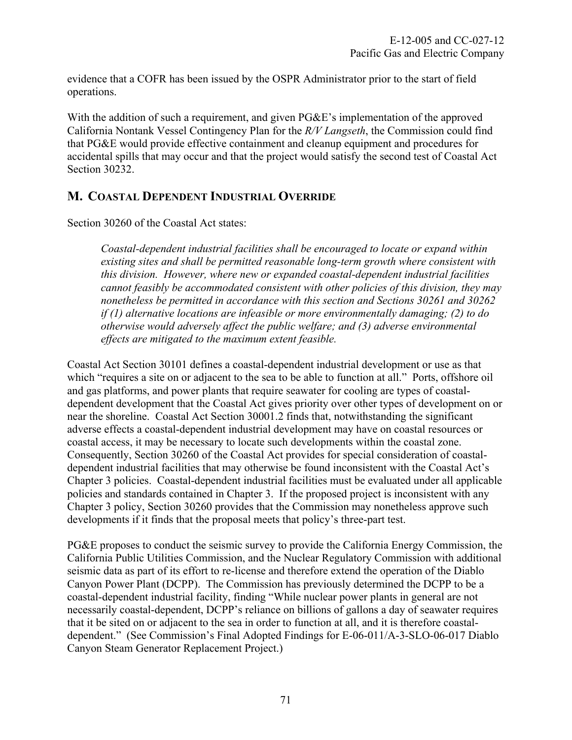evidence that a COFR has been issued by the OSPR Administrator prior to the start of field operations.

With the addition of such a requirement, and given PG&E's implementation of the approved California Nontank Vessel Contingency Plan for the *R/V Langseth*, the Commission could find that PG&E would provide effective containment and cleanup equipment and procedures for accidental spills that may occur and that the project would satisfy the second test of Coastal Act Section 30232.

## M. COASTAL DEPENDENT INDUSTRIAL OVERRIDE

Section 30260 of the Coastal Act states:

> *Coastal-dependent industrial facilities shall be encouraged to locate or expand within existing sites and shall be permitted reasonable long-term growth where consistent with this division. However, where new or expanded coastal-dependent industrial facilities cannot feasibly be accommodated consistent with other policies of this division, they may nonetheless be permitted in accordance with this section and Sections 30261 and 30262 if (1) alternative locations are infeasible or more environmentally damaging; (2) to do otherwise would adversely affect the public welfare; and (3) adverse environmental effects are mitigated to the maximum extent feasible.*

Coastal Act Section 30101 defines a coastal-dependent industrial development or use as that which "requires a site on or adjacent to the sea to be able to function at all." Ports, offshore oil and gas platforms, and power plants that require seawater for cooling are types of coastal-dependent development that the Coastal Act gives priority over other types of development on or near the shoreline. Coastal Act Section 30001.2 finds that, notwithstanding the significant adverse effects a coastal-dependent industrial development may have on coastal resources or coastal access, it may be necessary to locate such developments within the coastal zone. Consequently, Section 30260 of the Coastal Act provides for special consideration of coastal-dependent industrial facilities that may otherwise be found inconsistent with the Coastal Act's Chapter 3 policies. Coastal-dependent industrial facilities must be evaluated under all applicable policies and standards contained in Chapter 3. If the proposed project is inconsistent with any Chapter 3 policy, Section 30260 provides that the Commission may nonetheless approve such developments if it finds that the proposal meets that policy's three-part test.

PG&E proposes to conduct the seismic survey to provide the California Energy Commission, the California Public Utilities Commission, and the Nuclear Regulatory Commission with additional seismic data as part of its effort to re-license and therefore extend the operation of the Diablo Canyon Power Plant (DCPP). The Commission has previously determined the DCPP to be a coastal-dependent industrial facility, finding "While nuclear power plants in general are not necessarily coastal-dependent, DCPP's reliance on billions of gallons a day of seawater requires that it be sited on or adjacent to the sea in order to function at all, and it is therefore coastal-dependent." (See Commission's Final Adopted Findings for E-06-011/A-3-SLO-06-017 Diablo Canyon Steam Generator Replacement Project.)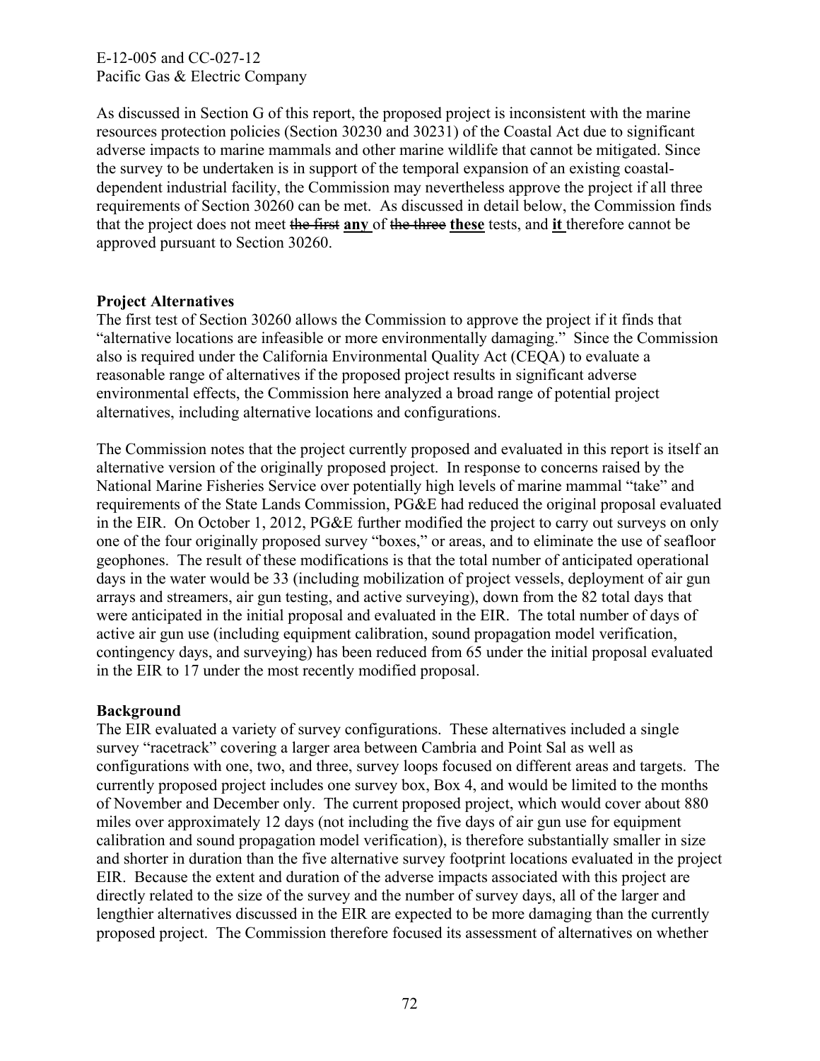As discussed in Section G of this report, the proposed project is inconsistent with the marine resources protection policies (Section 30230 and 30231) of the Coastal Act due to significant adverse impacts to marine mammals and other marine wildlife that cannot be mitigated. Since the survey to be undertaken is in support of the temporal expansion of an existing coastal-dependent industrial facility, the Commission may nevertheless approve the project if all three requirements of Section 30260 can be met. As discussed in detail below, the Commission finds that the project does not meet ~~the first~~ **any** of ~~the three~~ **these** tests, and **it** therefore cannot be approved pursuant to Section 30260.

**Project Alternatives**

The first test of Section 30260 allows the Commission to approve the project if it finds that "alternative locations are infeasible or more environmentally damaging." Since the Commission also is required under the California Environmental Quality Act (CEQA) to evaluate a reasonable range of alternatives if the proposed project results in significant adverse environmental effects, the Commission here analyzed a broad range of potential project alternatives, including alternative locations and configurations.

The Commission notes that the project currently proposed and evaluated in this report is itself an alternative version of the originally proposed project. In response to concerns raised by the National Marine Fisheries Service over potentially high levels of marine mammal "take" and requirements of the State Lands Commission, PG&E had reduced the original proposal evaluated in the EIR. On October 1, 2012, PG&E further modified the project to carry out surveys on only one of the four originally proposed survey "boxes," or areas, and to eliminate the use of seafloor geophones. The result of these modifications is that the total number of anticipated operational days in the water would be 33 (including mobilization of project vessels, deployment of air gun arrays and streamers, air gun testing, and active surveying), down from the 82 total days that were anticipated in the initial proposal and evaluated in the EIR. The total number of days of active air gun use (including equipment calibration, sound propagation model verification, contingency days, and surveying) has been reduced from 65 under the initial proposal evaluated in the EIR to 17 under the most recently modified proposal.

**Background**

The EIR evaluated a variety of survey configurations. These alternatives included a single survey "racetrack" covering a larger area between Cambria and Point Sal as well as configurations with one, two, and three, survey loops focused on different areas and targets. The currently proposed project includes one survey box, Box 4, and would be limited to the months of November and December only. The current proposed project, which would cover about 880 miles over approximately 12 days (not including the five days of air gun use for equipment calibration and sound propagation model verification), is therefore substantially smaller in size and shorter in duration than the five alternative survey footprint locations evaluated in the project EIR. Because the extent and duration of the adverse impacts associated with this project are directly related to the size of the survey and the number of survey days, all of the larger and lengthier alternatives discussed in the EIR are expected to be more damaging than the currently proposed project. The Commission therefore focused its assessment of alternatives on whether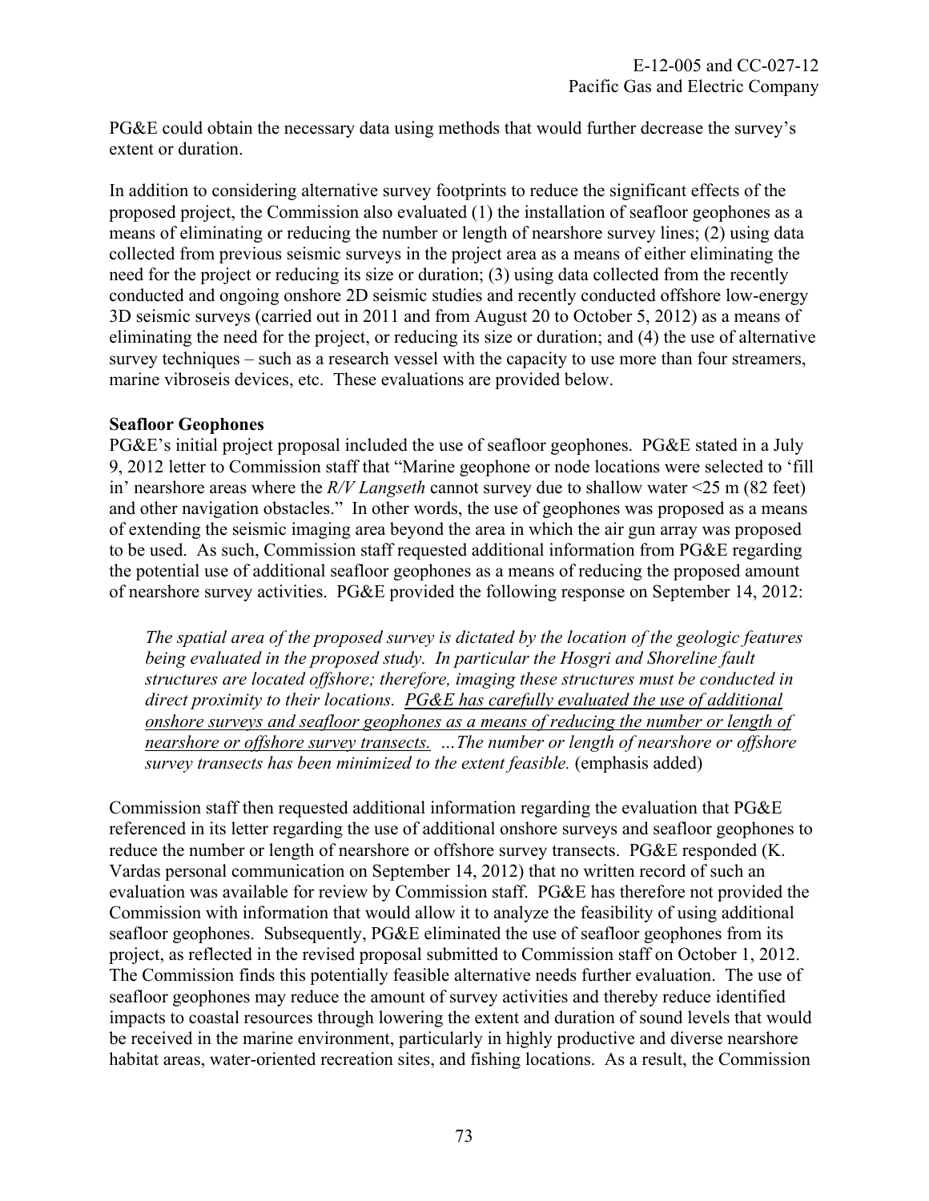PG&E could obtain the necessary data using methods that would further decrease the survey's extent or duration.

In addition to considering alternative survey footprints to reduce the significant effects of the proposed project, the Commission also evaluated (1) the installation of seafloor geophones as a means of eliminating or reducing the number or length of nearshore survey lines; (2) using data collected from previous seismic surveys in the project area as a means of either eliminating the need for the project or reducing its size or duration; (3) using data collected from the recently conducted and ongoing onshore 2D seismic studies and recently conducted offshore low-energy 3D seismic surveys (carried out in 2011 and from August 20 to October 5, 2012) as a means of eliminating the need for the project, or reducing its size or duration; and (4) the use of alternative survey techniques – such as a research vessel with the capacity to use more than four streamers, marine vibroseis devices, etc. These evaluations are provided below.

**Seafloor Geophones**

PG&E's initial project proposal included the use of seafloor geophones. PG&E stated in a July 9, 2012 letter to Commission staff that "Marine geophone or node locations were selected to 'fill in' nearshore areas where the *R/V Langseth* cannot survey due to shallow water <25 m (82 feet) and other navigation obstacles." In other words, the use of geophones was proposed as a means of extending the seismic imaging area beyond the area in which the air gun array was proposed to be used. As such, Commission staff requested additional information from PG&E regarding the potential use of additional seafloor geophones as a means of reducing the proposed amount of nearshore survey activities. PG&E provided the following response on September 14, 2012:

> *The spatial area of the proposed survey is dictated by the location of the geologic features being evaluated in the proposed study. In particular the Hosgri and Shoreline fault structures are located offshore; therefore, imaging these structures must be conducted in direct proximity to their locations. <u>PG&E has carefully evaluated the use of additional onshore surveys and seafloor geophones as a means of reducing the number or length of nearshore or offshore survey transects.</u> …The number or length of nearshore or offshore survey transects has been minimized to the extent feasible.* (emphasis added)

Commission staff then requested additional information regarding the evaluation that PG&E referenced in its letter regarding the use of additional onshore surveys and seafloor geophones to reduce the number or length of nearshore or offshore survey transects. PG&E responded (K. Vardas personal communication on September 14, 2012) that no written record of such an evaluation was available for review by Commission staff. PG&E has therefore not provided the Commission with information that would allow it to analyze the feasibility of using additional seafloor geophones. Subsequently, PG&E eliminated the use of seafloor geophones from its project, as reflected in the revised proposal submitted to Commission staff on October 1, 2012. The Commission finds this potentially feasible alternative needs further evaluation. The use of seafloor geophones may reduce the amount of survey activities and thereby reduce identified impacts to coastal resources through lowering the extent and duration of sound levels that would be received in the marine environment, particularly in highly productive and diverse nearshore habitat areas, water-oriented recreation sites, and fishing locations. As a result, the Commission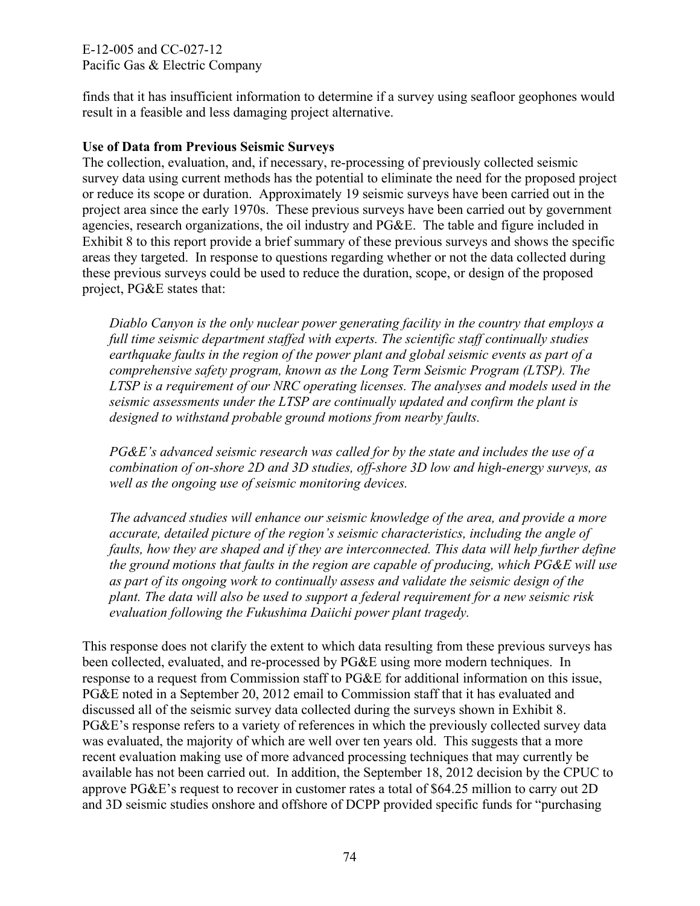finds that it has insufficient information to determine if a survey using seafloor geophones would result in a feasible and less damaging project alternative.

**Use of Data from Previous Seismic Surveys**

The collection, evaluation, and, if necessary, re-processing of previously collected seismic survey data using current methods has the potential to eliminate the need for the proposed project or reduce its scope or duration. Approximately 19 seismic surveys have been carried out in the project area since the early 1970s. These previous surveys have been carried out by government agencies, research organizations, the oil industry and PG&E. The table and figure included in Exhibit 8 to this report provide a brief summary of these previous surveys and shows the specific areas they targeted. In response to questions regarding whether or not the data collected during these previous surveys could be used to reduce the duration, scope, or design of the proposed project, PG&E states that:

> *Diablo Canyon is the only nuclear power generating facility in the country that employs a full time seismic department staffed with experts. The scientific staff continually studies earthquake faults in the region of the power plant and global seismic events as part of a comprehensive safety program, known as the Long Term Seismic Program (LTSP). The LTSP is a requirement of our NRC operating licenses. The analyses and models used in the seismic assessments under the LTSP are continually updated and confirm the plant is designed to withstand probable ground motions from nearby faults.*
>
> *PG&E's advanced seismic research was called for by the state and includes the use of a combination of on-shore 2D and 3D studies, off-shore 3D low and high-energy surveys, as well as the ongoing use of seismic monitoring devices.*
>
> *The advanced studies will enhance our seismic knowledge of the area, and provide a more accurate, detailed picture of the region's seismic characteristics, including the angle of faults, how they are shaped and if they are interconnected. This data will help further define the ground motions that faults in the region are capable of producing, which PG&E will use as part of its ongoing work to continually assess and validate the seismic design of the plant. The data will also be used to support a federal requirement for a new seismic risk evaluation following the Fukushima Daiichi power plant tragedy.*

This response does not clarify the extent to which data resulting from these previous surveys has been collected, evaluated, and re-processed by PG&E using more modern techniques. In response to a request from Commission staff to PG&E for additional information on this issue, PG&E noted in a September 20, 2012 email to Commission staff that it has evaluated and discussed all of the seismic survey data collected during the surveys shown in Exhibit 8. PG&E's response refers to a variety of references in which the previously collected survey data was evaluated, the majority of which are well over ten years old. This suggests that a more recent evaluation making use of more advanced processing techniques that may currently be available has not been carried out. In addition, the September 18, 2012 decision by the CPUC to approve PG&E's request to recover in customer rates a total of $64.25 million to carry out 2D and 3D seismic studies onshore and offshore of DCPP provided specific funds for "purchasing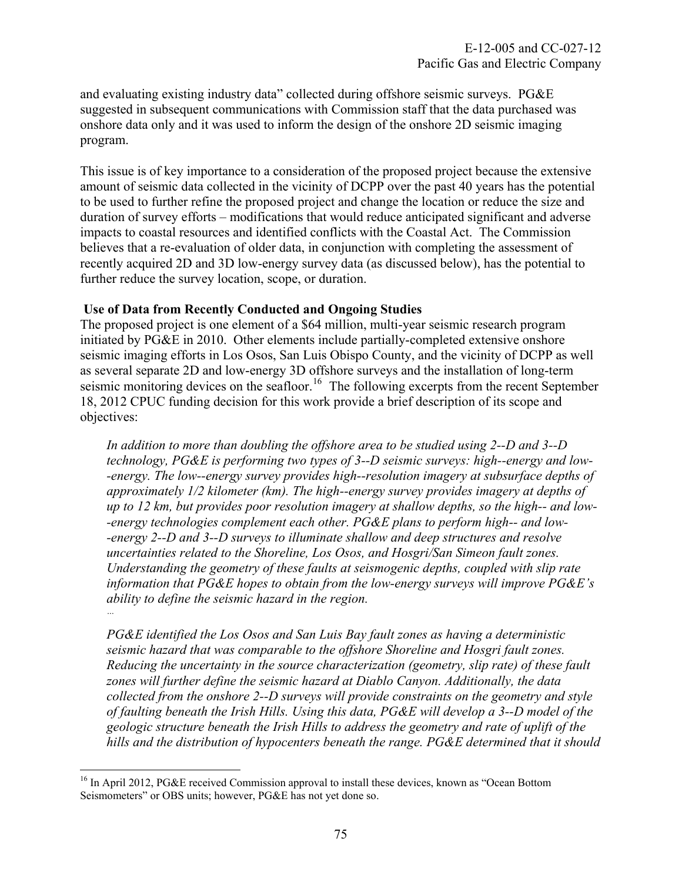and evaluating existing industry data" collected during offshore seismic surveys. PG&E suggested in subsequent communications with Commission staff that the data purchased was onshore data only and it was used to inform the design of the onshore 2D seismic imaging program.

This issue is of key importance to a consideration of the proposed project because the extensive amount of seismic data collected in the vicinity of DCPP over the past 40 years has the potential to be used to further refine the proposed project and change the location or reduce the size and duration of survey efforts – modifications that would reduce anticipated significant and adverse impacts to coastal resources and identified conflicts with the Coastal Act. The Commission believes that a re-evaluation of older data, in conjunction with completing the assessment of recently acquired 2D and 3D low-energy survey data (as discussed below), has the potential to further reduce the survey location, scope, or duration.

**Use of Data from Recently Conducted and Ongoing Studies**

The proposed project is one element of a $64 million, multi-year seismic research program initiated by PG&E in 2010. Other elements include partially-completed extensive onshore seismic imaging efforts in Los Osos, San Luis Obispo County, and the vicinity of DCPP as well as several separate 2D and low-energy 3D offshore surveys and the installation of long-term seismic monitoring devices on the seafloor.[16] The following excerpts from the recent September 18, 2012 CPUC funding decision for this work provide a brief description of its scope and objectives:

> *In addition to more than doubling the offshore area to be studied using 2--D and 3--D technology, PG&E is performing two types of 3--D seismic surveys: high--energy and low--energy. The low--energy survey provides high--resolution imagery at subsurface depths of approximately 1/2 kilometer (km). The high--energy survey provides imagery at depths of up to 12 km, but provides poor resolution imagery at shallow depths, so the high-- and low--energy technologies complement each other. PG&E plans to perform high-- and low--energy 2--D and 3--D surveys to illuminate shallow and deep structures and resolve uncertainties related to the Shoreline, Los Osos, and Hosgri/San Simeon fault zones. Understanding the geometry of these faults at seismogenic depths, coupled with slip rate information that PG&E hopes to obtain from the low-energy surveys will improve PG&E's ability to define the seismic hazard in the region.*
>
> *...*
>
> *PG&E identified the Los Osos and San Luis Bay fault zones as having a deterministic seismic hazard that was comparable to the offshore Shoreline and Hosgri fault zones. Reducing the uncertainty in the source characterization (geometry, slip rate) of these fault zones will further define the seismic hazard at Diablo Canyon. Additionally, the data collected from the onshore 2--D surveys will provide constraints on the geometry and style of faulting beneath the Irish Hills. Using this data, PG&E will develop a 3--D model of the geologic structure beneath the Irish Hills to address the geometry and rate of uplift of the hills and the distribution of hypocenters beneath the range. PG&E determined that it should*

---

[16] In April 2012, PG&E received Commission approval to install these devices, known as "Ocean Bottom Seismometers" or OBS units; however, PG&E has not yet done so.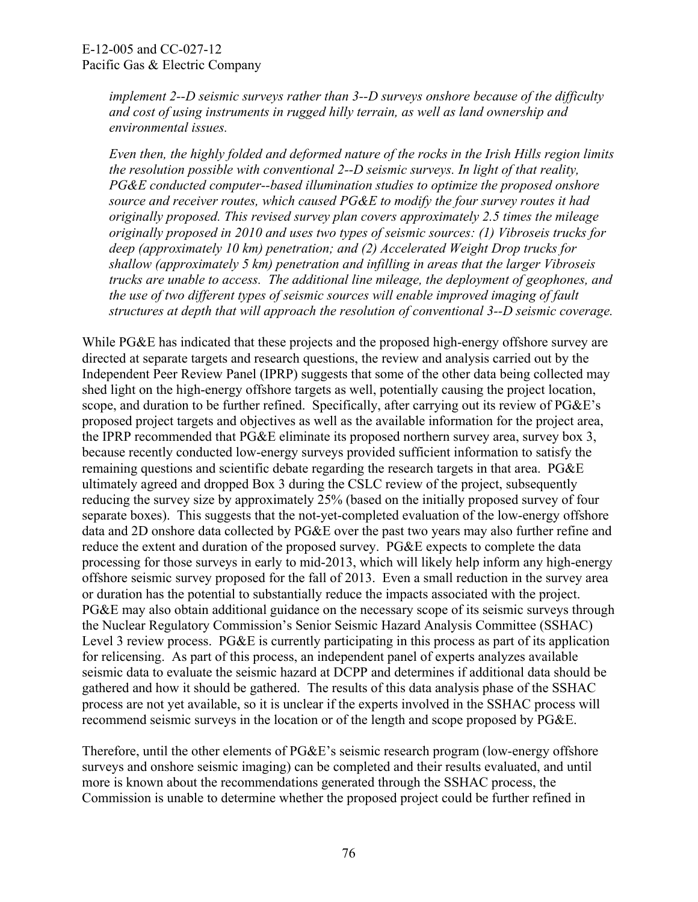*implement 2--D seismic surveys rather than 3--D surveys onshore because of the difficulty and cost of using instruments in rugged hilly terrain, as well as land ownership and environmental issues.*

*Even then, the highly folded and deformed nature of the rocks in the Irish Hills region limits the resolution possible with conventional 2--D seismic surveys. In light of that reality, PG&E conducted computer--based illumination studies to optimize the proposed onshore source and receiver routes, which caused PG&E to modify the four survey routes it had originally proposed. This revised survey plan covers approximately 2.5 times the mileage originally proposed in 2010 and uses two types of seismic sources: (1) Vibroseis trucks for deep (approximately 10 km) penetration; and (2) Accelerated Weight Drop trucks for shallow (approximately 5 km) penetration and infilling in areas that the larger Vibroseis trucks are unable to access. The additional line mileage, the deployment of geophones, and the use of two different types of seismic sources will enable improved imaging of fault structures at depth that will approach the resolution of conventional 3--D seismic coverage.*

While PG&E has indicated that these projects and the proposed high-energy offshore survey are directed at separate targets and research questions, the review and analysis carried out by the Independent Peer Review Panel (IPRP) suggests that some of the other data being collected may shed light on the high-energy offshore targets as well, potentially causing the project location, scope, and duration to be further refined. Specifically, after carrying out its review of PG&E's proposed project targets and objectives as well as the available information for the project area, the IPRP recommended that PG&E eliminate its proposed northern survey area, survey box 3, because recently conducted low-energy surveys provided sufficient information to satisfy the remaining questions and scientific debate regarding the research targets in that area. PG&E ultimately agreed and dropped Box 3 during the CSLC review of the project, subsequently reducing the survey size by approximately 25% (based on the initially proposed survey of four separate boxes). This suggests that the not-yet-completed evaluation of the low-energy offshore data and 2D onshore data collected by PG&E over the past two years may also further refine and reduce the extent and duration of the proposed survey. PG&E expects to complete the data processing for those surveys in early to mid-2013, which will likely help inform any high-energy offshore seismic survey proposed for the fall of 2013. Even a small reduction in the survey area or duration has the potential to substantially reduce the impacts associated with the project. PG&E may also obtain additional guidance on the necessary scope of its seismic surveys through the Nuclear Regulatory Commission's Senior Seismic Hazard Analysis Committee (SSHAC) Level 3 review process. PG&E is currently participating in this process as part of its application for relicensing. As part of this process, an independent panel of experts analyzes available seismic data to evaluate the seismic hazard at DCPP and determines if additional data should be gathered and how it should be gathered. The results of this data analysis phase of the SSHAC process are not yet available, so it is unclear if the experts involved in the SSHAC process will recommend seismic surveys in the location or of the length and scope proposed by PG&E.

Therefore, until the other elements of PG&E's seismic research program (low-energy offshore surveys and onshore seismic imaging) can be completed and their results evaluated, and until more is known about the recommendations generated through the SSHAC process, the Commission is unable to determine whether the proposed project could be further refined in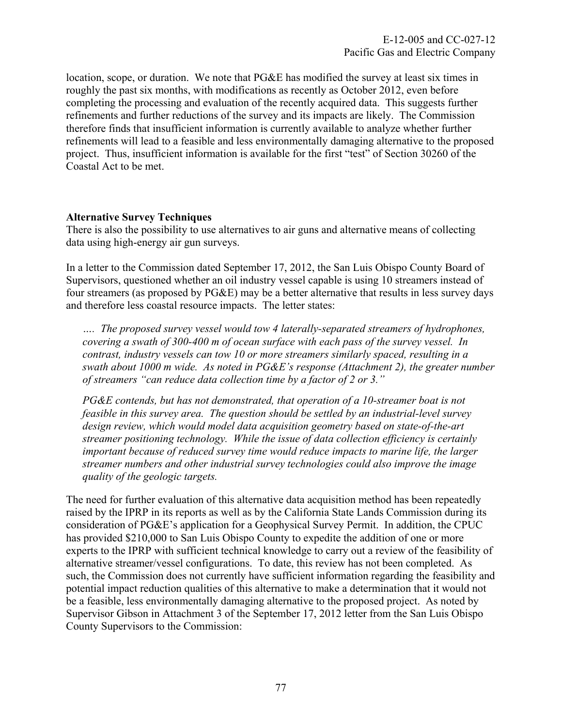location, scope, or duration. We note that PG&E has modified the survey at least six times in roughly the past six months, with modifications as recently as October 2012, even before completing the processing and evaluation of the recently acquired data. This suggests further refinements and further reductions of the survey and its impacts are likely. The Commission therefore finds that insufficient information is currently available to analyze whether further refinements will lead to a feasible and less environmentally damaging alternative to the proposed project. Thus, insufficient information is available for the first "test" of Section 30260 of the Coastal Act to be met.

**Alternative Survey Techniques**

There is also the possibility to use alternatives to air guns and alternative means of collecting data using high-energy air gun surveys.

In a letter to the Commission dated September 17, 2012, the San Luis Obispo County Board of Supervisors, questioned whether an oil industry vessel capable is using 10 streamers instead of four streamers (as proposed by PG&E) may be a better alternative that results in less survey days and therefore less coastal resource impacts. The letter states:

> *…. The proposed survey vessel would tow 4 laterally-separated streamers of hydrophones, covering a swath of 300-400 m of ocean surface with each pass of the survey vessel. In contrast, industry vessels can tow 10 or more streamers similarly spaced, resulting in a swath about 1000 m wide. As noted in PG&E's response (Attachment 2), the greater number of streamers "can reduce data collection time by a factor of 2 or 3."*
>
> *PG&E contends, but has not demonstrated, that operation of a 10-streamer boat is not feasible in this survey area. The question should be settled by an industrial-level survey design review, which would model data acquisition geometry based on state-of-the-art streamer positioning technology. While the issue of data collection efficiency is certainly important because of reduced survey time would reduce impacts to marine life, the larger streamer numbers and other industrial survey technologies could also improve the image quality of the geologic targets.*

The need for further evaluation of this alternative data acquisition method has been repeatedly raised by the IPRP in its reports as well as by the California State Lands Commission during its consideration of PG&E's application for a Geophysical Survey Permit. In addition, the CPUC has provided $210,000 to San Luis Obispo County to expedite the addition of one or more experts to the IPRP with sufficient technical knowledge to carry out a review of the feasibility of alternative streamer/vessel configurations. To date, this review has not been completed. As such, the Commission does not currently have sufficient information regarding the feasibility and potential impact reduction qualities of this alternative to make a determination that it would not be a feasible, less environmentally damaging alternative to the proposed project. As noted by Supervisor Gibson in Attachment 3 of the September 17, 2012 letter from the San Luis Obispo County Supervisors to the Commission: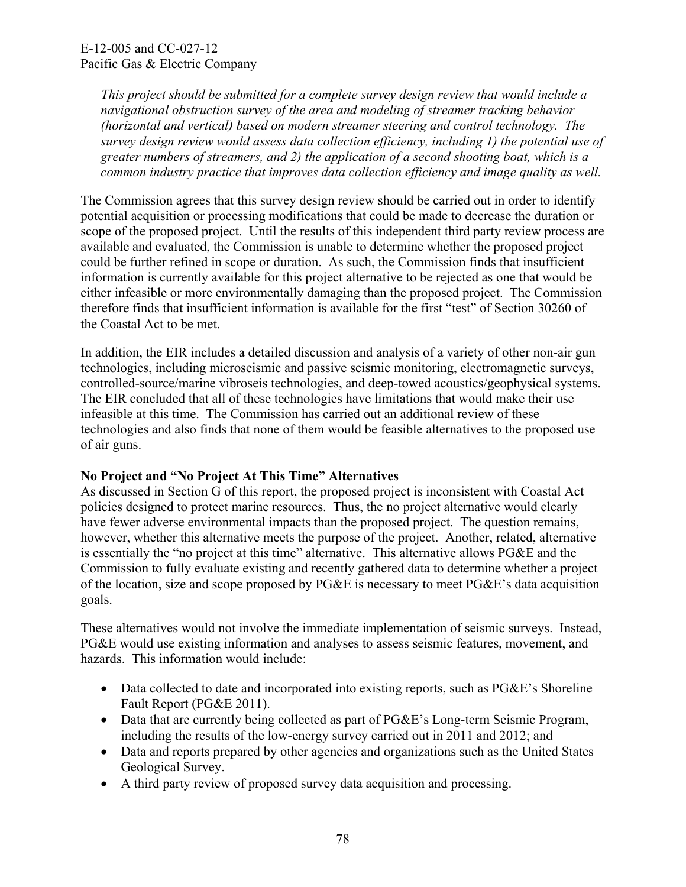*This project should be submitted for a complete survey design review that would include a navigational obstruction survey of the area and modeling of streamer tracking behavior (horizontal and vertical) based on modern streamer steering and control technology. The survey design review would assess data collection efficiency, including 1) the potential use of greater numbers of streamers, and 2) the application of a second shooting boat, which is a common industry practice that improves data collection efficiency and image quality as well.*

The Commission agrees that this survey design review should be carried out in order to identify potential acquisition or processing modifications that could be made to decrease the duration or scope of the proposed project. Until the results of this independent third party review process are available and evaluated, the Commission is unable to determine whether the proposed project could be further refined in scope or duration. As such, the Commission finds that insufficient information is currently available for this project alternative to be rejected as one that would be either infeasible or more environmentally damaging than the proposed project. The Commission therefore finds that insufficient information is available for the first "test" of Section 30260 of the Coastal Act to be met.

In addition, the EIR includes a detailed discussion and analysis of a variety of other non-air gun technologies, including microseismic and passive seismic monitoring, electromagnetic surveys, controlled-source/marine vibroseis technologies, and deep-towed acoustics/geophysical systems. The EIR concluded that all of these technologies have limitations that would make their use infeasible at this time. The Commission has carried out an additional review of these technologies and also finds that none of them would be feasible alternatives to the proposed use of air guns.

**No Project and "No Project At This Time" Alternatives**

As discussed in Section G of this report, the proposed project is inconsistent with Coastal Act policies designed to protect marine resources. Thus, the no project alternative would clearly have fewer adverse environmental impacts than the proposed project. The question remains, however, whether this alternative meets the purpose of the project. Another, related, alternative is essentially the "no project at this time" alternative. This alternative allows PG&E and the Commission to fully evaluate existing and recently gathered data to determine whether a project of the location, size and scope proposed by PG&E is necessary to meet PG&E's data acquisition goals.

These alternatives would not involve the immediate implementation of seismic surveys. Instead, PG&E would use existing information and analyses to assess seismic features, movement, and hazards. This information would include:

- Data collected to date and incorporated into existing reports, such as PG&E's Shoreline Fault Report (PG&E 2011).
- Data that are currently being collected as part of PG&E's Long-term Seismic Program, including the results of the low-energy survey carried out in 2011 and 2012; and
- Data and reports prepared by other agencies and organizations such as the United States Geological Survey.
- A third party review of proposed survey data acquisition and processing.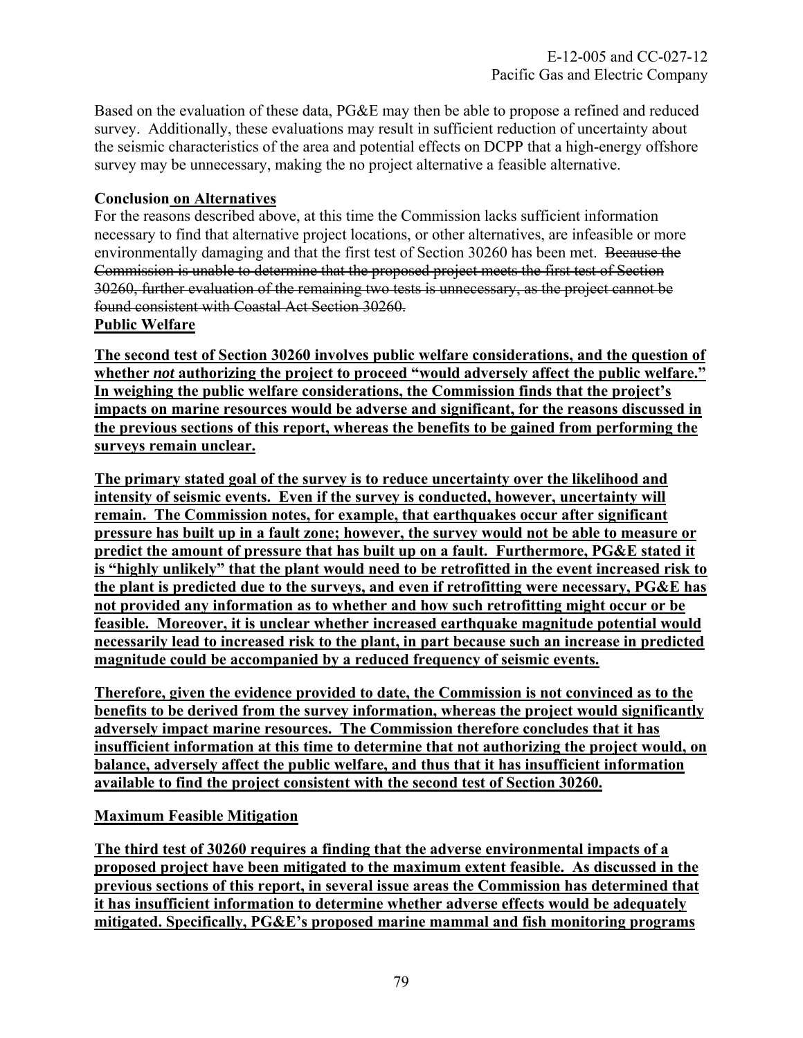Based on the evaluation of these data, PG&E may then be able to propose a refined and reduced survey. Additionally, these evaluations may result in sufficient reduction of uncertainty about the seismic characteristics of the area and potential effects on DCPP that a high-energy offshore survey may be unnecessary, making the no project alternative a feasible alternative.

**Conclusion <u>on Alternatives</u>**

For the reasons described above, at this time the Commission lacks sufficient information necessary to find that alternative project locations, or other alternatives, are infeasible or more environmentally damaging and that the first test of Section 30260 has been met. ~~Because the Commission is unable to determine that the proposed project meets the first test of Section 30260, further evaluation of the remaining two tests is unnecessary, as the project cannot be found consistent with Coastal Act Section 30260.~~

**<u>Public Welfare</u>**

**<u>The second test of Section 30260 involves public welfare considerations, and the question of whether *not* authorizing the project to proceed "would adversely affect the public welfare." In weighing the public welfare considerations, the Commission finds that the project's impacts on marine resources would be adverse and significant, for the reasons discussed in the previous sections of this report, whereas the benefits to be gained from performing the surveys remain unclear.</u>**

**<u>The primary stated goal of the survey is to reduce uncertainty over the likelihood and intensity of seismic events. Even if the survey is conducted, however, uncertainty will remain. The Commission notes, for example, that earthquakes occur after significant pressure has built up in a fault zone; however, the survey would not be able to measure or predict the amount of pressure that has built up on a fault. Furthermore, PG&E stated it is "highly unlikely" that the plant would need to be retrofitted in the event increased risk to the plant is predicted due to the surveys, and even if retrofitting were necessary, PG&E has not provided any information as to whether and how such retrofitting might occur or be feasible. Moreover, it is unclear whether increased earthquake magnitude potential would necessarily lead to increased risk to the plant, in part because such an increase in predicted magnitude could be accompanied by a reduced frequency of seismic events.</u>**

**<u>Therefore, given the evidence provided to date, the Commission is not convinced as to the benefits to be derived from the survey information, whereas the project would significantly adversely impact marine resources. The Commission therefore concludes that it has insufficient information at this time to determine that not authorizing the project would, on balance, adversely affect the public welfare, and thus that it has insufficient information available to find the project consistent with the second test of Section 30260.</u>**

**<u>Maximum Feasible Mitigation</u>**

**<u>The third test of 30260 requires a finding that the adverse environmental impacts of a proposed project have been mitigated to the maximum extent feasible. As discussed in the previous sections of this report, in several issue areas the Commission has determined that it has insufficient information to determine whether adverse effects would be adequately mitigated. Specifically, PG&E's proposed marine mammal and fish monitoring programs</u>**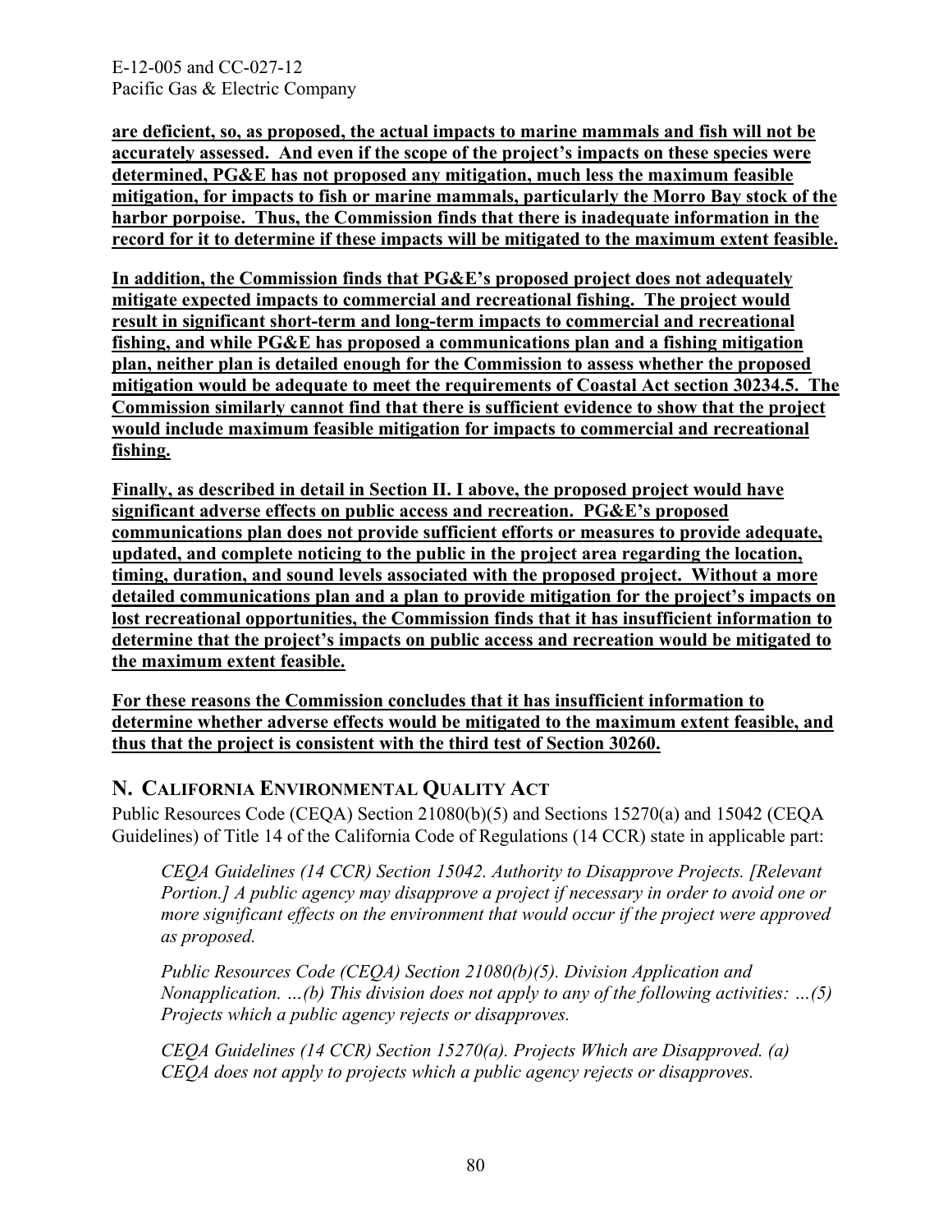**are deficient, so, as proposed, the actual impacts to marine mammals and fish will not be accurately assessed. And even if the scope of the project's impacts on these species were determined, PG&E has not proposed any mitigation, much less the maximum feasible mitigation, for impacts to fish or marine mammals, particularly the Morro Bay stock of the harbor porpoise. Thus, the Commission finds that there is inadequate information in the record for it to determine if these impacts will be mitigated to the maximum extent feasible.**

**In addition, the Commission finds that PG&E's proposed project does not adequately mitigate expected impacts to commercial and recreational fishing. The project would result in significant short-term and long-term impacts to commercial and recreational fishing, and while PG&E has proposed a communications plan and a fishing mitigation plan, neither plan is detailed enough for the Commission to assess whether the proposed mitigation would be adequate to meet the requirements of Coastal Act section 30234.5. The Commission similarly cannot find that there is sufficient evidence to show that the project would include maximum feasible mitigation for impacts to commercial and recreational fishing.**

**Finally, as described in detail in Section II. I above, the proposed project would have significant adverse effects on public access and recreation. PG&E's proposed communications plan does not provide sufficient efforts or measures to provide adequate, updated, and complete noticing to the public in the project area regarding the location, timing, duration, and sound levels associated with the proposed project. Without a more detailed communications plan and a plan to provide mitigation for the project's impacts on lost recreational opportunities, the Commission finds that it has insufficient information to determine that the project's impacts on public access and recreation would be mitigated to the maximum extent feasible.**

**For these reasons the Commission concludes that it has insufficient information to determine whether adverse effects would be mitigated to the maximum extent feasible, and thus that the project is consistent with the third test of Section 30260.**

## N. CALIFORNIA ENVIRONMENTAL QUALITY ACT

Public Resources Code (CEQA) Section 21080(b)(5) and Sections 15270(a) and 15042 (CEQA Guidelines) of Title 14 of the California Code of Regulations (14 CCR) state in applicable part:

> *CEQA Guidelines (14 CCR) Section 15042. Authority to Disapprove Projects. [Relevant Portion.] A public agency may disapprove a project if necessary in order to avoid one or more significant effects on the environment that would occur if the project were approved as proposed.*
>
> *Public Resources Code (CEQA) Section 21080(b)(5). Division Application and Nonapplication. …(b) This division does not apply to any of the following activities: …(5) Projects which a public agency rejects or disapproves.*
>
> *CEQA Guidelines (14 CCR) Section 15270(a). Projects Which are Disapproved. (a) CEQA does not apply to projects which a public agency rejects or disapproves.*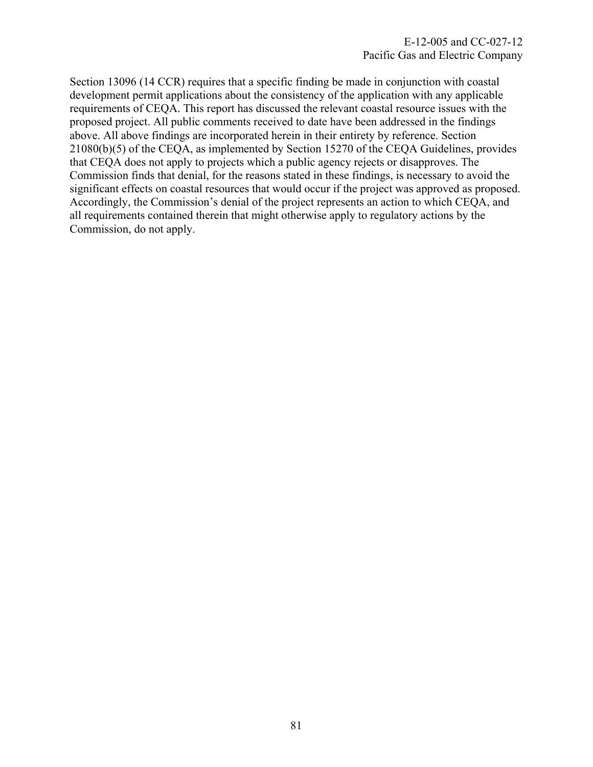Section 13096 (14 CCR) requires that a specific finding be made in conjunction with coastal development permit applications about the consistency of the application with any applicable requirements of CEQA. This report has discussed the relevant coastal resource issues with the proposed project. All public comments received to date have been addressed in the findings above. All above findings are incorporated herein in their entirety by reference. Section 21080(b)(5) of the CEQA, as implemented by Section 15270 of the CEQA Guidelines, provides that CEQA does not apply to projects which a public agency rejects or disapproves. The Commission finds that denial, for the reasons stated in these findings, is necessary to avoid the significant effects on coastal resources that would occur if the project was approved as proposed. Accordingly, the Commission's denial of the project represents an action to which CEQA, and all requirements contained therein that might otherwise apply to regulatory actions by the Commission, do not apply.